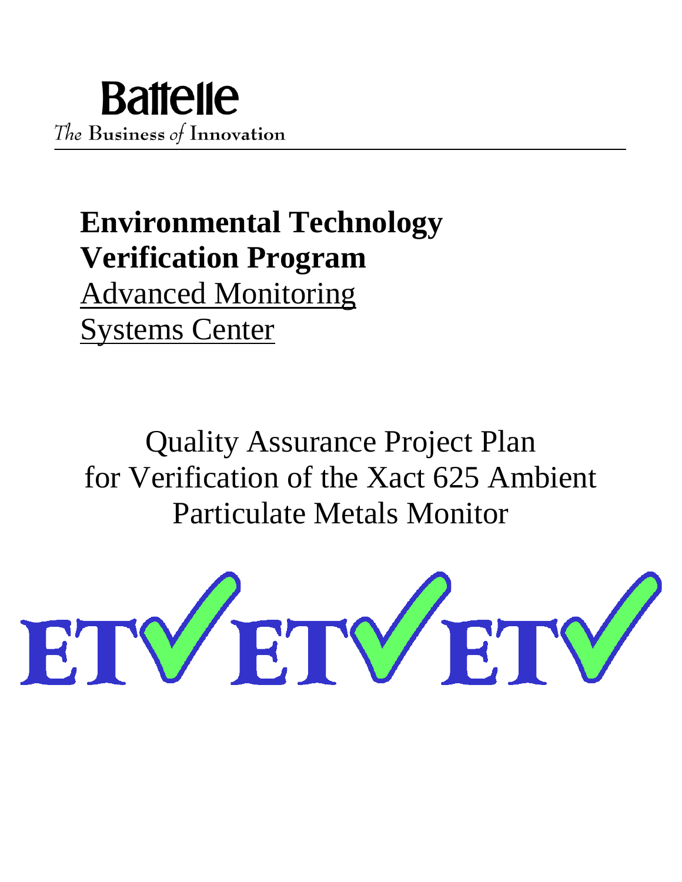Battelle

*The* Business *of* Innovation

# Environmental Technology Verification Program

Advanced Monitoring Systems Center

## Quality Assurance Project Plan for Verification of the Xact 625 Ambient Particulate Metals Monitor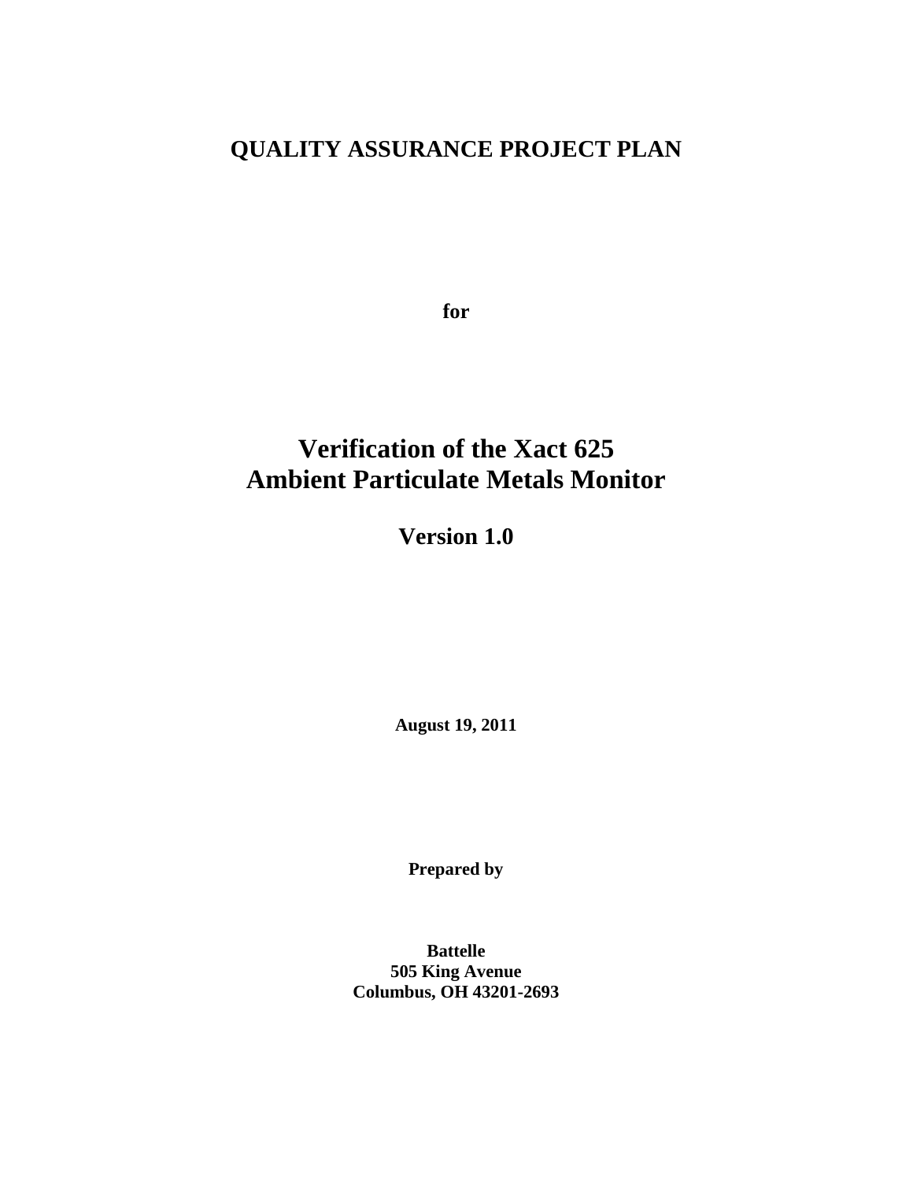# QUALITY ASSURANCE PROJECT PLAN

**for**

# Verification of the Xact 625 Ambient Particulate Metals Monitor

## Version 1.0

**August 19, 2011**

**Prepared by**

**Battelle**
**505 King Avenue**
**Columbus, OH 43201-2693**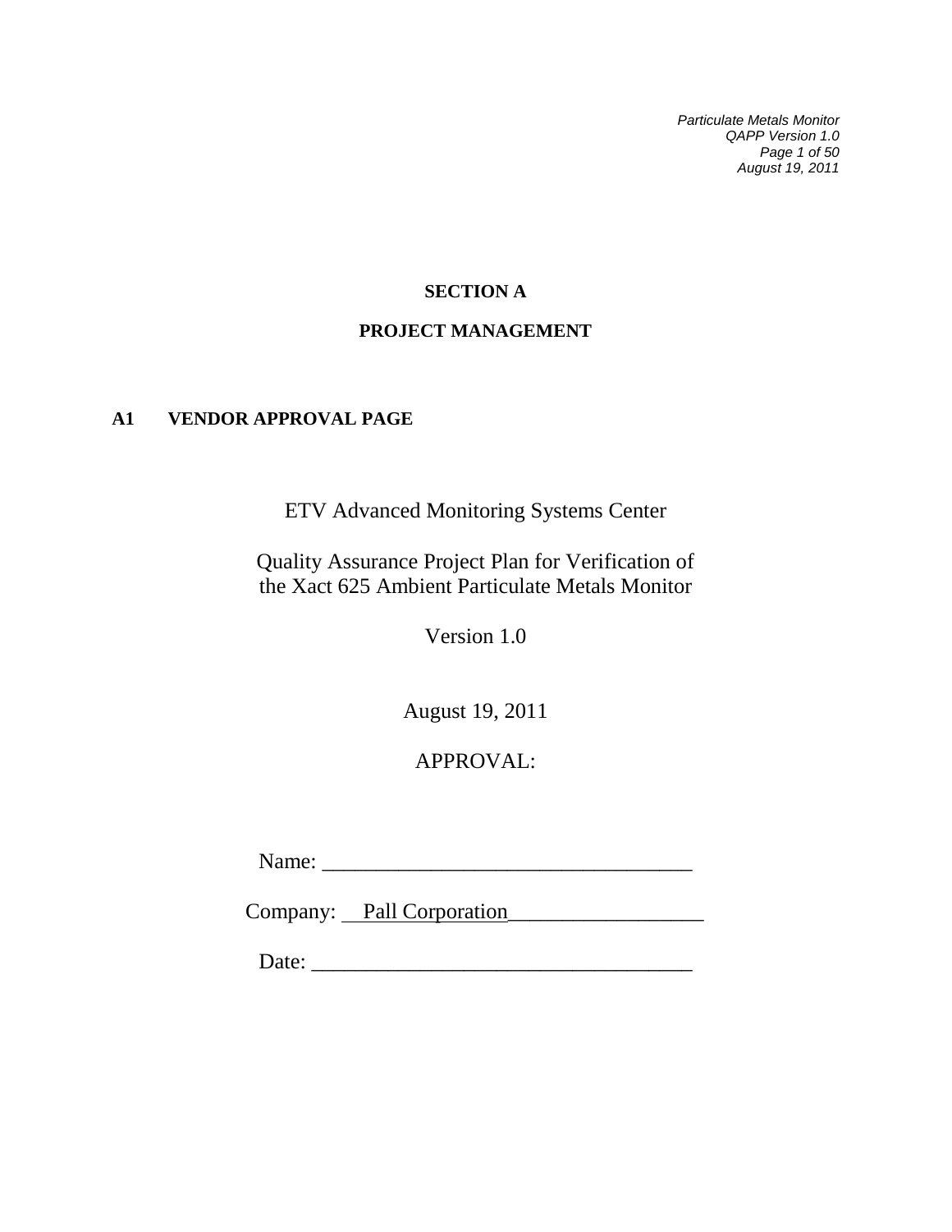# SECTION A

# PROJECT MANAGEMENT

## A1 VENDOR APPROVAL PAGE

ETV Advanced Monitoring Systems Center

Quality Assurance Project Plan for Verification of the Xact 625 Ambient Particulate Metals Monitor

Version 1.0

August 19, 2011

APPROVAL:

Name: ___________________________________

Company: Pall Corporation__________________

Date: ____________________________________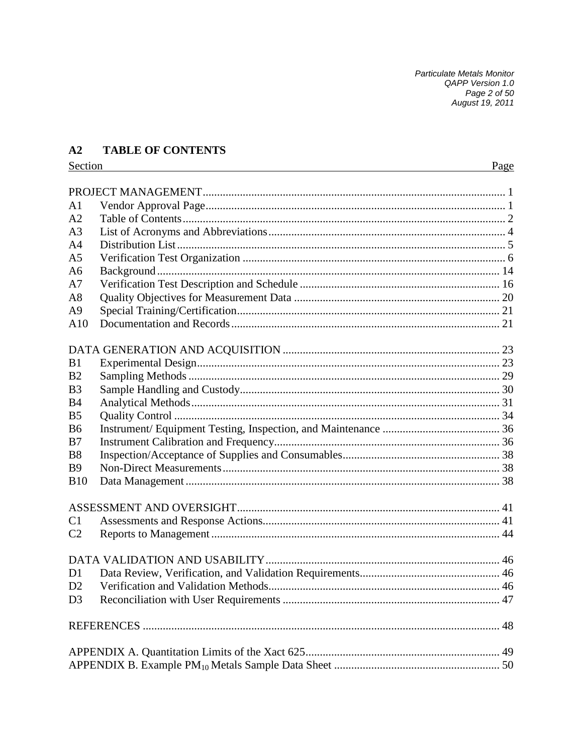## A2 TABLE OF CONTENTS

| Section | | Page |
|---|---|---|
| PROJECT MANAGEMENT | | 1 |
| A1 | Vendor Approval Page | 1 |
| A2 | Table of Contents | 2 |
| A3 | List of Acronyms and Abbreviations | 4 |
| A4 | Distribution List | 5 |
| A5 | Verification Test Organization | 6 |
| A6 | Background | 14 |
| A7 | Verification Test Description and Schedule | 16 |
| A8 | Quality Objectives for Measurement Data | 20 |
| A9 | Special Training/Certification | 21 |
| A10 | Documentation and Records | 21 |
| DATA GENERATION AND ACQUISITION | | 23 |
| B1 | Experimental Design | 23 |
| B2 | Sampling Methods | 29 |
| B3 | Sample Handling and Custody | 30 |
| B4 | Analytical Methods | 31 |
| B5 | Quality Control | 34 |
| B6 | Instrument/ Equipment Testing, Inspection, and Maintenance | 36 |
| B7 | Instrument Calibration and Frequency | 36 |
| B8 | Inspection/Acceptance of Supplies and Consumables | 38 |
| B9 | Non-Direct Measurements | 38 |
| B10 | Data Management | 38 |
| ASSESSMENT AND OVERSIGHT | | 41 |
| C1 | Assessments and Response Actions | 41 |
| C2 | Reports to Management | 44 |
| DATA VALIDATION AND USABILITY | | 46 |
| D1 | Data Review, Verification, and Validation Requirements | 46 |
| D2 | Verification and Validation Methods | 46 |
| D3 | Reconciliation with User Requirements | 47 |
| REFERENCES | | 48 |
| APPENDIX A. Quantitation Limits of the Xact 625 | | 49 |
| APPENDIX B. Example $PM_{10}$ Metals Sample Data Sheet | | 50 |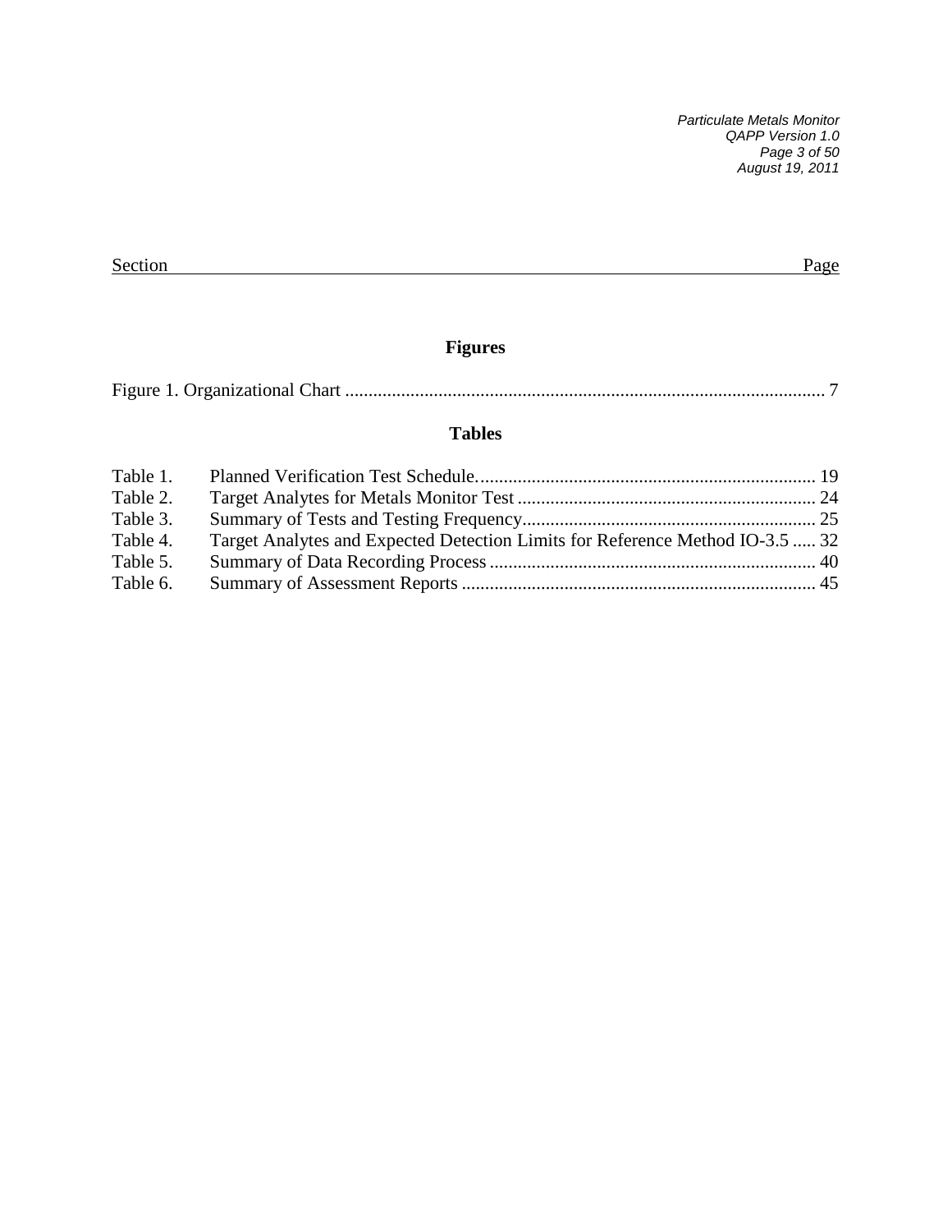Section Page

## Figures

Figure 1. Organizational Chart ........................................................................................................ 7

## Tables

Table 1. Planned Verification Test Schedule......................................................................... 19
Table 2. Target Analytes for Metals Monitor Test ................................................................ 24
Table 3. Summary of Tests and Testing Frequency............................................................... 25
Table 4. Target Analytes and Expected Detection Limits for Reference Method IO-3.5 ..... 32
Table 5. Summary of Data Recording Process ...................................................................... 40
Table 6. Summary of Assessment Reports ............................................................................ 45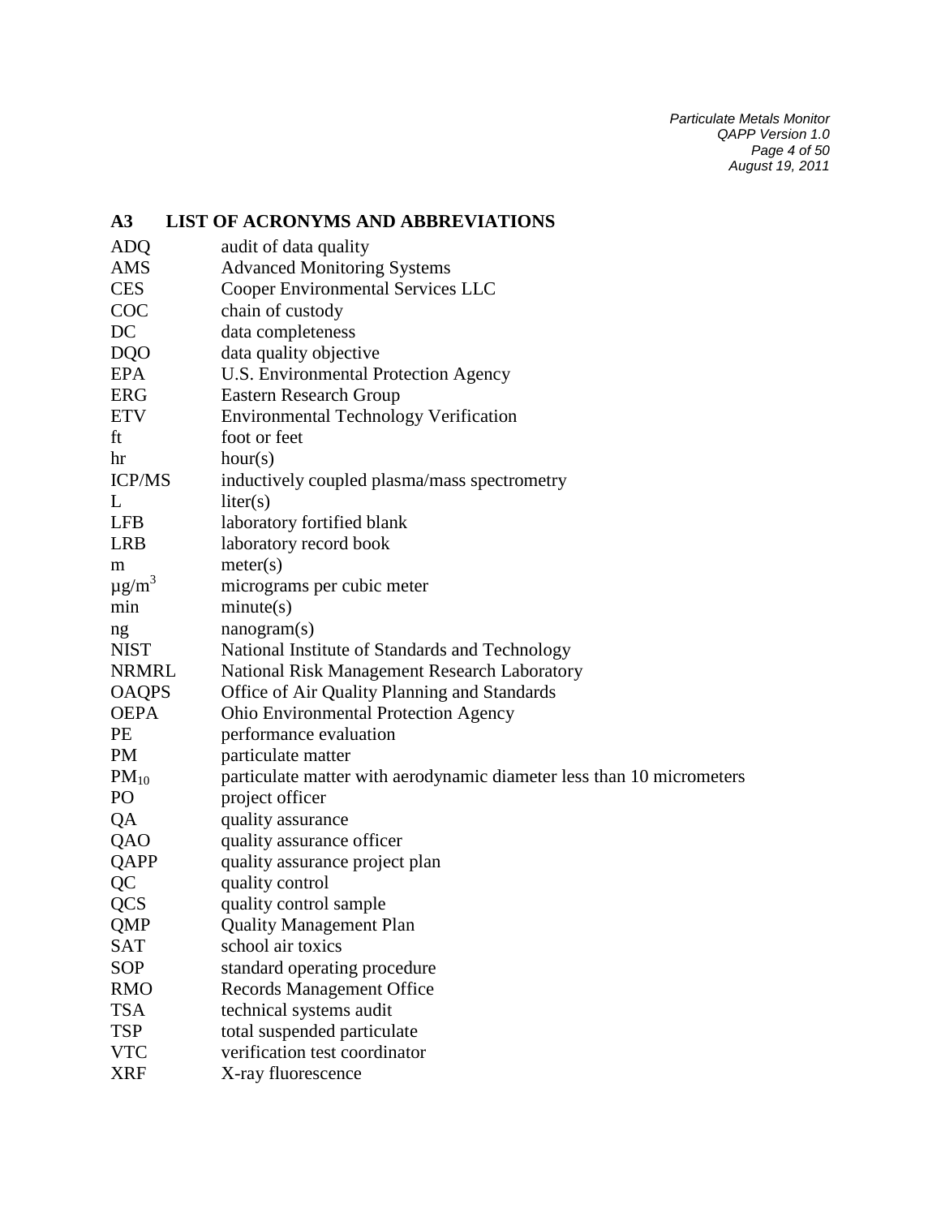## A3 LIST OF ACRONYMS AND ABBREVIATIONS

| | |
|---|---|
| ADQ | audit of data quality |
| AMS | Advanced Monitoring Systems |
| CES | Cooper Environmental Services LLC |
| COC | chain of custody |
| DC | data completeness |
| DQO | data quality objective |
| EPA | U.S. Environmental Protection Agency |
| ERG | Eastern Research Group |
| ETV | Environmental Technology Verification |
| ft | foot or feet |
| hr | hour(s) |
| ICP/MS | inductively coupled plasma/mass spectrometry |
| L | liter(s) |
| LFB | laboratory fortified blank |
| LRB | laboratory record book |
| m | meter(s) |
| $\mu g/m^3$ | micrograms per cubic meter |
| min | minute(s) |
| ng | nanogram(s) |
| NIST | National Institute of Standards and Technology |
| NRMRL | National Risk Management Research Laboratory |
| OAQPS | Office of Air Quality Planning and Standards |
| OEPA | Ohio Environmental Protection Agency |
| PE | performance evaluation |
| PM | particulate matter |
| $PM_{10}$ | particulate matter with aerodynamic diameter less than 10 micrometers |
| PO | project officer |
| QA | quality assurance |
| QAO | quality assurance officer |
| QAPP | quality assurance project plan |
| QC | quality control |
| QCS | quality control sample |
| QMP | Quality Management Plan |
| SAT | school air toxics |
| SOP | standard operating procedure |
| RMO | Records Management Office |
| TSA | technical systems audit |
| TSP | total suspended particulate |
| VTC | verification test coordinator |
| XRF | X-ray fluorescence |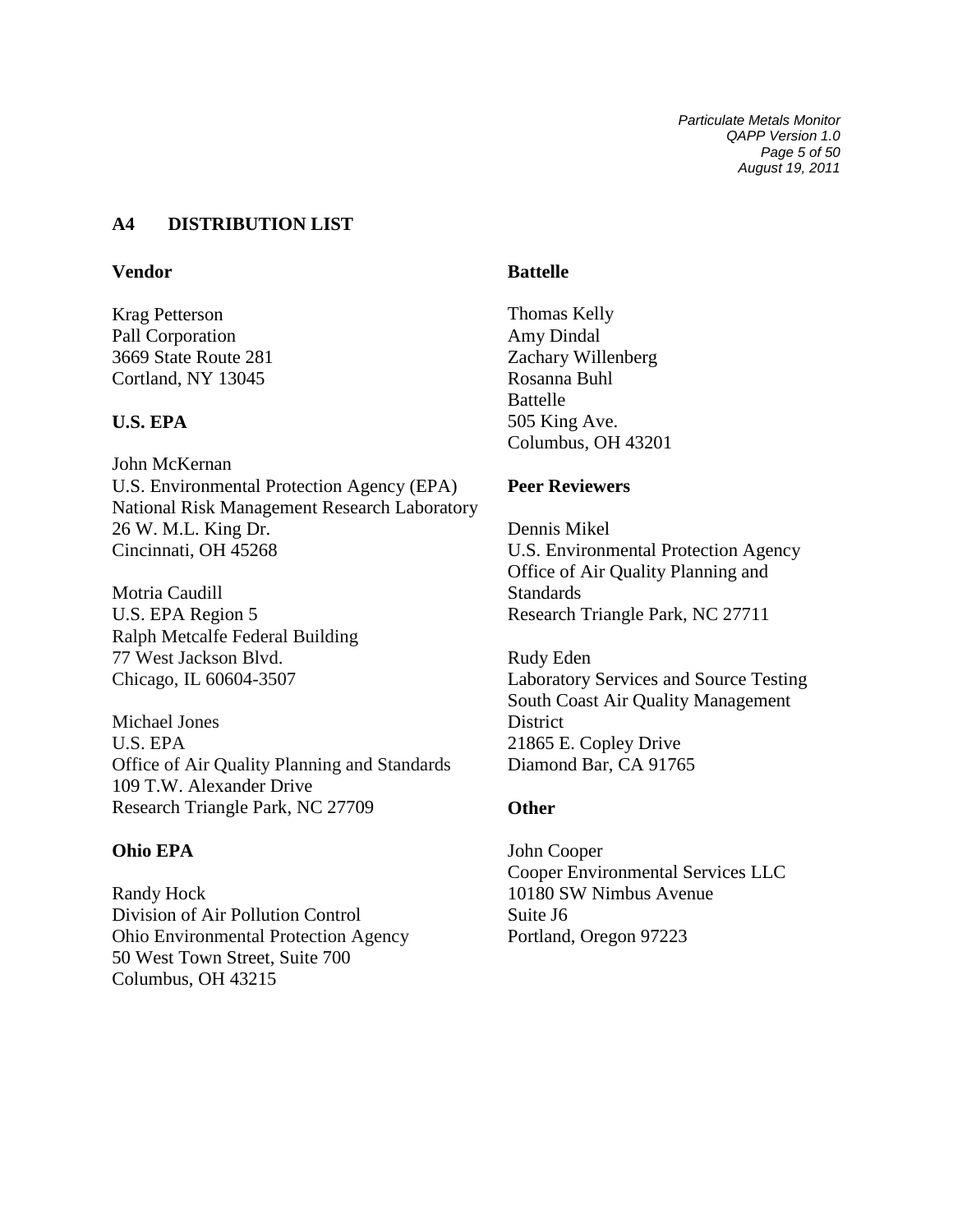## A4 DISTRIBUTION LIST

### Vendor

Krag Petterson
Pall Corporation
3669 State Route 281
Cortland, NY 13045

### U.S. EPA

John McKernan
U.S. Environmental Protection Agency (EPA)
National Risk Management Research Laboratory
26 W. M.L. King Dr.
Cincinnati, OH 45268

Motria Caudill
U.S. EPA Region 5
Ralph Metcalfe Federal Building
77 West Jackson Blvd.
Chicago, IL 60604-3507

Michael Jones
U.S. EPA
Office of Air Quality Planning and Standards
109 T.W. Alexander Drive
Research Triangle Park, NC 27709

### Ohio EPA

Randy Hock
Division of Air Pollution Control
Ohio Environmental Protection Agency
50 West Town Street, Suite 700
Columbus, OH 43215

### Battelle

Thomas Kelly
Amy Dindal
Zachary Willenberg
Rosanna Buhl
Battelle
505 King Ave.
Columbus, OH 43201

### Peer Reviewers

Dennis Mikel
U.S. Environmental Protection Agency
Office of Air Quality Planning and Standards
Research Triangle Park, NC 27711

Rudy Eden
Laboratory Services and Source Testing
South Coast Air Quality Management District
21865 E. Copley Drive
Diamond Bar, CA 91765

### Other

John Cooper
Cooper Environmental Services LLC
10180 SW Nimbus Avenue
Suite J6
Portland, Oregon 97223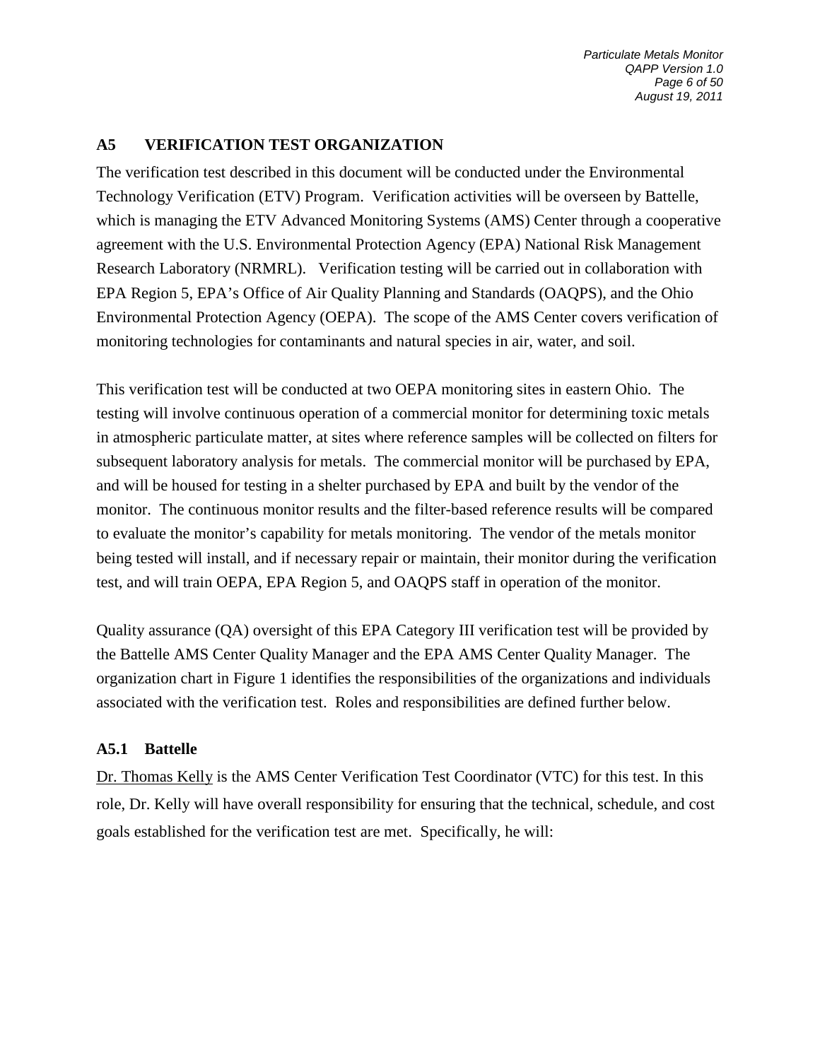## A5 VERIFICATION TEST ORGANIZATION

The verification test described in this document will be conducted under the Environmental Technology Verification (ETV) Program. Verification activities will be overseen by Battelle, which is managing the ETV Advanced Monitoring Systems (AMS) Center through a cooperative agreement with the U.S. Environmental Protection Agency (EPA) National Risk Management Research Laboratory (NRMRL). Verification testing will be carried out in collaboration with EPA Region 5, EPA's Office of Air Quality Planning and Standards (OAQPS), and the Ohio Environmental Protection Agency (OEPA). The scope of the AMS Center covers verification of monitoring technologies for contaminants and natural species in air, water, and soil.

This verification test will be conducted at two OEPA monitoring sites in eastern Ohio. The testing will involve continuous operation of a commercial monitor for determining toxic metals in atmospheric particulate matter, at sites where reference samples will be collected on filters for subsequent laboratory analysis for metals. The commercial monitor will be purchased by EPA, and will be housed for testing in a shelter purchased by EPA and built by the vendor of the monitor. The continuous monitor results and the filter-based reference results will be compared to evaluate the monitor's capability for metals monitoring. The vendor of the metals monitor being tested will install, and if necessary repair or maintain, their monitor during the verification test, and will train OEPA, EPA Region 5, and OAQPS staff in operation of the monitor.

Quality assurance (QA) oversight of this EPA Category III verification test will be provided by the Battelle AMS Center Quality Manager and the EPA AMS Center Quality Manager. The organization chart in Figure 1 identifies the responsibilities of the organizations and individuals associated with the verification test. Roles and responsibilities are defined further below.

### A5.1 Battelle

Dr. Thomas Kelly is the AMS Center Verification Test Coordinator (VTC) for this test. In this role, Dr. Kelly will have overall responsibility for ensuring that the technical, schedule, and cost goals established for the verification test are met. Specifically, he will: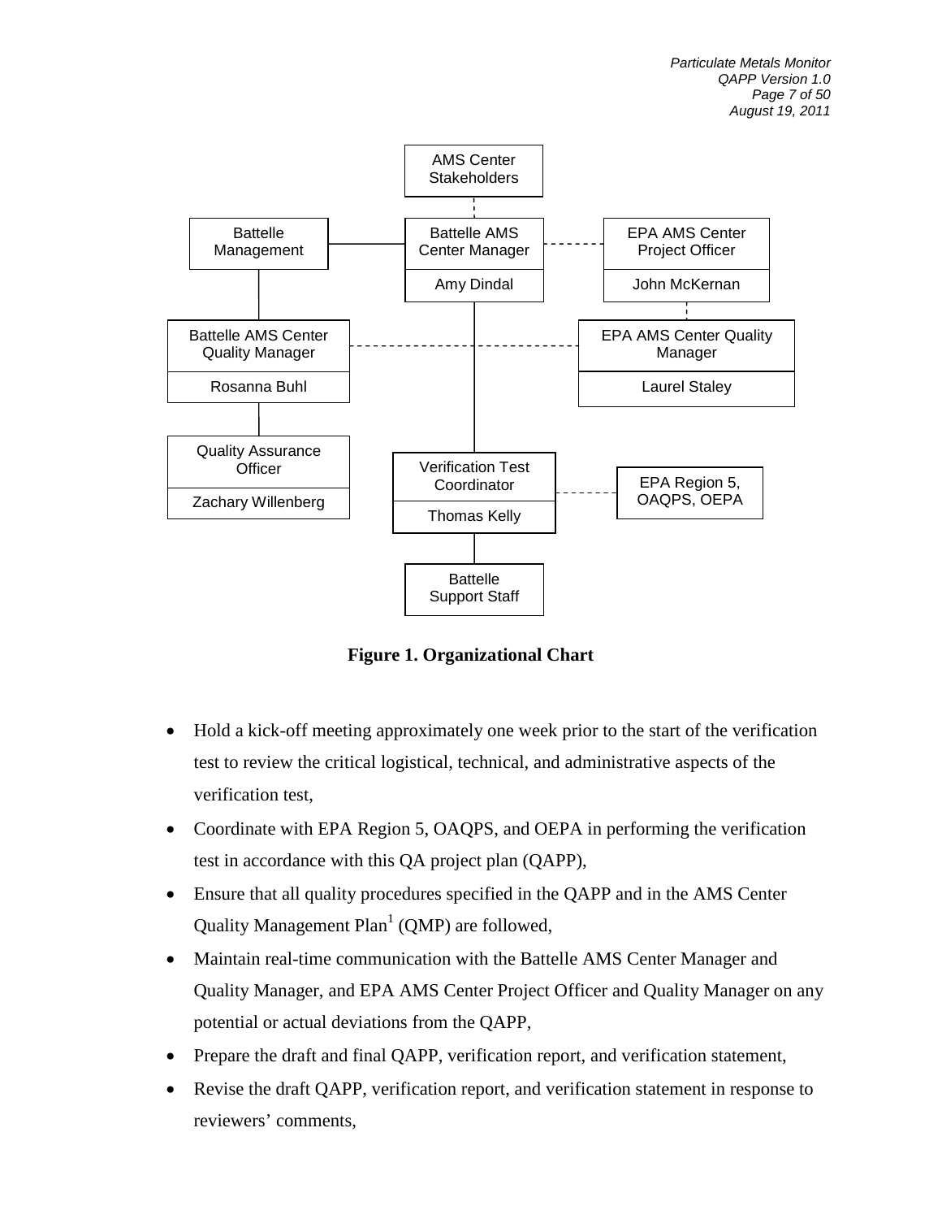AMS Center Stakeholders

Battelle Management

Battelle AMS Center Manager — Amy Dindal

EPA AMS Center Project Officer — John McKernan

Battelle AMS Center Quality Manager — Rosanna Buhl

EPA AMS Center Quality Manager — Laurel Staley

Quality Assurance Officer — Zachary Willenberg

Verification Test Coordinator — Thomas Kelly

EPA Region 5, OAQPS, OEPA

Battelle Support Staff

**Figure 1. Organizational Chart**

- Hold a kick-off meeting approximately one week prior to the start of the verification test to review the critical logistical, technical, and administrative aspects of the verification test,
- Coordinate with EPA Region 5, OAQPS, and OEPA in performing the verification test in accordance with this QA project plan (QAPP),
- Ensure that all quality procedures specified in the QAPP and in the AMS Center Quality Management Plan[1] (QMP) are followed,
- Maintain real-time communication with the Battelle AMS Center Manager and Quality Manager, and EPA AMS Center Project Officer and Quality Manager on any potential or actual deviations from the QAPP,
- Prepare the draft and final QAPP, verification report, and verification statement,
- Revise the draft QAPP, verification report, and verification statement in response to reviewers' comments,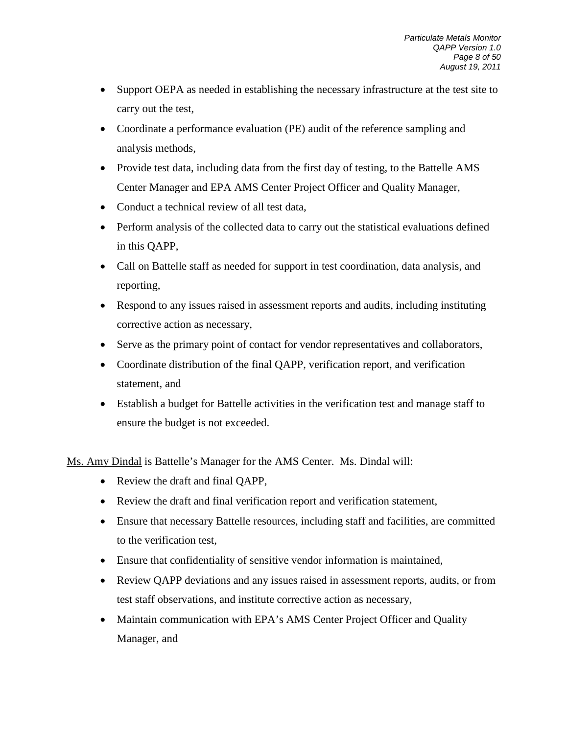- Support OEPA as needed in establishing the necessary infrastructure at the test site to carry out the test,
- Coordinate a performance evaluation (PE) audit of the reference sampling and analysis methods,
- Provide test data, including data from the first day of testing, to the Battelle AMS Center Manager and EPA AMS Center Project Officer and Quality Manager,
- Conduct a technical review of all test data,
- Perform analysis of the collected data to carry out the statistical evaluations defined in this QAPP,
- Call on Battelle staff as needed for support in test coordination, data analysis, and reporting,
- Respond to any issues raised in assessment reports and audits, including instituting corrective action as necessary,
- Serve as the primary point of contact for vendor representatives and collaborators,
- Coordinate distribution of the final QAPP, verification report, and verification statement, and
- Establish a budget for Battelle activities in the verification test and manage staff to ensure the budget is not exceeded.

Ms. Amy Dindal is Battelle's Manager for the AMS Center. Ms. Dindal will:

- Review the draft and final QAPP,
- Review the draft and final verification report and verification statement,
- Ensure that necessary Battelle resources, including staff and facilities, are committed to the verification test,
- Ensure that confidentiality of sensitive vendor information is maintained,
- Review QAPP deviations and any issues raised in assessment reports, audits, or from test staff observations, and institute corrective action as necessary,
- Maintain communication with EPA's AMS Center Project Officer and Quality Manager, and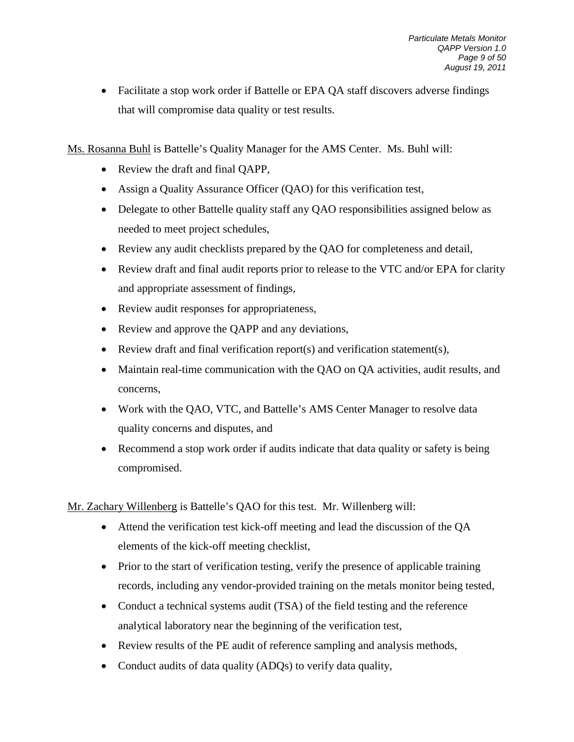- Facilitate a stop work order if Battelle or EPA QA staff discovers adverse findings that will compromise data quality or test results.

Ms. Rosanna Buhl is Battelle's Quality Manager for the AMS Center. Ms. Buhl will:

- Review the draft and final QAPP,
- Assign a Quality Assurance Officer (QAO) for this verification test,
- Delegate to other Battelle quality staff any QAO responsibilities assigned below as needed to meet project schedules,
- Review any audit checklists prepared by the QAO for completeness and detail,
- Review draft and final audit reports prior to release to the VTC and/or EPA for clarity and appropriate assessment of findings,
- Review audit responses for appropriateness,
- Review and approve the QAPP and any deviations,
- Review draft and final verification report(s) and verification statement(s),
- Maintain real-time communication with the QAO on QA activities, audit results, and concerns,
- Work with the QAO, VTC, and Battelle's AMS Center Manager to resolve data quality concerns and disputes, and
- Recommend a stop work order if audits indicate that data quality or safety is being compromised.

Mr. Zachary Willenberg is Battelle's QAO for this test. Mr. Willenberg will:

- Attend the verification test kick-off meeting and lead the discussion of the QA elements of the kick-off meeting checklist,
- Prior to the start of verification testing, verify the presence of applicable training records, including any vendor-provided training on the metals monitor being tested,
- Conduct a technical systems audit (TSA) of the field testing and the reference analytical laboratory near the beginning of the verification test,
- Review results of the PE audit of reference sampling and analysis methods,
- Conduct audits of data quality (ADQs) to verify data quality,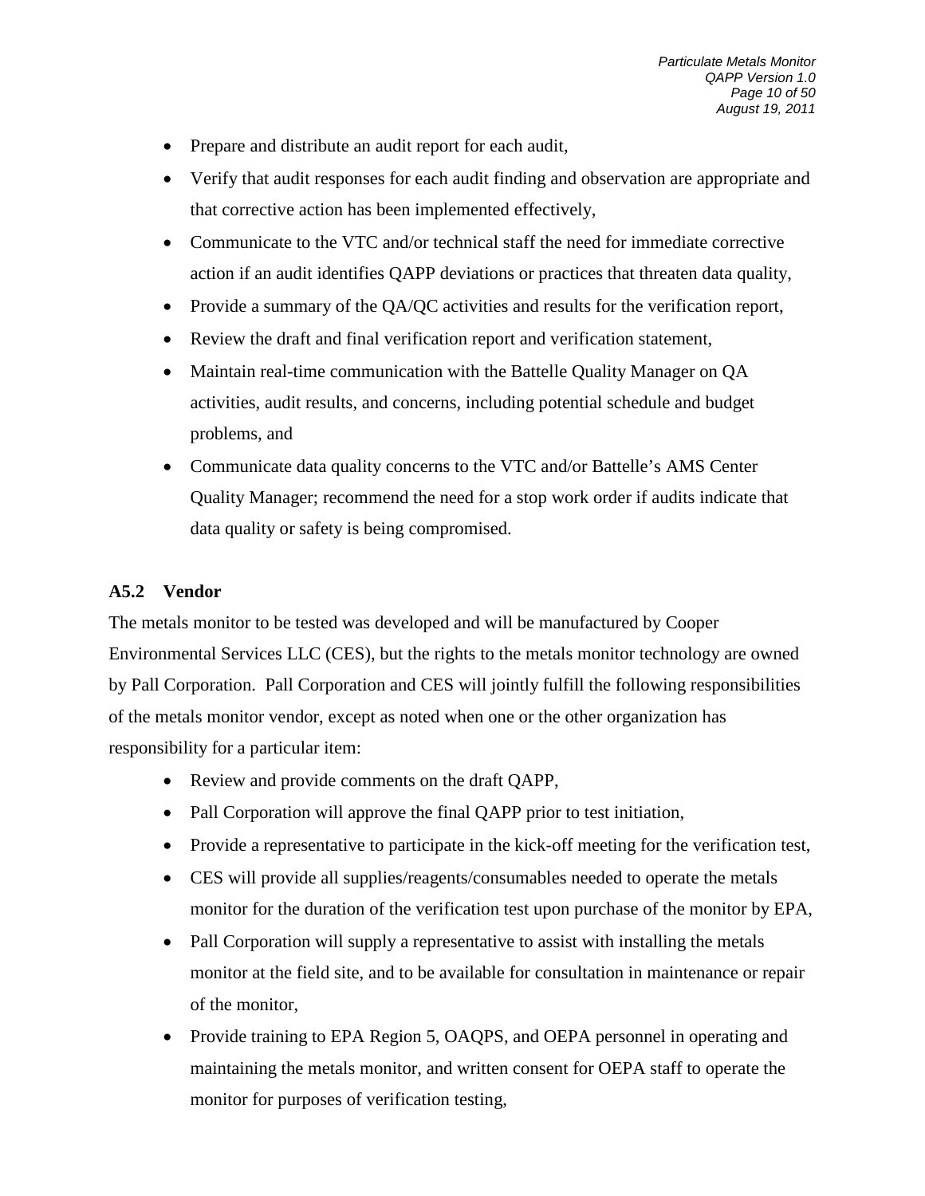- Prepare and distribute an audit report for each audit,
- Verify that audit responses for each audit finding and observation are appropriate and that corrective action has been implemented effectively,
- Communicate to the VTC and/or technical staff the need for immediate corrective action if an audit identifies QAPP deviations or practices that threaten data quality,
- Provide a summary of the QA/QC activities and results for the verification report,
- Review the draft and final verification report and verification statement,
- Maintain real-time communication with the Battelle Quality Manager on QA activities, audit results, and concerns, including potential schedule and budget problems, and
- Communicate data quality concerns to the VTC and/or Battelle's AMS Center Quality Manager; recommend the need for a stop work order if audits indicate that data quality or safety is being compromised.

### A5.2 Vendor

The metals monitor to be tested was developed and will be manufactured by Cooper Environmental Services LLC (CES), but the rights to the metals monitor technology are owned by Pall Corporation. Pall Corporation and CES will jointly fulfill the following responsibilities of the metals monitor vendor, except as noted when one or the other organization has responsibility for a particular item:

- Review and provide comments on the draft QAPP,
- Pall Corporation will approve the final QAPP prior to test initiation,
- Provide a representative to participate in the kick-off meeting for the verification test,
- CES will provide all supplies/reagents/consumables needed to operate the metals monitor for the duration of the verification test upon purchase of the monitor by EPA,
- Pall Corporation will supply a representative to assist with installing the metals monitor at the field site, and to be available for consultation in maintenance or repair of the monitor,
- Provide training to EPA Region 5, OAQPS, and OEPA personnel in operating and maintaining the metals monitor, and written consent for OEPA staff to operate the monitor for purposes of verification testing,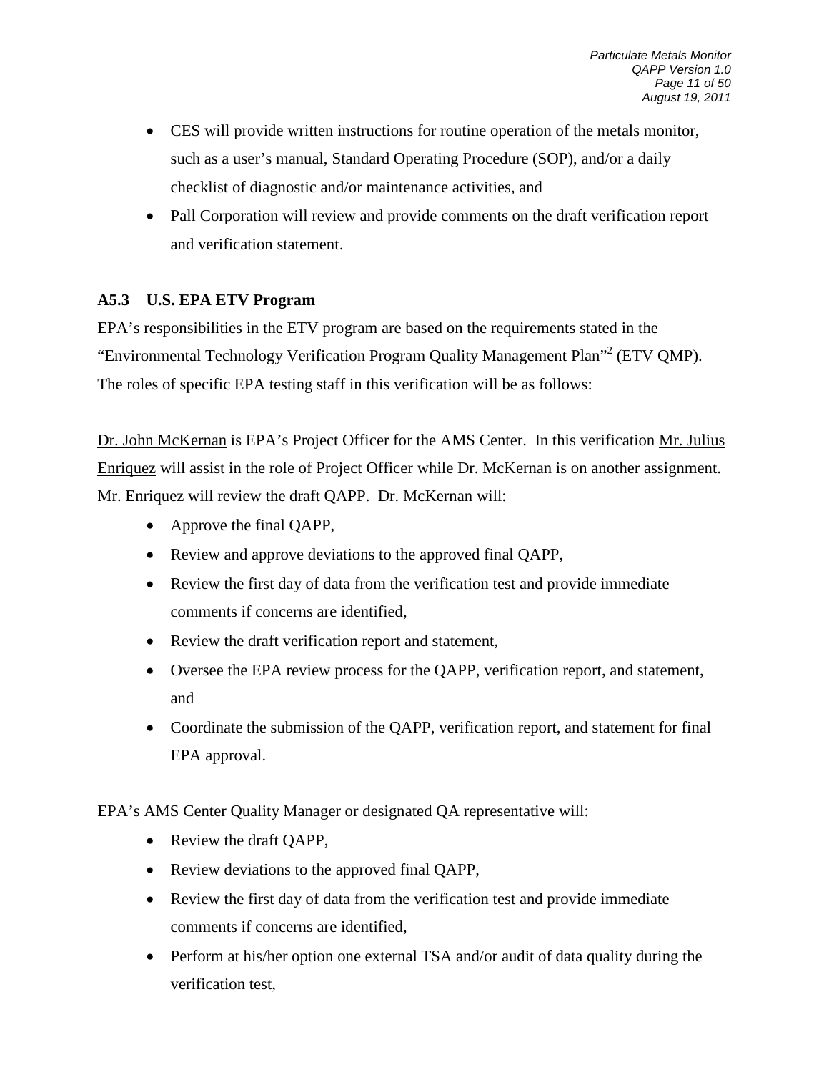- CES will provide written instructions for routine operation of the metals monitor, such as a user's manual, Standard Operating Procedure (SOP), and/or a daily checklist of diagnostic and/or maintenance activities, and
- Pall Corporation will review and provide comments on the draft verification report and verification statement.

### A5.3 U.S. EPA ETV Program

EPA's responsibilities in the ETV program are based on the requirements stated in the "Environmental Technology Verification Program Quality Management Plan"[2] (ETV QMP). The roles of specific EPA testing staff in this verification will be as follows:

Dr. John McKernan is EPA's Project Officer for the AMS Center. In this verification Mr. Julius Enriquez will assist in the role of Project Officer while Dr. McKernan is on another assignment. Mr. Enriquez will review the draft QAPP. Dr. McKernan will:

- Approve the final QAPP,
- Review and approve deviations to the approved final QAPP,
- Review the first day of data from the verification test and provide immediate comments if concerns are identified,
- Review the draft verification report and statement,
- Oversee the EPA review process for the QAPP, verification report, and statement, and
- Coordinate the submission of the QAPP, verification report, and statement for final EPA approval.

EPA's AMS Center Quality Manager or designated QA representative will:

- Review the draft QAPP,
- Review deviations to the approved final QAPP,
- Review the first day of data from the verification test and provide immediate comments if concerns are identified,
- Perform at his/her option one external TSA and/or audit of data quality during the verification test,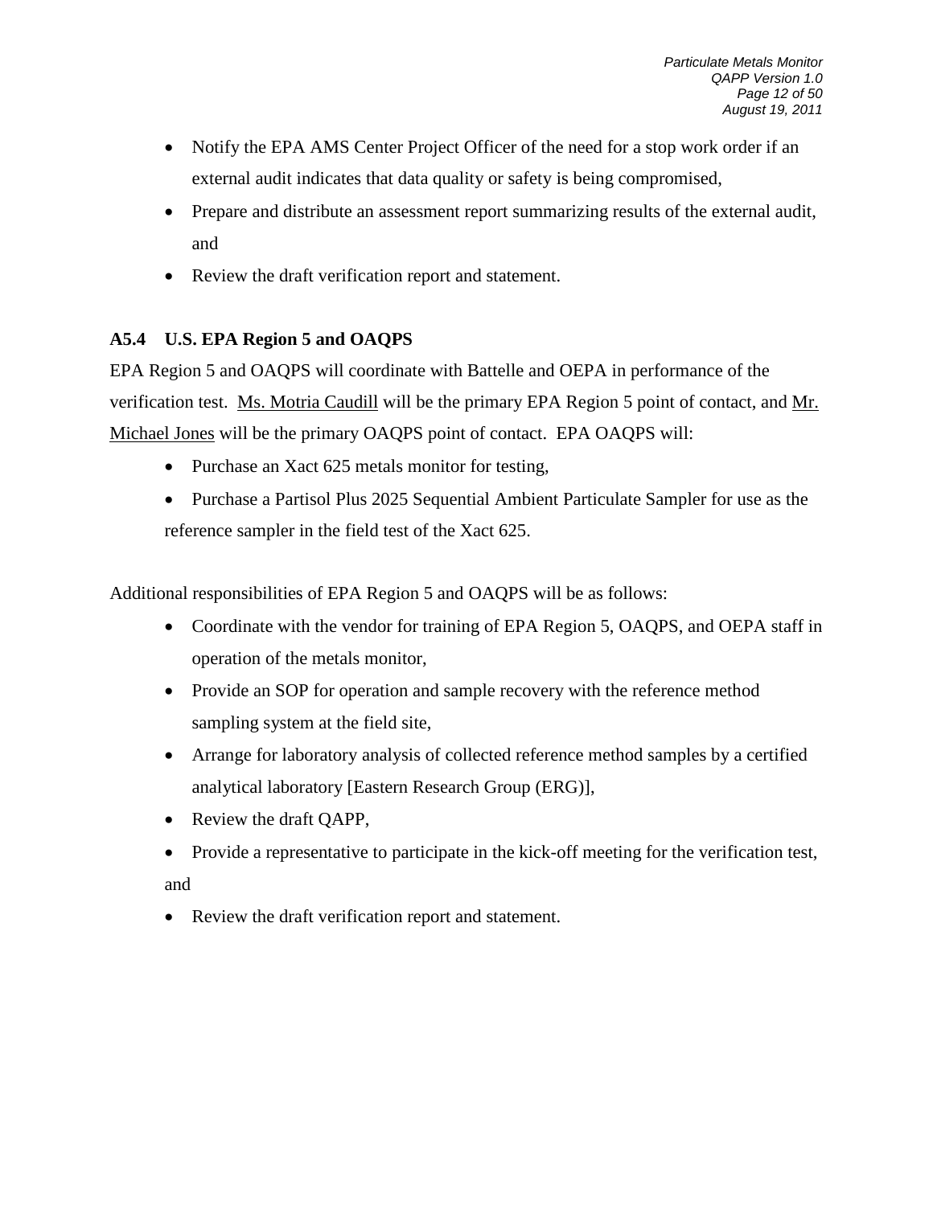- Notify the EPA AMS Center Project Officer of the need for a stop work order if an external audit indicates that data quality or safety is being compromised,
- Prepare and distribute an assessment report summarizing results of the external audit, and
- Review the draft verification report and statement.

### A5.4 U.S. EPA Region 5 and OAQPS

EPA Region 5 and OAQPS will coordinate with Battelle and OEPA in performance of the verification test. Ms. Motria Caudill will be the primary EPA Region 5 point of contact, and Mr. Michael Jones will be the primary OAQPS point of contact. EPA OAQPS will:

- Purchase an Xact 625 metals monitor for testing,
- Purchase a Partisol Plus 2025 Sequential Ambient Particulate Sampler for use as the reference sampler in the field test of the Xact 625.

Additional responsibilities of EPA Region 5 and OAQPS will be as follows:

- Coordinate with the vendor for training of EPA Region 5, OAQPS, and OEPA staff in operation of the metals monitor,
- Provide an SOP for operation and sample recovery with the reference method sampling system at the field site,
- Arrange for laboratory analysis of collected reference method samples by a certified analytical laboratory [Eastern Research Group (ERG)],
- Review the draft QAPP,
- Provide a representative to participate in the kick-off meeting for the verification test, and
- Review the draft verification report and statement.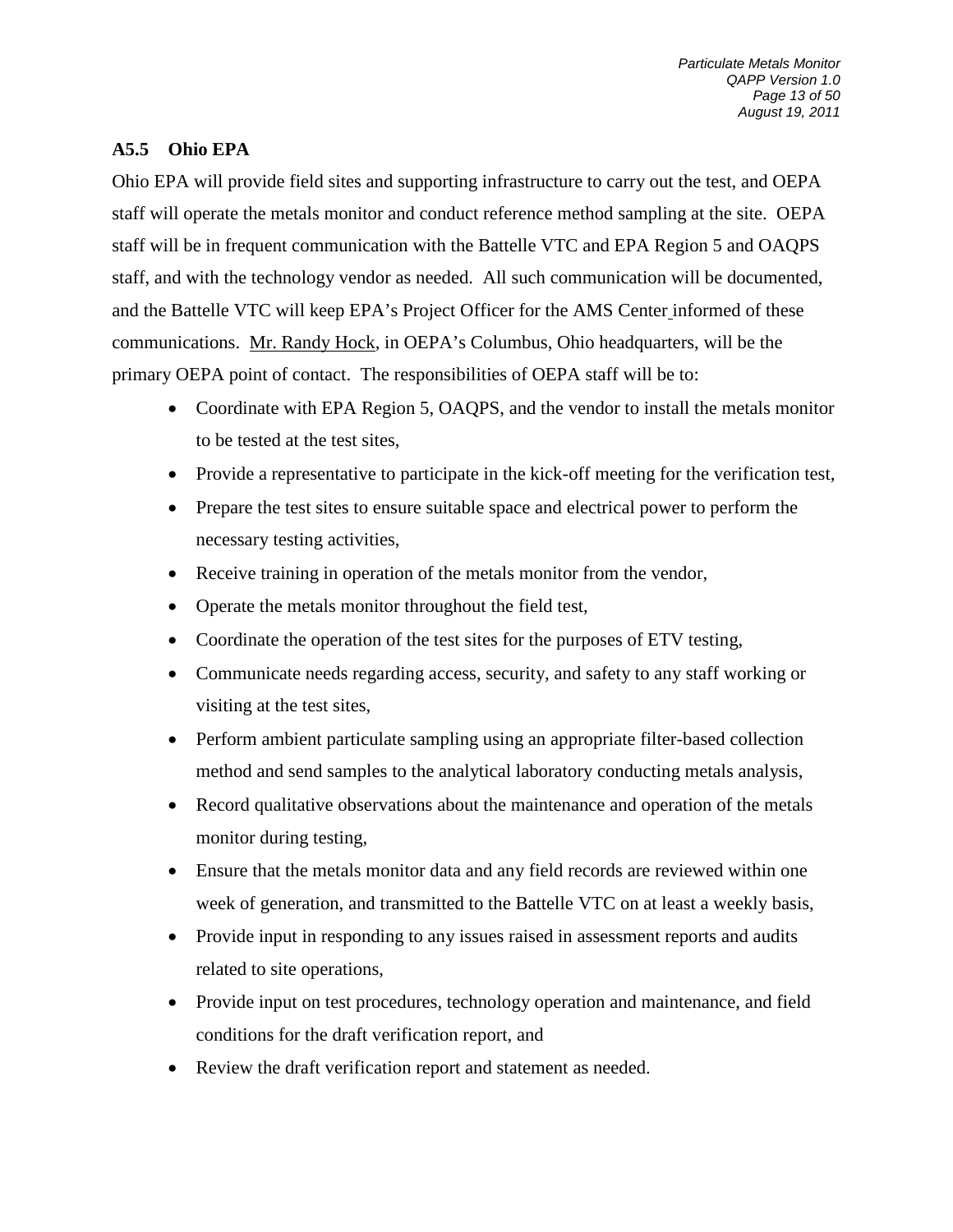### A5.5 Ohio EPA

Ohio EPA will provide field sites and supporting infrastructure to carry out the test, and OEPA staff will operate the metals monitor and conduct reference method sampling at the site. OEPA staff will be in frequent communication with the Battelle VTC and EPA Region 5 and OAQPS staff, and with the technology vendor as needed. All such communication will be documented, and the Battelle VTC will keep EPA's Project Officer for the AMS Center informed of these communications. Mr. Randy Hock, in OEPA's Columbus, Ohio headquarters, will be the primary OEPA point of contact. The responsibilities of OEPA staff will be to:

- Coordinate with EPA Region 5, OAQPS, and the vendor to install the metals monitor to be tested at the test sites,
- Provide a representative to participate in the kick-off meeting for the verification test,
- Prepare the test sites to ensure suitable space and electrical power to perform the necessary testing activities,
- Receive training in operation of the metals monitor from the vendor,
- Operate the metals monitor throughout the field test,
- Coordinate the operation of the test sites for the purposes of ETV testing,
- Communicate needs regarding access, security, and safety to any staff working or visiting at the test sites,
- Perform ambient particulate sampling using an appropriate filter-based collection method and send samples to the analytical laboratory conducting metals analysis,
- Record qualitative observations about the maintenance and operation of the metals monitor during testing,
- Ensure that the metals monitor data and any field records are reviewed within one week of generation, and transmitted to the Battelle VTC on at least a weekly basis,
- Provide input in responding to any issues raised in assessment reports and audits related to site operations,
- Provide input on test procedures, technology operation and maintenance, and field conditions for the draft verification report, and
- Review the draft verification report and statement as needed.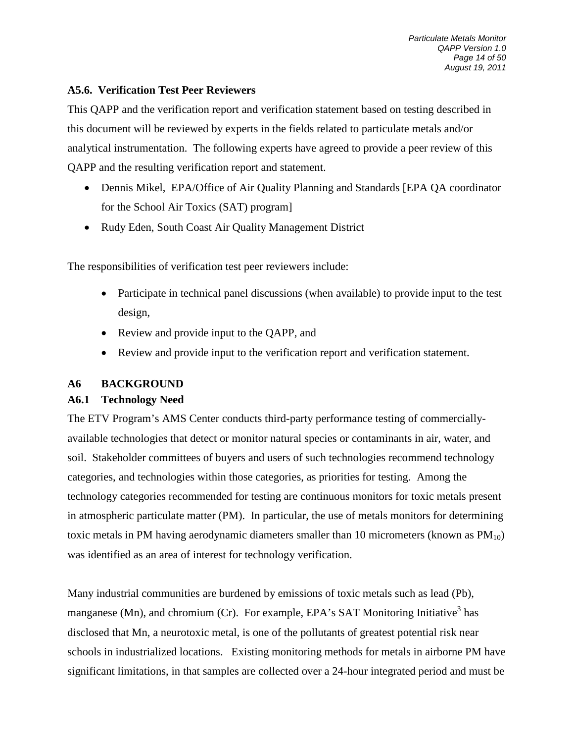### A5.6. Verification Test Peer Reviewers

This QAPP and the verification report and verification statement based on testing described in this document will be reviewed by experts in the fields related to particulate metals and/or analytical instrumentation. The following experts have agreed to provide a peer review of this QAPP and the resulting verification report and statement.

- Dennis Mikel, EPA/Office of Air Quality Planning and Standards [EPA QA coordinator for the School Air Toxics (SAT) program]
- Rudy Eden, South Coast Air Quality Management District

The responsibilities of verification test peer reviewers include:

- Participate in technical panel discussions (when available) to provide input to the test design,
- Review and provide input to the QAPP, and
- Review and provide input to the verification report and verification statement.

## A6 BACKGROUND

### A6.1 Technology Need

The ETV Program's AMS Center conducts third-party performance testing of commercially-available technologies that detect or monitor natural species or contaminants in air, water, and soil. Stakeholder committees of buyers and users of such technologies recommend technology categories, and technologies within those categories, as priorities for testing. Among the technology categories recommended for testing are continuous monitors for toxic metals present in atmospheric particulate matter (PM). In particular, the use of metals monitors for determining toxic metals in PM having aerodynamic diameters smaller than 10 micrometers (known as $PM_{10}$) was identified as an area of interest for technology verification.

Many industrial communities are burdened by emissions of toxic metals such as lead (Pb), manganese (Mn), and chromium (Cr). For example, EPA's SAT Monitoring Initiative[3] has disclosed that Mn, a neurotoxic metal, is one of the pollutants of greatest potential risk near schools in industrialized locations. Existing monitoring methods for metals in airborne PM have significant limitations, in that samples are collected over a 24-hour integrated period and must be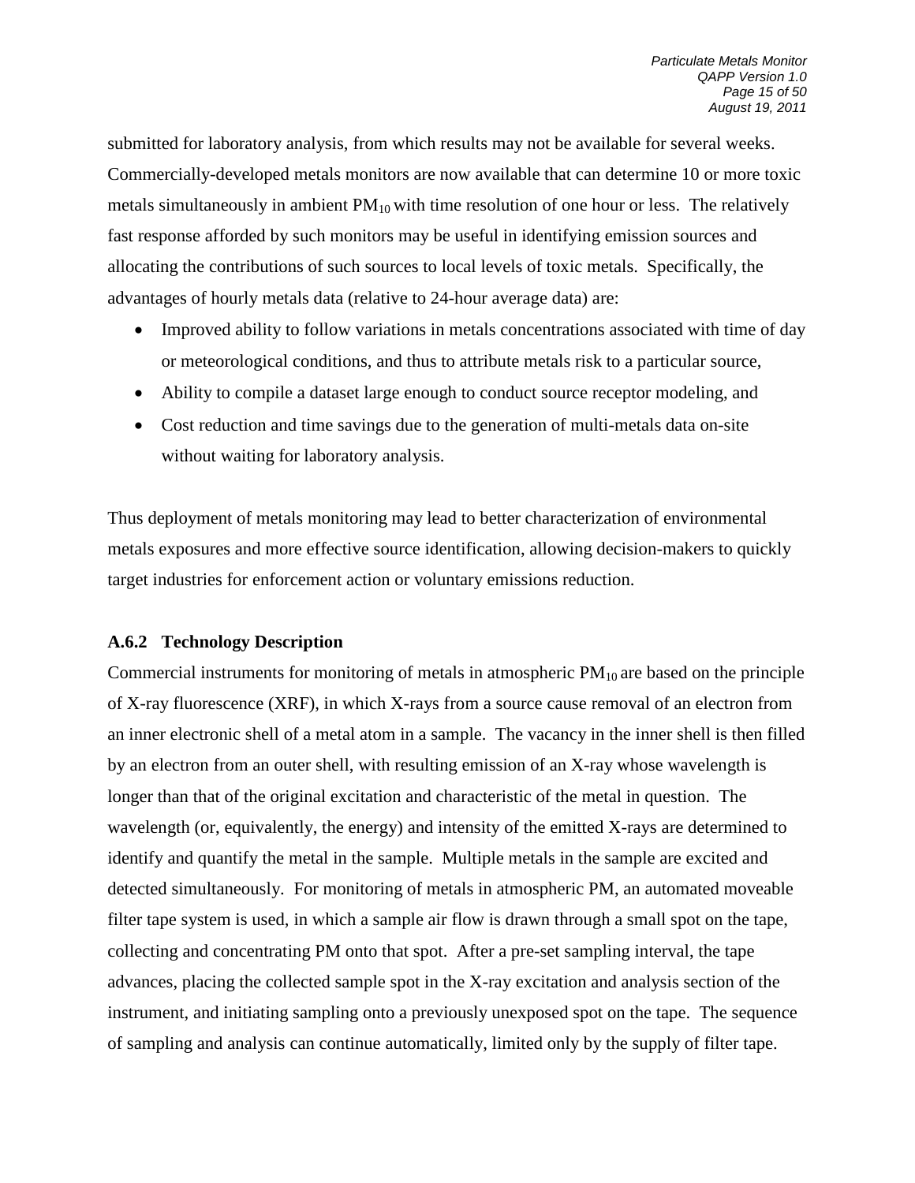submitted for laboratory analysis, from which results may not be available for several weeks. Commercially-developed metals monitors are now available that can determine 10 or more toxic metals simultaneously in ambient $PM_{10}$ with time resolution of one hour or less. The relatively fast response afforded by such monitors may be useful in identifying emission sources and allocating the contributions of such sources to local levels of toxic metals. Specifically, the advantages of hourly metals data (relative to 24-hour average data) are:

- Improved ability to follow variations in metals concentrations associated with time of day or meteorological conditions, and thus to attribute metals risk to a particular source,
- Ability to compile a dataset large enough to conduct source receptor modeling, and
- Cost reduction and time savings due to the generation of multi-metals data on-site without waiting for laboratory analysis.

Thus deployment of metals monitoring may lead to better characterization of environmental metals exposures and more effective source identification, allowing decision-makers to quickly target industries for enforcement action or voluntary emissions reduction.

### A.6.2 Technology Description

Commercial instruments for monitoring of metals in atmospheric $PM_{10}$ are based on the principle of X-ray fluorescence (XRF), in which X-rays from a source cause removal of an electron from an inner electronic shell of a metal atom in a sample. The vacancy in the inner shell is then filled by an electron from an outer shell, with resulting emission of an X-ray whose wavelength is longer than that of the original excitation and characteristic of the metal in question. The wavelength (or, equivalently, the energy) and intensity of the emitted X-rays are determined to identify and quantify the metal in the sample. Multiple metals in the sample are excited and detected simultaneously. For monitoring of metals in atmospheric PM, an automated moveable filter tape system is used, in which a sample air flow is drawn through a small spot on the tape, collecting and concentrating PM onto that spot. After a pre-set sampling interval, the tape advances, placing the collected sample spot in the X-ray excitation and analysis section of the instrument, and initiating sampling onto a previously unexposed spot on the tape. The sequence of sampling and analysis can continue automatically, limited only by the supply of filter tape.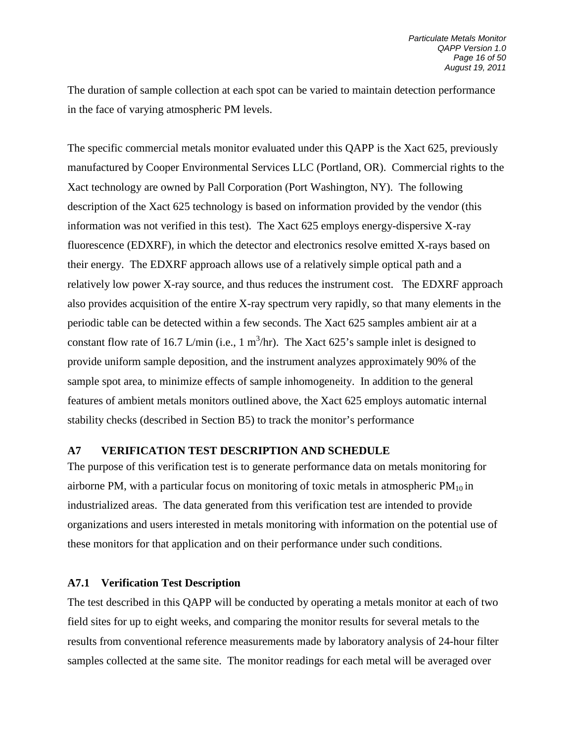The duration of sample collection at each spot can be varied to maintain detection performance in the face of varying atmospheric PM levels.

The specific commercial metals monitor evaluated under this QAPP is the Xact 625, previously manufactured by Cooper Environmental Services LLC (Portland, OR). Commercial rights to the Xact technology are owned by Pall Corporation (Port Washington, NY). The following description of the Xact 625 technology is based on information provided by the vendor (this information was not verified in this test). The Xact 625 employs energy-dispersive X-ray fluorescence (EDXRF), in which the detector and electronics resolve emitted X-rays based on their energy. The EDXRF approach allows use of a relatively simple optical path and a relatively low power X-ray source, and thus reduces the instrument cost. The EDXRF approach also provides acquisition of the entire X-ray spectrum very rapidly, so that many elements in the periodic table can be detected within a few seconds. The Xact 625 samples ambient air at a constant flow rate of 16.7 L/min (i.e., 1 $m^3$/hr). The Xact 625's sample inlet is designed to provide uniform sample deposition, and the instrument analyzes approximately 90% of the sample spot area, to minimize effects of sample inhomogeneity. In addition to the general features of ambient metals monitors outlined above, the Xact 625 employs automatic internal stability checks (described in Section B5) to track the monitor's performance

## A7 VERIFICATION TEST DESCRIPTION AND SCHEDULE

The purpose of this verification test is to generate performance data on metals monitoring for airborne PM, with a particular focus on monitoring of toxic metals in atmospheric $PM_{10}$ in industrialized areas. The data generated from this verification test are intended to provide organizations and users interested in metals monitoring with information on the potential use of these monitors for that application and on their performance under such conditions.

### A7.1 Verification Test Description

The test described in this QAPP will be conducted by operating a metals monitor at each of two field sites for up to eight weeks, and comparing the monitor results for several metals to the results from conventional reference measurements made by laboratory analysis of 24-hour filter samples collected at the same site. The monitor readings for each metal will be averaged over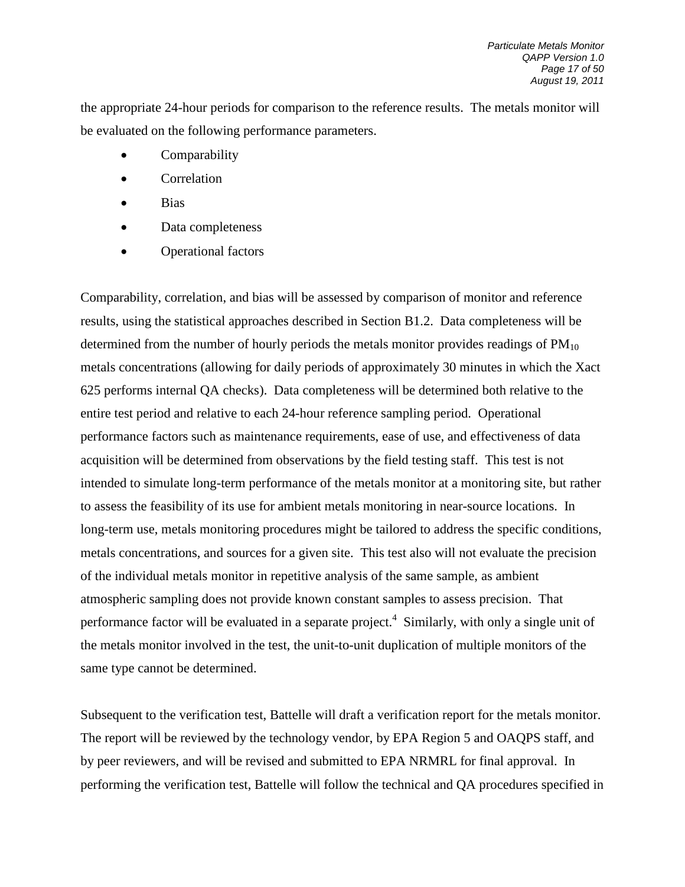the appropriate 24-hour periods for comparison to the reference results. The metals monitor will be evaluated on the following performance parameters.

- Comparability
- Correlation
- Bias
- Data completeness
- Operational factors

Comparability, correlation, and bias will be assessed by comparison of monitor and reference results, using the statistical approaches described in Section B1.2. Data completeness will be determined from the number of hourly periods the metals monitor provides readings of $PM_{10}$ metals concentrations (allowing for daily periods of approximately 30 minutes in which the Xact 625 performs internal QA checks). Data completeness will be determined both relative to the entire test period and relative to each 24-hour reference sampling period. Operational performance factors such as maintenance requirements, ease of use, and effectiveness of data acquisition will be determined from observations by the field testing staff. This test is not intended to simulate long-term performance of the metals monitor at a monitoring site, but rather to assess the feasibility of its use for ambient metals monitoring in near-source locations. In long-term use, metals monitoring procedures might be tailored to address the specific conditions, metals concentrations, and sources for a given site. This test also will not evaluate the precision of the individual metals monitor in repetitive analysis of the same sample, as ambient atmospheric sampling does not provide known constant samples to assess precision. That performance factor will be evaluated in a separate project.[4] Similarly, with only a single unit of the metals monitor involved in the test, the unit-to-unit duplication of multiple monitors of the same type cannot be determined.

Subsequent to the verification test, Battelle will draft a verification report for the metals monitor. The report will be reviewed by the technology vendor, by EPA Region 5 and OAQPS staff, and by peer reviewers, and will be revised and submitted to EPA NRMRL for final approval. In performing the verification test, Battelle will follow the technical and QA procedures specified in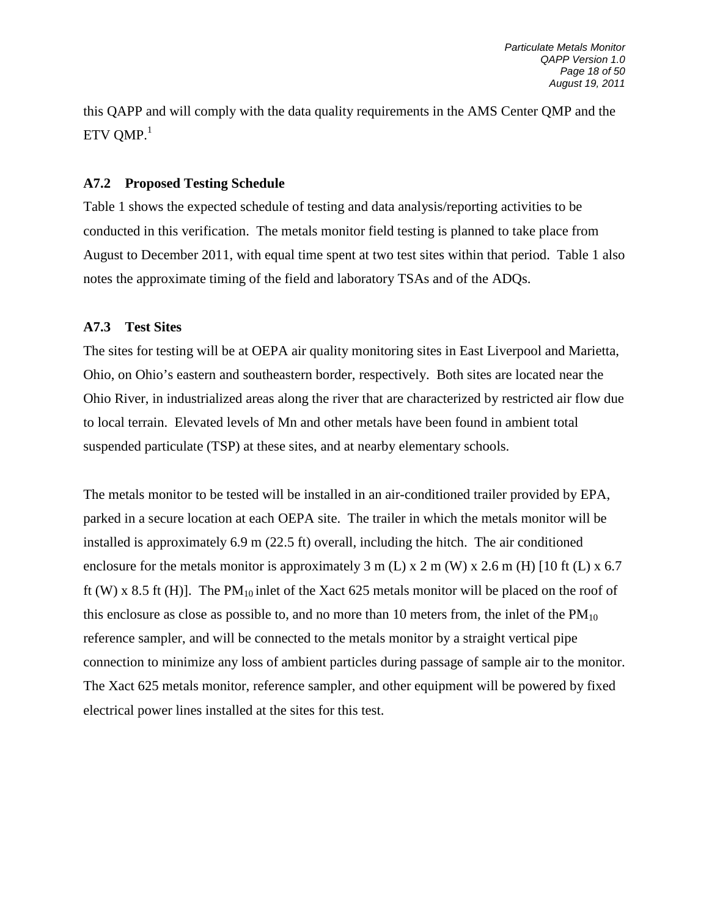this QAPP and will comply with the data quality requirements in the AMS Center QMP and the ETV QMP.[1]

### A7.2 Proposed Testing Schedule

Table 1 shows the expected schedule of testing and data analysis/reporting activities to be conducted in this verification. The metals monitor field testing is planned to take place from August to December 2011, with equal time spent at two test sites within that period. Table 1 also notes the approximate timing of the field and laboratory TSAs and of the ADQs.

### A7.3 Test Sites

The sites for testing will be at OEPA air quality monitoring sites in East Liverpool and Marietta, Ohio, on Ohio's eastern and southeastern border, respectively. Both sites are located near the Ohio River, in industrialized areas along the river that are characterized by restricted air flow due to local terrain. Elevated levels of Mn and other metals have been found in ambient total suspended particulate (TSP) at these sites, and at nearby elementary schools.

The metals monitor to be tested will be installed in an air-conditioned trailer provided by EPA, parked in a secure location at each OEPA site. The trailer in which the metals monitor will be installed is approximately 6.9 m (22.5 ft) overall, including the hitch. The air conditioned enclosure for the metals monitor is approximately 3 m (L) x 2 m (W) x 2.6 m (H) [10 ft (L) x 6.7 ft (W) x 8.5 ft (H)]. The $PM_{10}$ inlet of the Xact 625 metals monitor will be placed on the roof of this enclosure as close as possible to, and no more than 10 meters from, the inlet of the $PM_{10}$ reference sampler, and will be connected to the metals monitor by a straight vertical pipe connection to minimize any loss of ambient particles during passage of sample air to the monitor. The Xact 625 metals monitor, reference sampler, and other equipment will be powered by fixed electrical power lines installed at the sites for this test.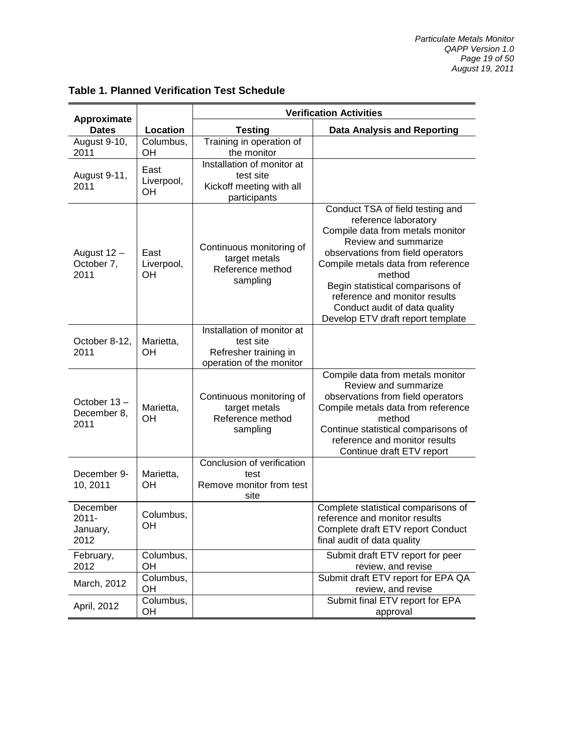**Table 1. Planned Verification Test Schedule**

| Approximate Dates | Location | Verification Activities | |
|---|---|---|---|
| | | **Testing** | **Data Analysis and Reporting** |
| August 9-10, 2011 | Columbus, OH | Training in operation of the monitor | |
| August 9-11, 2011 | East Liverpool, OH | Installation of monitor at test site<br>Kickoff meeting with all participants | |
| August 12 – October 7, 2011 | East Liverpool, OH | Continuous monitoring of target metals<br>Reference method sampling | Conduct TSA of field testing and reference laboratory<br>Compile data from metals monitor<br>Review and summarize observations from field operators<br>Compile metals data from reference method<br>Begin statistical comparisons of reference and monitor results<br>Conduct audit of data quality<br>Develop ETV draft report template |
| October 8-12, 2011 | Marietta, OH | Installation of monitor at test site<br>Refresher training in operation of the monitor | |
| October 13 – December 8, 2011 | Marietta, OH | Continuous monitoring of target metals<br>Reference method sampling | Compile data from metals monitor<br>Review and summarize observations from field operators<br>Compile metals data from reference method<br>Continue statistical comparisons of reference and monitor results<br>Continue draft ETV report |
| December 9-10, 2011 | Marietta, OH | Conclusion of verification test<br>Remove monitor from test site | |
| December 2011-January, 2012 | Columbus, OH | | Complete statistical comparisons of reference and monitor results<br>Complete draft ETV report Conduct final audit of data quality |
| February, 2012 | Columbus, OH | | Submit draft ETV report for peer review, and revise |
| March, 2012 | Columbus, OH | | Submit draft ETV report for EPA QA review, and revise |
| April, 2012 | Columbus, OH | | Submit final ETV report for EPA approval |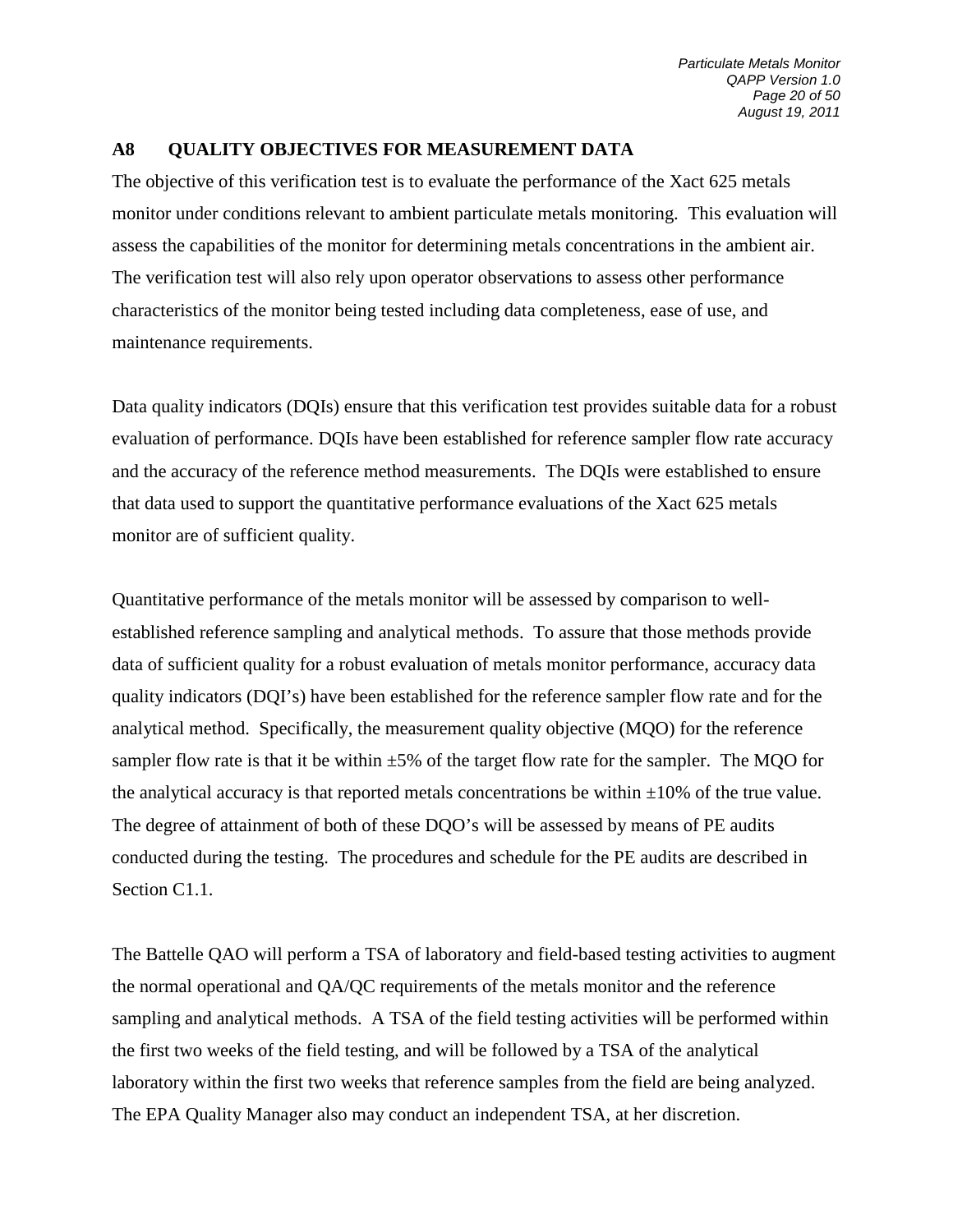## A8 QUALITY OBJECTIVES FOR MEASUREMENT DATA

The objective of this verification test is to evaluate the performance of the Xact 625 metals monitor under conditions relevant to ambient particulate metals monitoring. This evaluation will assess the capabilities of the monitor for determining metals concentrations in the ambient air. The verification test will also rely upon operator observations to assess other performance characteristics of the monitor being tested including data completeness, ease of use, and maintenance requirements.

Data quality indicators (DQIs) ensure that this verification test provides suitable data for a robust evaluation of performance. DQIs have been established for reference sampler flow rate accuracy and the accuracy of the reference method measurements. The DQIs were established to ensure that data used to support the quantitative performance evaluations of the Xact 625 metals monitor are of sufficient quality.

Quantitative performance of the metals monitor will be assessed by comparison to well-established reference sampling and analytical methods. To assure that those methods provide data of sufficient quality for a robust evaluation of metals monitor performance, accuracy data quality indicators (DQI's) have been established for the reference sampler flow rate and for the analytical method. Specifically, the measurement quality objective (MQO) for the reference sampler flow rate is that it be within ±5% of the target flow rate for the sampler. The MQO for the analytical accuracy is that reported metals concentrations be within ±10% of the true value. The degree of attainment of both of these DQO's will be assessed by means of PE audits conducted during the testing. The procedures and schedule for the PE audits are described in Section C1.1.

The Battelle QAO will perform a TSA of laboratory and field-based testing activities to augment the normal operational and QA/QC requirements of the metals monitor and the reference sampling and analytical methods. A TSA of the field testing activities will be performed within the first two weeks of the field testing, and will be followed by a TSA of the analytical laboratory within the first two weeks that reference samples from the field are being analyzed. The EPA Quality Manager also may conduct an independent TSA, at her discretion.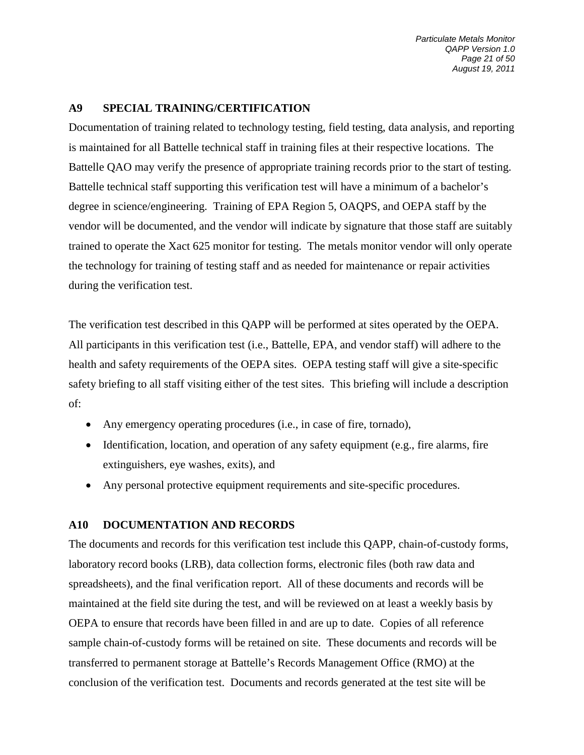## A9 SPECIAL TRAINING/CERTIFICATION

Documentation of training related to technology testing, field testing, data analysis, and reporting is maintained for all Battelle technical staff in training files at their respective locations. The Battelle QAO may verify the presence of appropriate training records prior to the start of testing. Battelle technical staff supporting this verification test will have a minimum of a bachelor's degree in science/engineering. Training of EPA Region 5, OAQPS, and OEPA staff by the vendor will be documented, and the vendor will indicate by signature that those staff are suitably trained to operate the Xact 625 monitor for testing. The metals monitor vendor will only operate the technology for training of testing staff and as needed for maintenance or repair activities during the verification test.

The verification test described in this QAPP will be performed at sites operated by the OEPA. All participants in this verification test (i.e., Battelle, EPA, and vendor staff) will adhere to the health and safety requirements of the OEPA sites. OEPA testing staff will give a site-specific safety briefing to all staff visiting either of the test sites. This briefing will include a description of:

- Any emergency operating procedures (i.e., in case of fire, tornado),
- Identification, location, and operation of any safety equipment (e.g., fire alarms, fire extinguishers, eye washes, exits), and
- Any personal protective equipment requirements and site-specific procedures.

## A10 DOCUMENTATION AND RECORDS

The documents and records for this verification test include this QAPP, chain-of-custody forms, laboratory record books (LRB), data collection forms, electronic files (both raw data and spreadsheets), and the final verification report. All of these documents and records will be maintained at the field site during the test, and will be reviewed on at least a weekly basis by OEPA to ensure that records have been filled in and are up to date. Copies of all reference sample chain-of-custody forms will be retained on site. These documents and records will be transferred to permanent storage at Battelle's Records Management Office (RMO) at the conclusion of the verification test. Documents and records generated at the test site will be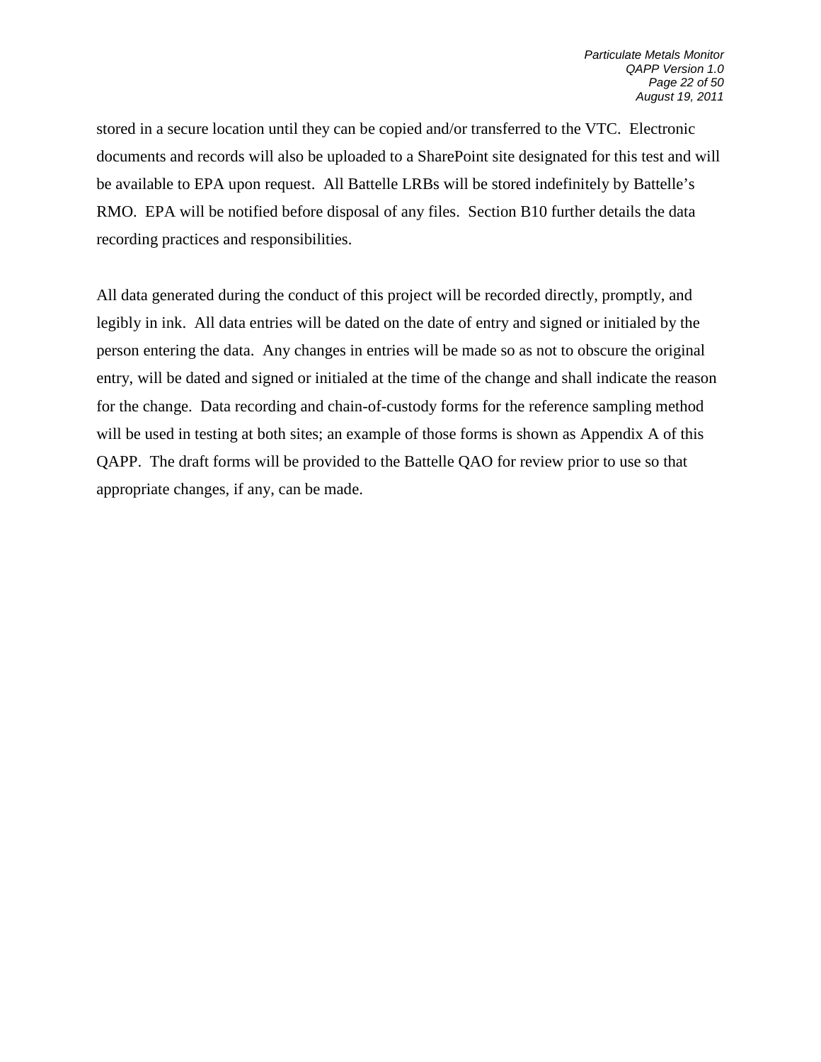stored in a secure location until they can be copied and/or transferred to the VTC. Electronic documents and records will also be uploaded to a SharePoint site designated for this test and will be available to EPA upon request. All Battelle LRBs will be stored indefinitely by Battelle's RMO. EPA will be notified before disposal of any files. Section B10 further details the data recording practices and responsibilities.

All data generated during the conduct of this project will be recorded directly, promptly, and legibly in ink. All data entries will be dated on the date of entry and signed or initialed by the person entering the data. Any changes in entries will be made so as not to obscure the original entry, will be dated and signed or initialed at the time of the change and shall indicate the reason for the change. Data recording and chain-of-custody forms for the reference sampling method will be used in testing at both sites; an example of those forms is shown as Appendix A of this QAPP. The draft forms will be provided to the Battelle QAO for review prior to use so that appropriate changes, if any, can be made.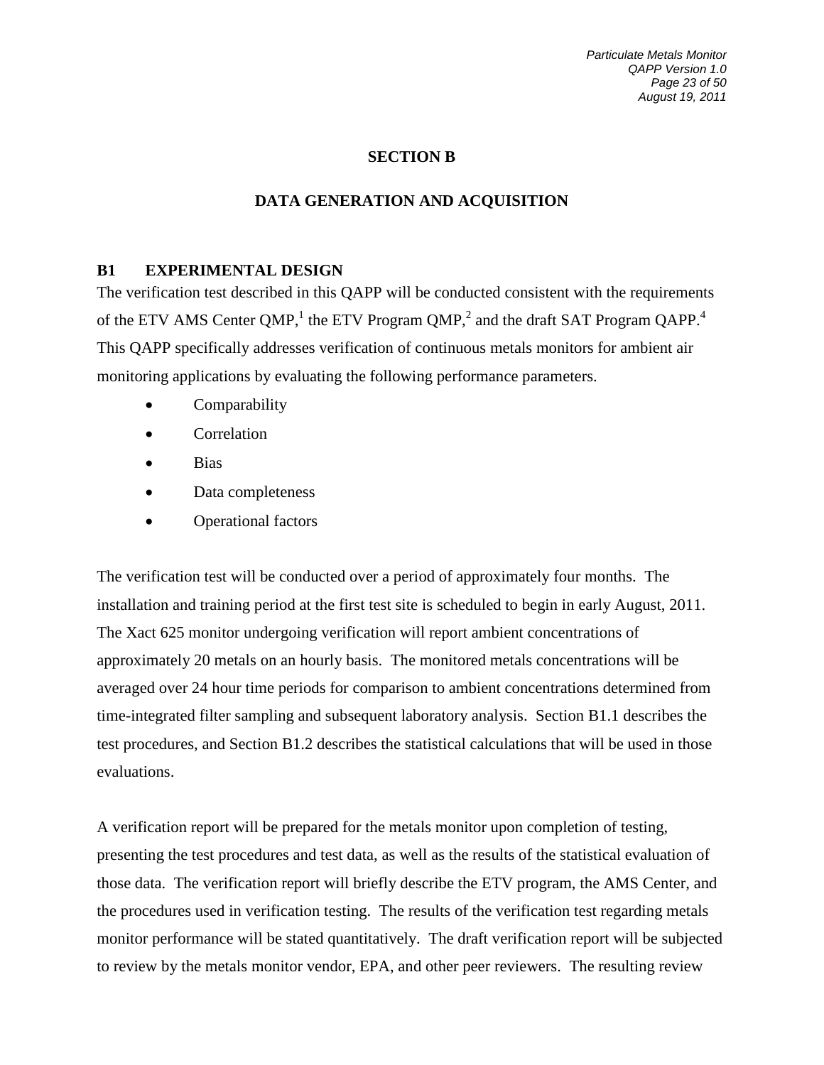## SECTION B

## DATA GENERATION AND ACQUISITION

### B1 EXPERIMENTAL DESIGN

The verification test described in this QAPP will be conducted consistent with the requirements of the ETV AMS Center QMP,[1] the ETV Program QMP,[2] and the draft SAT Program QAPP.[4] This QAPP specifically addresses verification of continuous metals monitors for ambient air monitoring applications by evaluating the following performance parameters.

- Comparability
- Correlation
- Bias
- Data completeness
- Operational factors

The verification test will be conducted over a period of approximately four months. The installation and training period at the first test site is scheduled to begin in early August, 2011. The Xact 625 monitor undergoing verification will report ambient concentrations of approximately 20 metals on an hourly basis. The monitored metals concentrations will be averaged over 24 hour time periods for comparison to ambient concentrations determined from time-integrated filter sampling and subsequent laboratory analysis. Section B1.1 describes the test procedures, and Section B1.2 describes the statistical calculations that will be used in those evaluations.

A verification report will be prepared for the metals monitor upon completion of testing, presenting the test procedures and test data, as well as the results of the statistical evaluation of those data. The verification report will briefly describe the ETV program, the AMS Center, and the procedures used in verification testing. The results of the verification test regarding metals monitor performance will be stated quantitatively. The draft verification report will be subjected to review by the metals monitor vendor, EPA, and other peer reviewers. The resulting review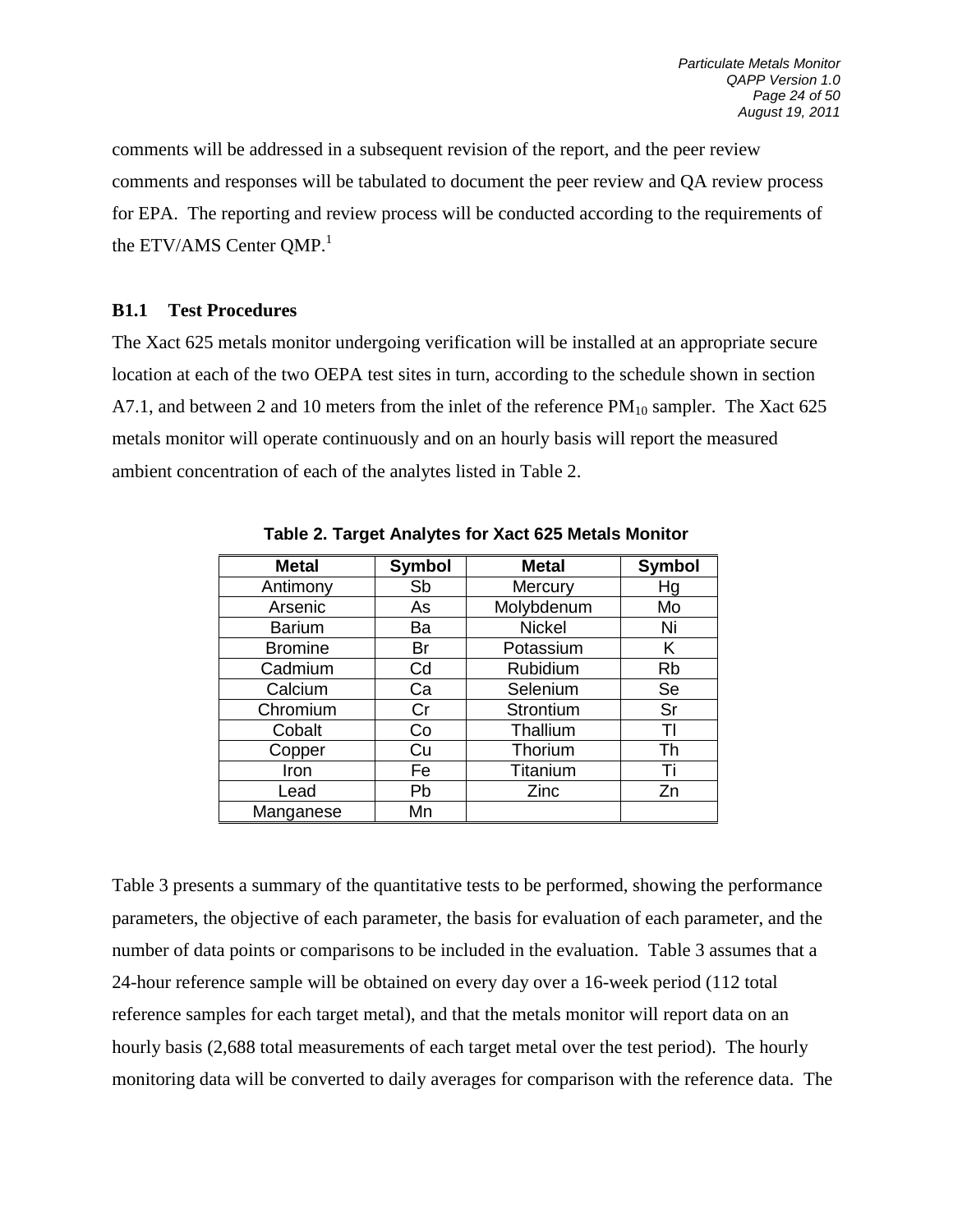comments will be addressed in a subsequent revision of the report, and the peer review comments and responses will be tabulated to document the peer review and QA review process for EPA. The reporting and review process will be conducted according to the requirements of the ETV/AMS Center QMP.[1]

### B1.1 Test Procedures

The Xact 625 metals monitor undergoing verification will be installed at an appropriate secure location at each of the two OEPA test sites in turn, according to the schedule shown in section A7.1, and between 2 and 10 meters from the inlet of the reference $PM_{10}$ sampler. The Xact 625 metals monitor will operate continuously and on an hourly basis will report the measured ambient concentration of each of the analytes listed in Table 2.

**Table 2. Target Analytes for Xact 625 Metals Monitor**

| Metal | Symbol | Metal | Symbol |
|---|---|---|---|
| Antimony | Sb | Mercury | Hg |
| Arsenic | As | Molybdenum | Mo |
| Barium | Ba | Nickel | Ni |
| Bromine | Br | Potassium | K |
| Cadmium | Cd | Rubidium | Rb |
| Calcium | Ca | Selenium | Se |
| Chromium | Cr | Strontium | Sr |
| Cobalt | Co | Thallium | Tl |
| Copper | Cu | Thorium | Th |
| Iron | Fe | Titanium | Ti |
| Lead | Pb | Zinc | Zn |
| Manganese | Mn | | |

Table 3 presents a summary of the quantitative tests to be performed, showing the performance parameters, the objective of each parameter, the basis for evaluation of each parameter, and the number of data points or comparisons to be included in the evaluation. Table 3 assumes that a 24-hour reference sample will be obtained on every day over a 16-week period (112 total reference samples for each target metal), and that the metals monitor will report data on an hourly basis (2,688 total measurements of each target metal over the test period). The hourly monitoring data will be converted to daily averages for comparison with the reference data. The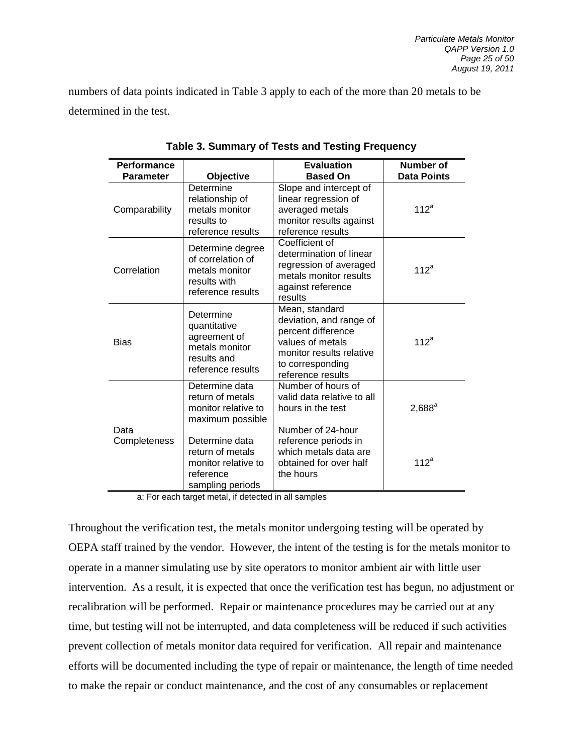numbers of data points indicated in Table 3 apply to each of the more than 20 metals to be determined in the test.

**Table 3. Summary of Tests and Testing Frequency**

| Performance Parameter | Objective | Evaluation Based On | Number of Data Points |
|---|---|---|---|
| Comparability | Determine relationship of metals monitor results to reference results | Slope and intercept of linear regression of averaged metals monitor results against reference results | 112[a] |
| Correlation | Determine degree of correlation of metals monitor results with reference results | Coefficient of determination of linear regression of averaged metals monitor results against reference results | 112[a] |
| Bias | Determine quantitative agreement of metals monitor results and reference results | Mean, standard deviation, and range of percent difference values of metals monitor results relative to corresponding reference results | 112[a] |
| Data Completeness | Determine data return of metals monitor relative to maximum possible | Number of hours of valid data relative to all hours in the test | 2,688[a] |
| | Determine data return of metals monitor relative to reference sampling periods | Number of 24-hour reference periods in which metals data are obtained for over half the hours | 112[a] |

a: For each target metal, if detected in all samples

Throughout the verification test, the metals monitor undergoing testing will be operated by OEPA staff trained by the vendor. However, the intent of the testing is for the metals monitor to operate in a manner simulating use by site operators to monitor ambient air with little user intervention. As a result, it is expected that once the verification test has begun, no adjustment or recalibration will be performed. Repair or maintenance procedures may be carried out at any time, but testing will not be interrupted, and data completeness will be reduced if such activities prevent collection of metals monitor data required for verification. All repair and maintenance efforts will be documented including the type of repair or maintenance, the length of time needed to make the repair or conduct maintenance, and the cost of any consumables or replacement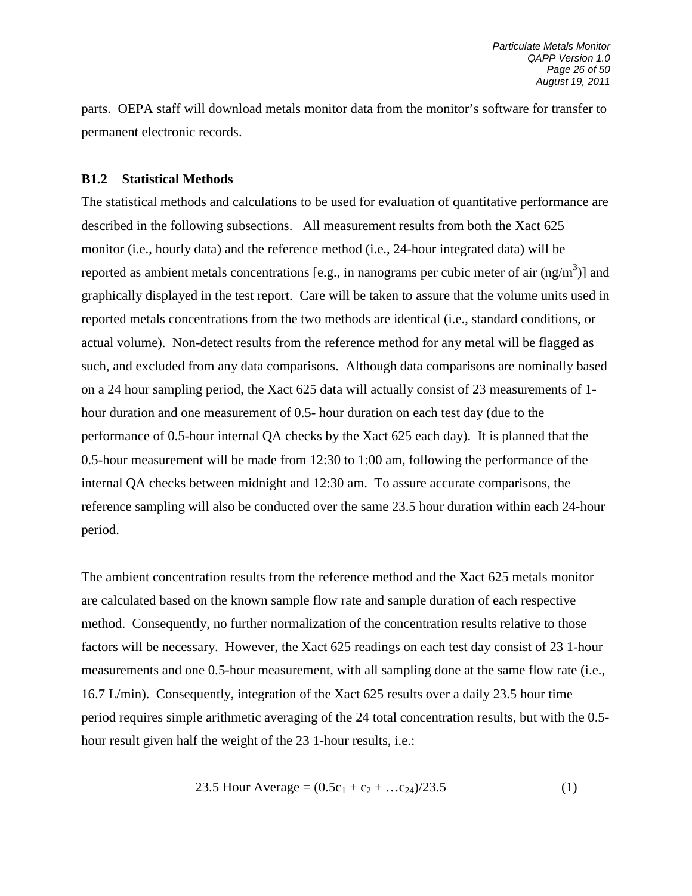parts. OEPA staff will download metals monitor data from the monitor's software for transfer to permanent electronic records.

### B1.2 Statistical Methods

The statistical methods and calculations to be used for evaluation of quantitative performance are described in the following subsections. All measurement results from both the Xact 625 monitor (i.e., hourly data) and the reference method (i.e., 24-hour integrated data) will be reported as ambient metals concentrations [e.g., in nanograms per cubic meter of air ($ng/m^3$)] and graphically displayed in the test report. Care will be taken to assure that the volume units used in reported metals concentrations from the two methods are identical (i.e., standard conditions, or actual volume). Non-detect results from the reference method for any metal will be flagged as such, and excluded from any data comparisons. Although data comparisons are nominally based on a 24 hour sampling period, the Xact 625 data will actually consist of 23 measurements of 1-hour duration and one measurement of 0.5- hour duration on each test day (due to the performance of 0.5-hour internal QA checks by the Xact 625 each day). It is planned that the 0.5-hour measurement will be made from 12:30 to 1:00 am, following the performance of the internal QA checks between midnight and 12:30 am. To assure accurate comparisons, the reference sampling will also be conducted over the same 23.5 hour duration within each 24-hour period.

The ambient concentration results from the reference method and the Xact 625 metals monitor are calculated based on the known sample flow rate and sample duration of each respective method. Consequently, no further normalization of the concentration results relative to those factors will be necessary. However, the Xact 625 readings on each test day consist of 23 1-hour measurements and one 0.5-hour measurement, with all sampling done at the same flow rate (i.e., 16.7 L/min). Consequently, integration of the Xact 625 results over a daily 23.5 hour time period requires simple arithmetic averaging of the 24 total concentration results, but with the 0.5-hour result given half the weight of the 23 1-hour results, i.e.:

$$\text{23.5 Hour Average} = (0.5c_1 + c_2 + \ldots c_{24})/23.5 \qquad (1)$$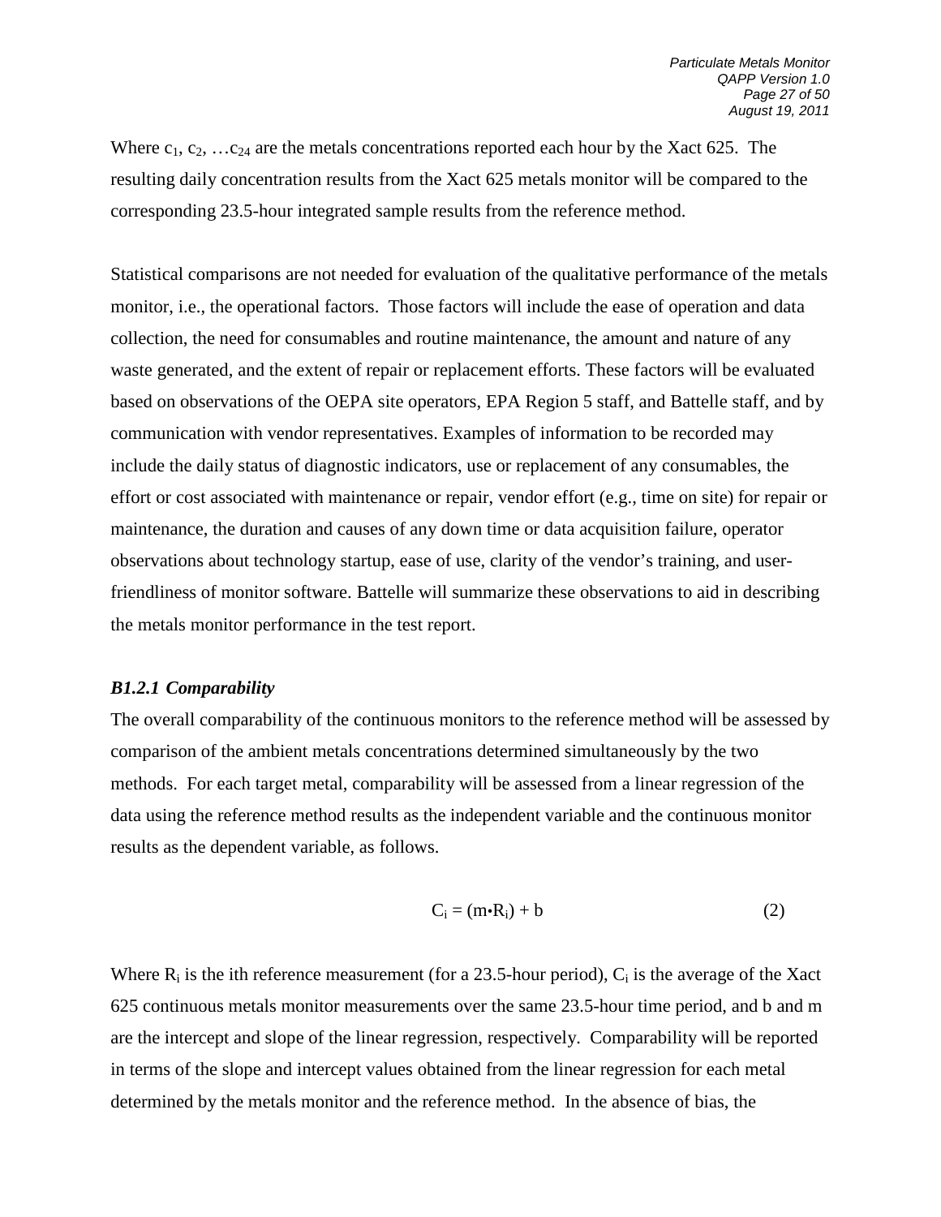Where $c_1, c_2, \ldots c_{24}$ are the metals concentrations reported each hour by the Xact 625. The resulting daily concentration results from the Xact 625 metals monitor will be compared to the corresponding 23.5-hour integrated sample results from the reference method.

Statistical comparisons are not needed for evaluation of the qualitative performance of the metals monitor, i.e., the operational factors. Those factors will include the ease of operation and data collection, the need for consumables and routine maintenance, the amount and nature of any waste generated, and the extent of repair or replacement efforts. These factors will be evaluated based on observations of the OEPA site operators, EPA Region 5 staff, and Battelle staff, and by communication with vendor representatives. Examples of information to be recorded may include the daily status of diagnostic indicators, use or replacement of any consumables, the effort or cost associated with maintenance or repair, vendor effort (e.g., time on site) for repair or maintenance, the duration and causes of any down time or data acquisition failure, operator observations about technology startup, ease of use, clarity of the vendor's training, and user-friendliness of monitor software. Battelle will summarize these observations to aid in describing the metals monitor performance in the test report.

### *B1.2.1 Comparability*

The overall comparability of the continuous monitors to the reference method will be assessed by comparison of the ambient metals concentrations determined simultaneously by the two methods. For each target metal, comparability will be assessed from a linear regression of the data using the reference method results as the independent variable and the continuous monitor results as the dependent variable, as follows.

$$C_i = (m \cdot R_i) + b \qquad (2)$$

Where $R_i$ is the ith reference measurement (for a 23.5-hour period), $C_i$ is the average of the Xact 625 continuous metals monitor measurements over the same 23.5-hour time period, and b and m are the intercept and slope of the linear regression, respectively. Comparability will be reported in terms of the slope and intercept values obtained from the linear regression for each metal determined by the metals monitor and the reference method. In the absence of bias, the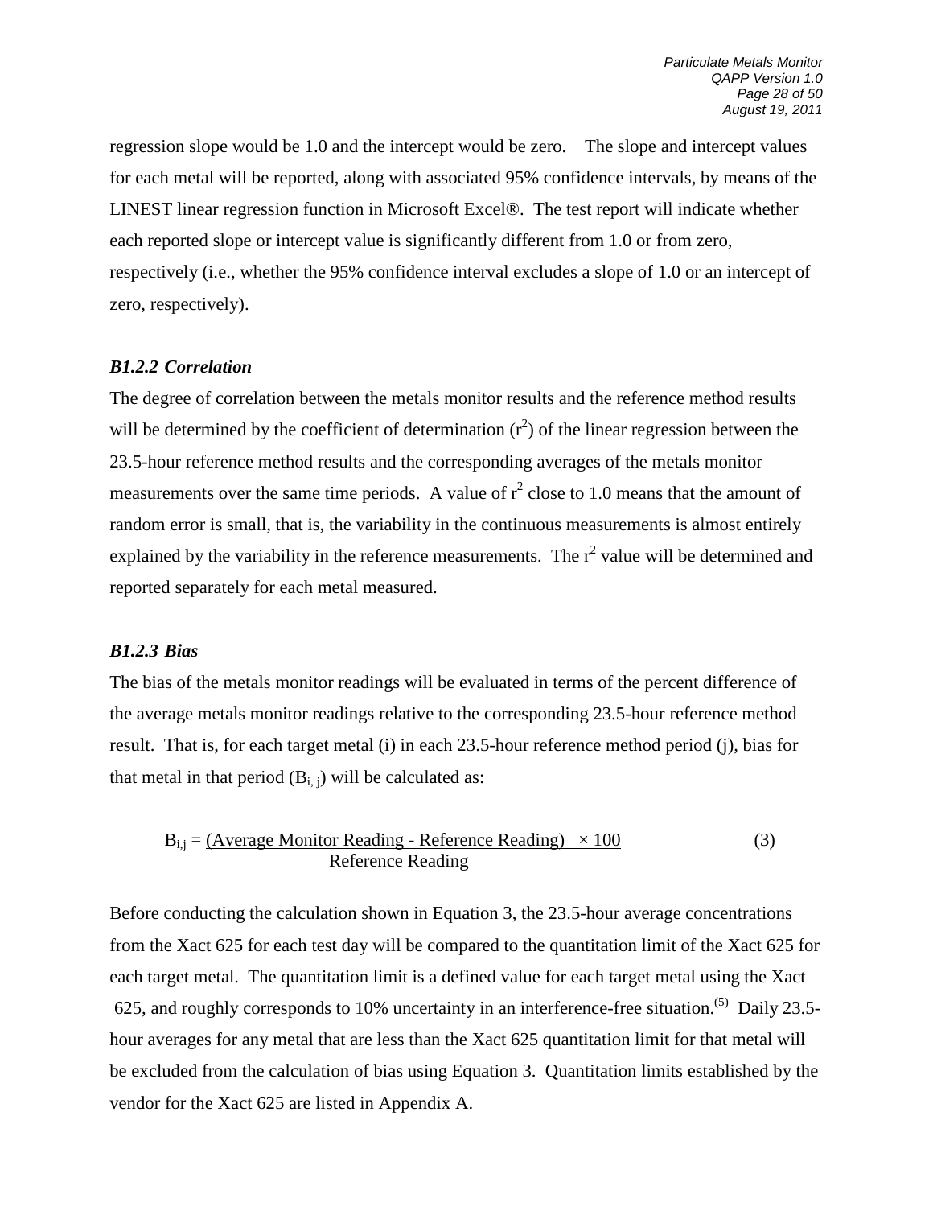regression slope would be 1.0 and the intercept would be zero. The slope and intercept values for each metal will be reported, along with associated 95% confidence intervals, by means of the LINEST linear regression function in Microsoft Excel®. The test report will indicate whether each reported slope or intercept value is significantly different from 1.0 or from zero, respectively (i.e., whether the 95% confidence interval excludes a slope of 1.0 or an intercept of zero, respectively).

### *B1.2.2 Correlation*

The degree of correlation between the metals monitor results and the reference method results will be determined by the coefficient of determination ($r^2$) of the linear regression between the 23.5-hour reference method results and the corresponding averages of the metals monitor measurements over the same time periods. A value of $r^2$ close to 1.0 means that the amount of random error is small, that is, the variability in the continuous measurements is almost entirely explained by the variability in the reference measurements. The $r^2$ value will be determined and reported separately for each metal measured.

### *B1.2.3 Bias*

The bias of the metals monitor readings will be evaluated in terms of the percent difference of the average metals monitor readings relative to the corresponding 23.5-hour reference method result. That is, for each target metal (i) in each 23.5-hour reference method period (j), bias for that metal in that period ($B_{i,j}$) will be calculated as:

$$B_{i,j} = \frac{(\text{Average Monitor Reading - Reference Reading}) \times 100}{\text{Reference Reading}} \qquad (3)$$

Before conducting the calculation shown in Equation 3, the 23.5-hour average concentrations from the Xact 625 for each test day will be compared to the quantitation limit of the Xact 625 for each target metal. The quantitation limit is a defined value for each target metal using the Xact 625, and roughly corresponds to 10% uncertainty in an interference-free situation.(5) Daily 23.5-hour averages for any metal that are less than the Xact 625 quantitation limit for that metal will be excluded from the calculation of bias using Equation 3. Quantitation limits established by the vendor for the Xact 625 are listed in Appendix A.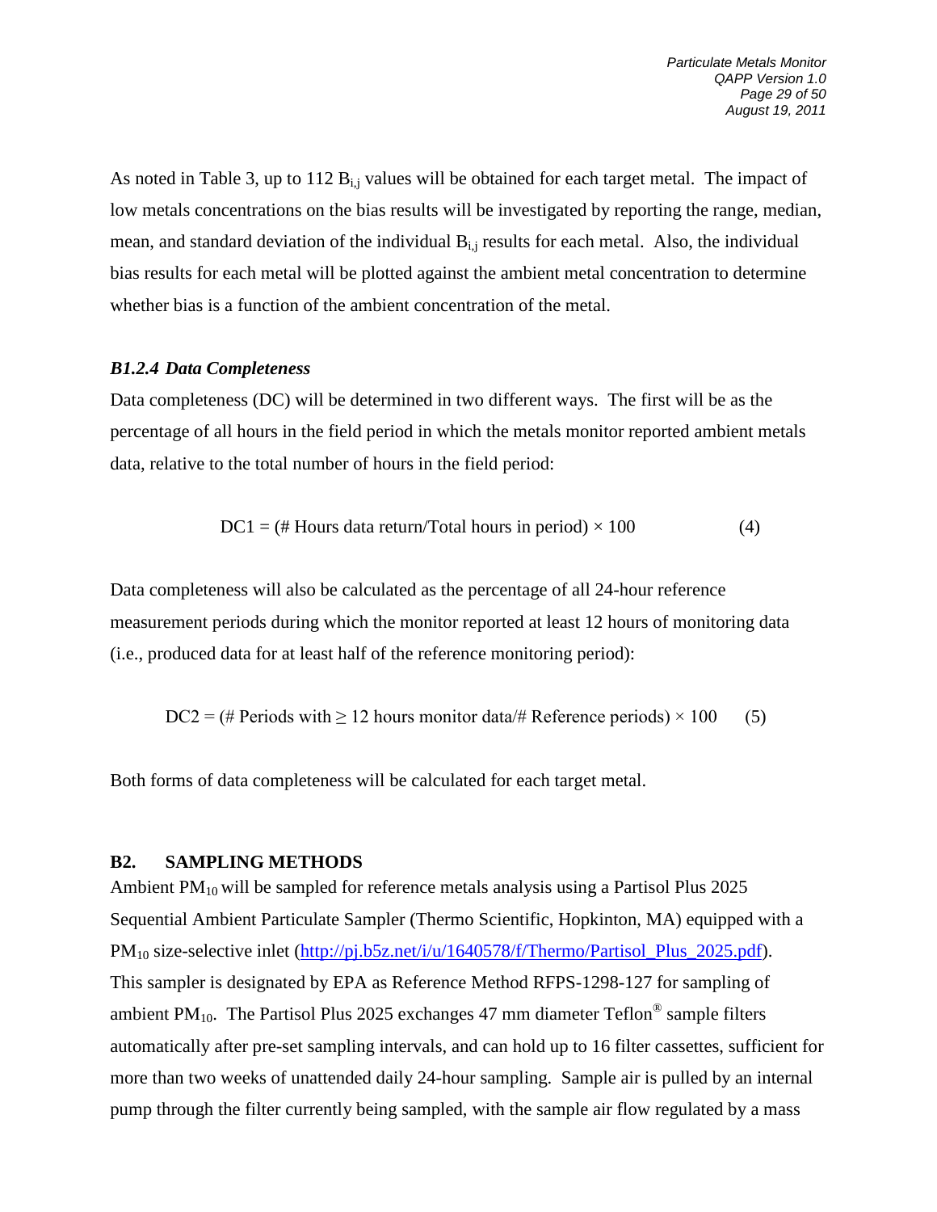As noted in Table 3, up to 112 $B_{i,j}$ values will be obtained for each target metal. The impact of low metals concentrations on the bias results will be investigated by reporting the range, median, mean, and standard deviation of the individual $B_{i,j}$ results for each metal. Also, the individual bias results for each metal will be plotted against the ambient metal concentration to determine whether bias is a function of the ambient concentration of the metal.

### *B1.2.4 Data Completeness*

Data completeness (DC) will be determined in two different ways. The first will be as the percentage of all hours in the field period in which the metals monitor reported ambient metals data, relative to the total number of hours in the field period:

$$\text{DC1} = (\text{\# Hours data return/Total hours in period}) \times 100 \qquad (4)$$

Data completeness will also be calculated as the percentage of all 24-hour reference measurement periods during which the monitor reported at least 12 hours of monitoring data (i.e., produced data for at least half of the reference monitoring period):

$$\text{DC2} = (\text{\# Periods with} \geq 12 \text{ hours monitor data/\# Reference periods}) \times 100 \qquad (5)$$

Both forms of data completeness will be calculated for each target metal.

## B2. SAMPLING METHODS

Ambient $PM_{10}$ will be sampled for reference metals analysis using a Partisol Plus 2025 Sequential Ambient Particulate Sampler (Thermo Scientific, Hopkinton, MA) equipped with a $PM_{10}$ size-selective inlet (http://pj.b5z.net/i/u/1640578/f/Thermo/Partisol_Plus_2025.pdf). This sampler is designated by EPA as Reference Method RFPS-1298-127 for sampling of ambient $PM_{10}$. The Partisol Plus 2025 exchanges 47 mm diameter Teflon® sample filters automatically after pre-set sampling intervals, and can hold up to 16 filter cassettes, sufficient for more than two weeks of unattended daily 24-hour sampling. Sample air is pulled by an internal pump through the filter currently being sampled, with the sample air flow regulated by a mass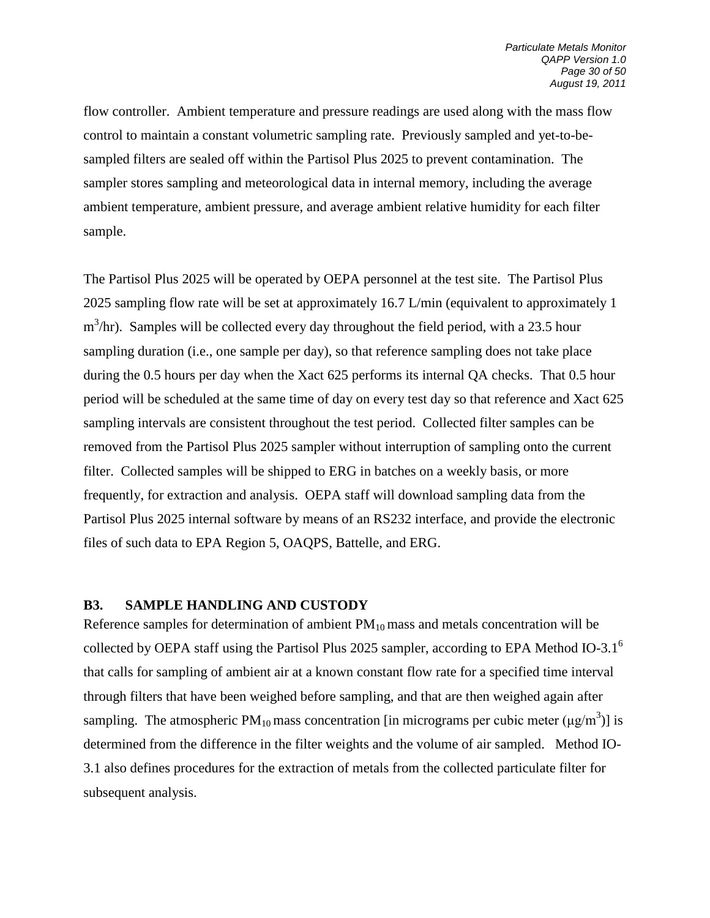flow controller. Ambient temperature and pressure readings are used along with the mass flow control to maintain a constant volumetric sampling rate. Previously sampled and yet-to-be-sampled filters are sealed off within the Partisol Plus 2025 to prevent contamination. The sampler stores sampling and meteorological data in internal memory, including the average ambient temperature, ambient pressure, and average ambient relative humidity for each filter sample.

The Partisol Plus 2025 will be operated by OEPA personnel at the test site. The Partisol Plus 2025 sampling flow rate will be set at approximately 16.7 L/min (equivalent to approximately 1 $m^3$/hr). Samples will be collected every day throughout the field period, with a 23.5 hour sampling duration (i.e., one sample per day), so that reference sampling does not take place during the 0.5 hours per day when the Xact 625 performs its internal QA checks. That 0.5 hour period will be scheduled at the same time of day on every test day so that reference and Xact 625 sampling intervals are consistent throughout the test period. Collected filter samples can be removed from the Partisol Plus 2025 sampler without interruption of sampling onto the current filter. Collected samples will be shipped to ERG in batches on a weekly basis, or more frequently, for extraction and analysis. OEPA staff will download sampling data from the Partisol Plus 2025 internal software by means of an RS232 interface, and provide the electronic files of such data to EPA Region 5, OAQPS, Battelle, and ERG.

## B3. SAMPLE HANDLING AND CUSTODY

Reference samples for determination of ambient $PM_{10}$ mass and metals concentration will be collected by OEPA staff using the Partisol Plus 2025 sampler, according to EPA Method IO-3.1[6] that calls for sampling of ambient air at a known constant flow rate for a specified time interval through filters that have been weighed before sampling, and that are then weighed again after sampling. The atmospheric $PM_{10}$ mass concentration [in micrograms per cubic meter ($\mu g/m^3$)] is determined from the difference in the filter weights and the volume of air sampled. Method IO-3.1 also defines procedures for the extraction of metals from the collected particulate filter for subsequent analysis.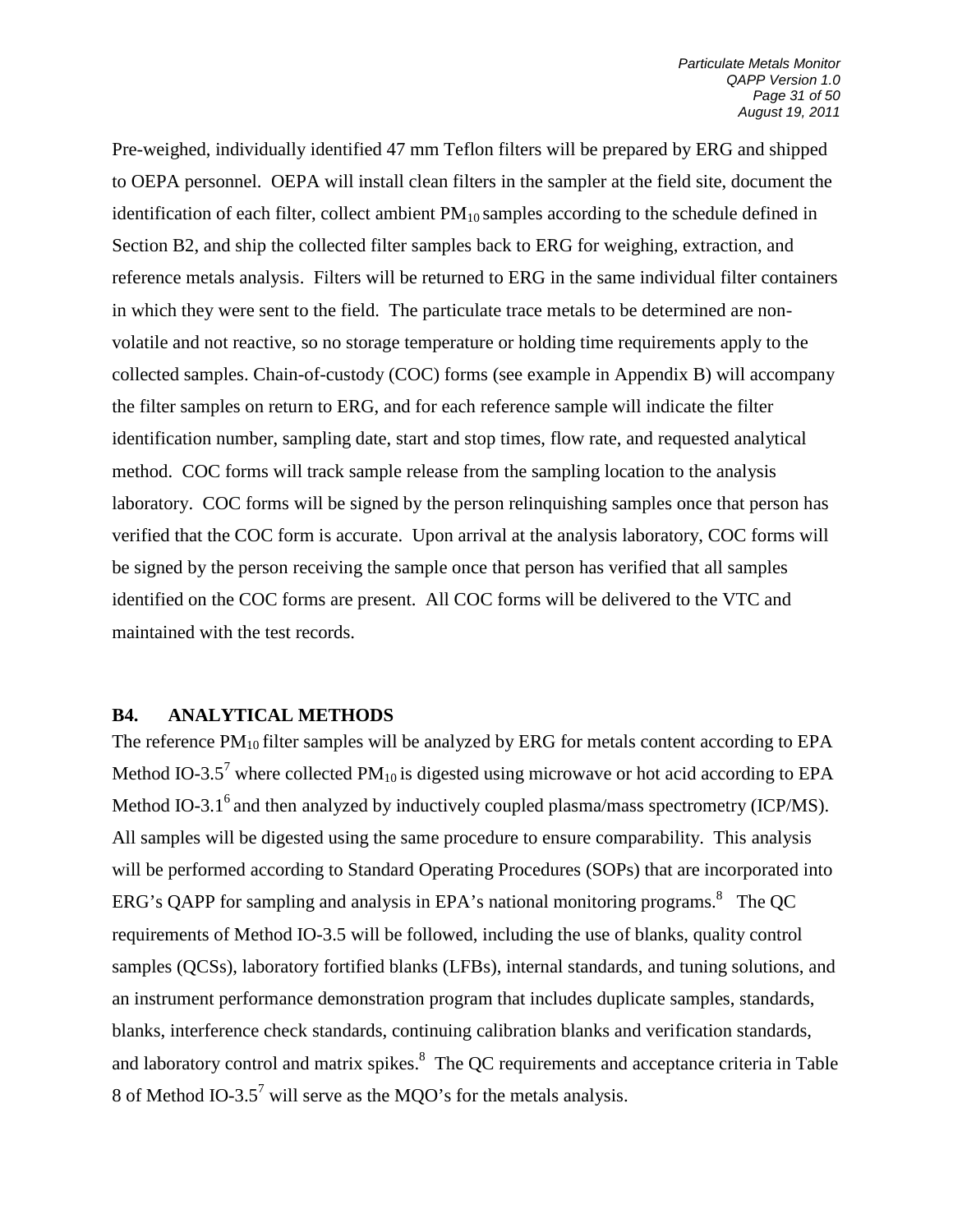Pre-weighed, individually identified 47 mm Teflon filters will be prepared by ERG and shipped to OEPA personnel. OEPA will install clean filters in the sampler at the field site, document the identification of each filter, collect ambient $PM_{10}$ samples according to the schedule defined in Section B2, and ship the collected filter samples back to ERG for weighing, extraction, and reference metals analysis. Filters will be returned to ERG in the same individual filter containers in which they were sent to the field. The particulate trace metals to be determined are non-volatile and not reactive, so no storage temperature or holding time requirements apply to the collected samples. Chain-of-custody (COC) forms (see example in Appendix B) will accompany the filter samples on return to ERG, and for each reference sample will indicate the filter identification number, sampling date, start and stop times, flow rate, and requested analytical method. COC forms will track sample release from the sampling location to the analysis laboratory. COC forms will be signed by the person relinquishing samples once that person has verified that the COC form is accurate. Upon arrival at the analysis laboratory, COC forms will be signed by the person receiving the sample once that person has verified that all samples identified on the COC forms are present. All COC forms will be delivered to the VTC and maintained with the test records.

## B4. ANALYTICAL METHODS

The reference $PM_{10}$ filter samples will be analyzed by ERG for metals content according to EPA Method IO-3.5[7] where collected $PM_{10}$ is digested using microwave or hot acid according to EPA Method IO-3.1[6] and then analyzed by inductively coupled plasma/mass spectrometry (ICP/MS). All samples will be digested using the same procedure to ensure comparability. This analysis will be performed according to Standard Operating Procedures (SOPs) that are incorporated into ERG's QAPP for sampling and analysis in EPA's national monitoring programs.[8] The QC requirements of Method IO-3.5 will be followed, including the use of blanks, quality control samples (QCSs), laboratory fortified blanks (LFBs), internal standards, and tuning solutions, and an instrument performance demonstration program that includes duplicate samples, standards, blanks, interference check standards, continuing calibration blanks and verification standards, and laboratory control and matrix spikes.[8] The QC requirements and acceptance criteria in Table 8 of Method IO-3.5[7] will serve as the MQO's for the metals analysis.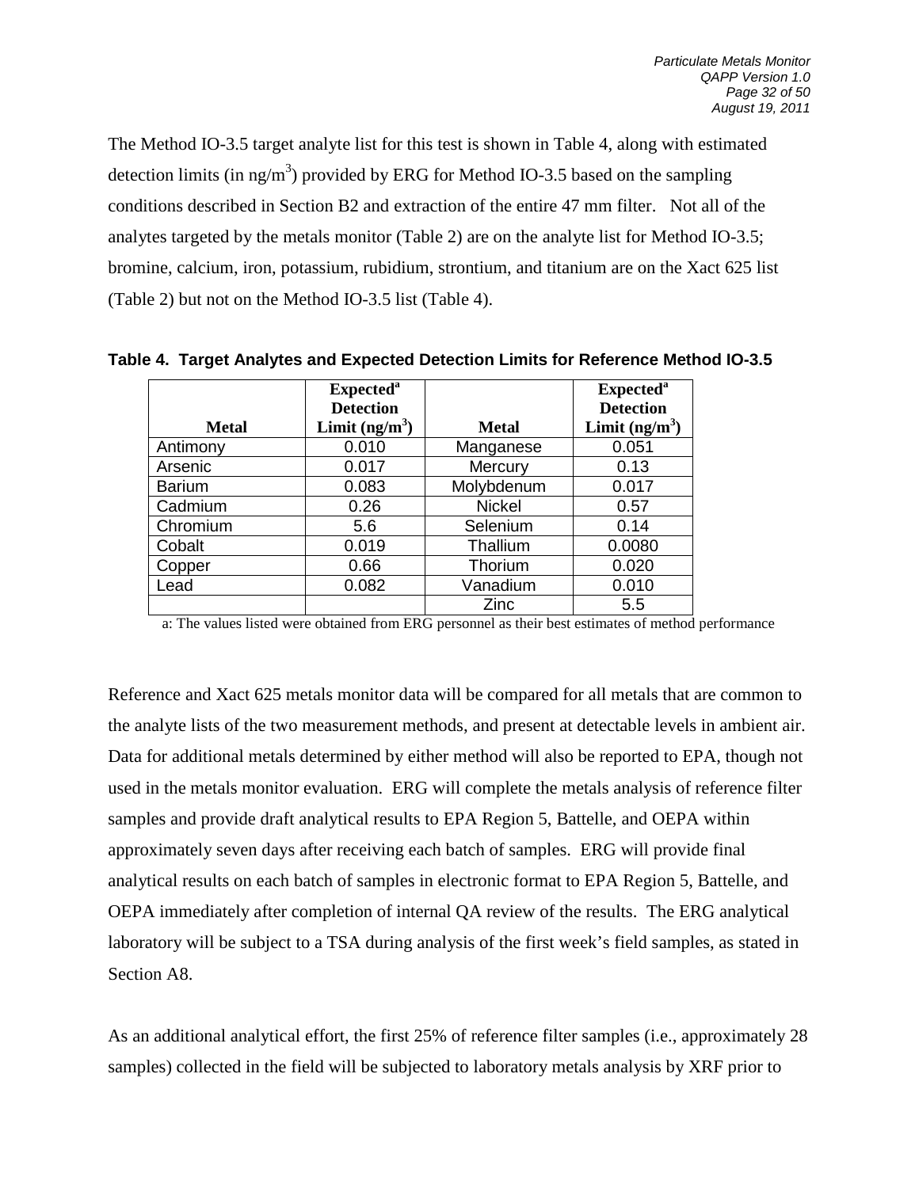The Method IO-3.5 target analyte list for this test is shown in Table 4, along with estimated detection limits (in ng/m$^3$) provided by ERG for Method IO-3.5 based on the sampling conditions described in Section B2 and extraction of the entire 47 mm filter. Not all of the analytes targeted by the metals monitor (Table 2) are on the analyte list for Method IO-3.5; bromine, calcium, iron, potassium, rubidium, strontium, and titanium are on the Xact 625 list (Table 2) but not on the Method IO-3.5 list (Table 4).

**Table 4. Target Analytes and Expected Detection Limits for Reference Method IO-3.5**

| Metal | Expected[a] Detection Limit (ng/m$^3$) | Metal | Expected[a] Detection Limit (ng/m$^3$) |
|---|---|---|---|
| Antimony | 0.010 | Manganese | 0.051 |
| Arsenic | 0.017 | Mercury | 0.13 |
| Barium | 0.083 | Molybdenum | 0.017 |
| Cadmium | 0.26 | Nickel | 0.57 |
| Chromium | 5.6 | Selenium | 0.14 |
| Cobalt | 0.019 | Thallium | 0.0080 |
| Copper | 0.66 | Thorium | 0.020 |
| Lead | 0.082 | Vanadium | 0.010 |
| | | Zinc | 5.5 |

a: The values listed were obtained from ERG personnel as their best estimates of method performance

Reference and Xact 625 metals monitor data will be compared for all metals that are common to the analyte lists of the two measurement methods, and present at detectable levels in ambient air. Data for additional metals determined by either method will also be reported to EPA, though not used in the metals monitor evaluation. ERG will complete the metals analysis of reference filter samples and provide draft analytical results to EPA Region 5, Battelle, and OEPA within approximately seven days after receiving each batch of samples. ERG will provide final analytical results on each batch of samples in electronic format to EPA Region 5, Battelle, and OEPA immediately after completion of internal QA review of the results. The ERG analytical laboratory will be subject to a TSA during analysis of the first week's field samples, as stated in Section A8.

As an additional analytical effort, the first 25% of reference filter samples (i.e., approximately 28 samples) collected in the field will be subjected to laboratory metals analysis by XRF prior to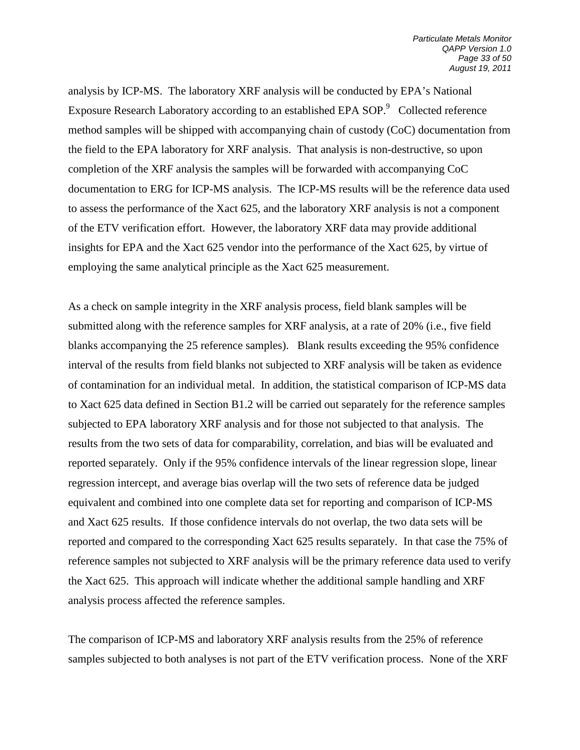analysis by ICP-MS. The laboratory XRF analysis will be conducted by EPA's National Exposure Research Laboratory according to an established EPA SOP.[9] Collected reference method samples will be shipped with accompanying chain of custody (CoC) documentation from the field to the EPA laboratory for XRF analysis. That analysis is non-destructive, so upon completion of the XRF analysis the samples will be forwarded with accompanying CoC documentation to ERG for ICP-MS analysis. The ICP-MS results will be the reference data used to assess the performance of the Xact 625, and the laboratory XRF analysis is not a component of the ETV verification effort. However, the laboratory XRF data may provide additional insights for EPA and the Xact 625 vendor into the performance of the Xact 625, by virtue of employing the same analytical principle as the Xact 625 measurement.

As a check on sample integrity in the XRF analysis process, field blank samples will be submitted along with the reference samples for XRF analysis, at a rate of 20% (i.e., five field blanks accompanying the 25 reference samples). Blank results exceeding the 95% confidence interval of the results from field blanks not subjected to XRF analysis will be taken as evidence of contamination for an individual metal. In addition, the statistical comparison of ICP-MS data to Xact 625 data defined in Section B1.2 will be carried out separately for the reference samples subjected to EPA laboratory XRF analysis and for those not subjected to that analysis. The results from the two sets of data for comparability, correlation, and bias will be evaluated and reported separately. Only if the 95% confidence intervals of the linear regression slope, linear regression intercept, and average bias overlap will the two sets of reference data be judged equivalent and combined into one complete data set for reporting and comparison of ICP-MS and Xact 625 results. If those confidence intervals do not overlap, the two data sets will be reported and compared to the corresponding Xact 625 results separately. In that case the 75% of reference samples not subjected to XRF analysis will be the primary reference data used to verify the Xact 625. This approach will indicate whether the additional sample handling and XRF analysis process affected the reference samples.

The comparison of ICP-MS and laboratory XRF analysis results from the 25% of reference samples subjected to both analyses is not part of the ETV verification process. None of the XRF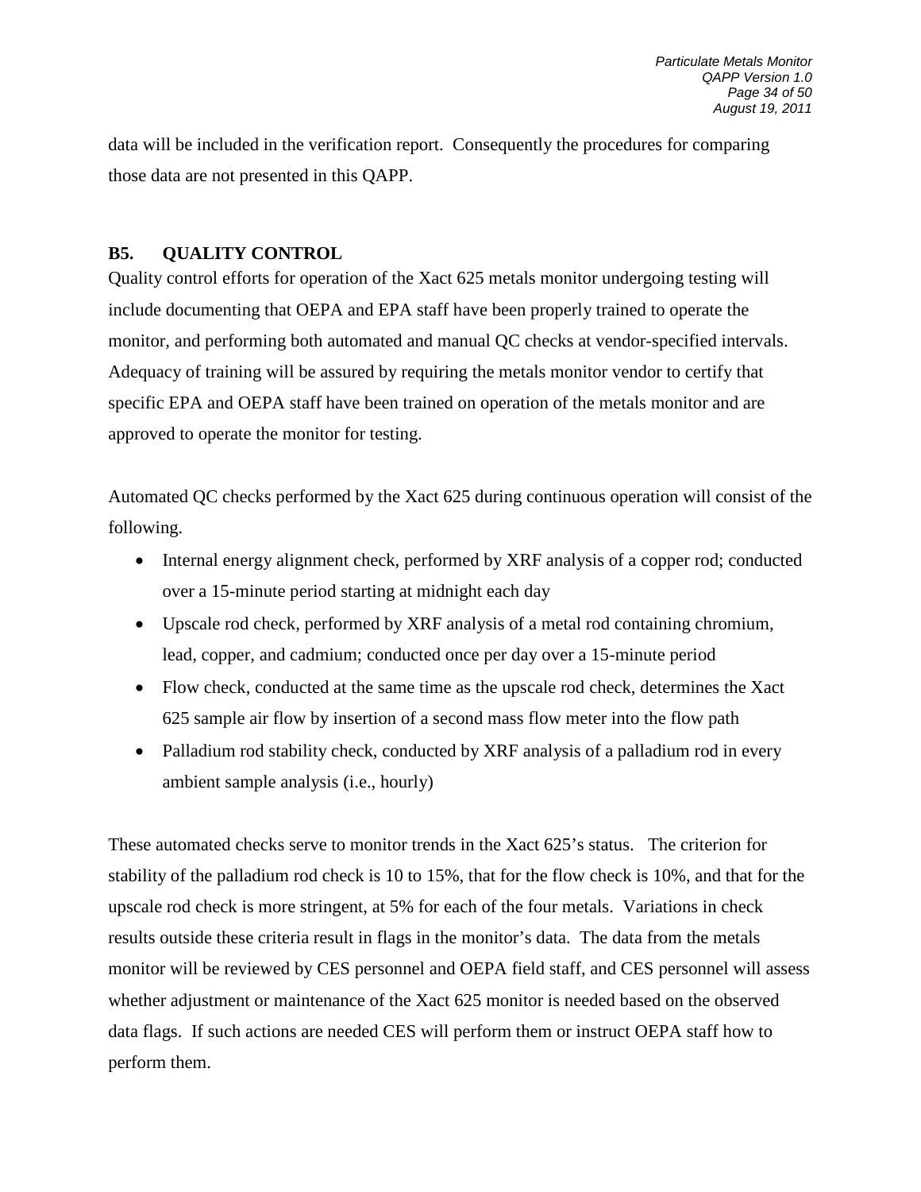data will be included in the verification report. Consequently the procedures for comparing those data are not presented in this QAPP.

## B5. QUALITY CONTROL

Quality control efforts for operation of the Xact 625 metals monitor undergoing testing will include documenting that OEPA and EPA staff have been properly trained to operate the monitor, and performing both automated and manual QC checks at vendor-specified intervals. Adequacy of training will be assured by requiring the metals monitor vendor to certify that specific EPA and OEPA staff have been trained on operation of the metals monitor and are approved to operate the monitor for testing.

Automated QC checks performed by the Xact 625 during continuous operation will consist of the following.

- Internal energy alignment check, performed by XRF analysis of a copper rod; conducted over a 15-minute period starting at midnight each day
- Upscale rod check, performed by XRF analysis of a metal rod containing chromium, lead, copper, and cadmium; conducted once per day over a 15-minute period
- Flow check, conducted at the same time as the upscale rod check, determines the Xact 625 sample air flow by insertion of a second mass flow meter into the flow path
- Palladium rod stability check, conducted by XRF analysis of a palladium rod in every ambient sample analysis (i.e., hourly)

These automated checks serve to monitor trends in the Xact 625's status. The criterion for stability of the palladium rod check is 10 to 15%, that for the flow check is 10%, and that for the upscale rod check is more stringent, at 5% for each of the four metals. Variations in check results outside these criteria result in flags in the monitor's data. The data from the metals monitor will be reviewed by CES personnel and OEPA field staff, and CES personnel will assess whether adjustment or maintenance of the Xact 625 monitor is needed based on the observed data flags. If such actions are needed CES will perform them or instruct OEPA staff how to perform them.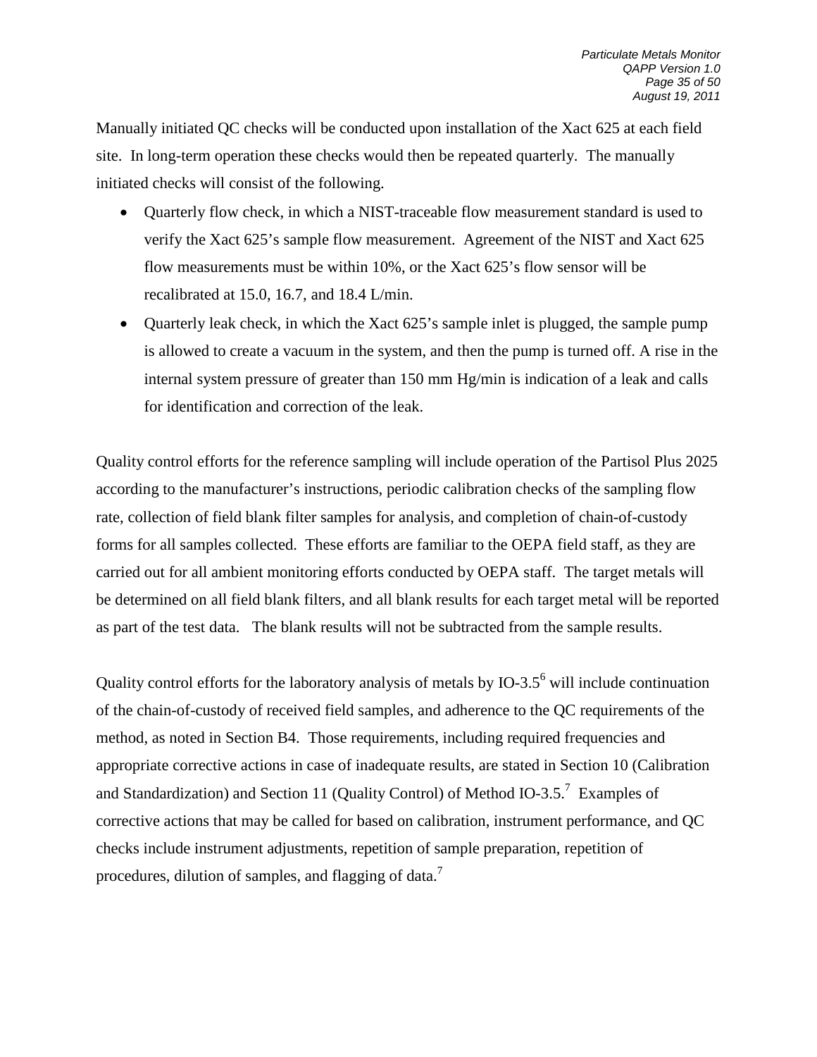Manually initiated QC checks will be conducted upon installation of the Xact 625 at each field site. In long-term operation these checks would then be repeated quarterly. The manually initiated checks will consist of the following.

- Quarterly flow check, in which a NIST-traceable flow measurement standard is used to verify the Xact 625's sample flow measurement. Agreement of the NIST and Xact 625 flow measurements must be within 10%, or the Xact 625's flow sensor will be recalibrated at 15.0, 16.7, and 18.4 L/min.
- Quarterly leak check, in which the Xact 625's sample inlet is plugged, the sample pump is allowed to create a vacuum in the system, and then the pump is turned off. A rise in the internal system pressure of greater than 150 mm Hg/min is indication of a leak and calls for identification and correction of the leak.

Quality control efforts for the reference sampling will include operation of the Partisol Plus 2025 according to the manufacturer's instructions, periodic calibration checks of the sampling flow rate, collection of field blank filter samples for analysis, and completion of chain-of-custody forms for all samples collected. These efforts are familiar to the OEPA field staff, as they are carried out for all ambient monitoring efforts conducted by OEPA staff. The target metals will be determined on all field blank filters, and all blank results for each target metal will be reported as part of the test data. The blank results will not be subtracted from the sample results.

Quality control efforts for the laboratory analysis of metals by IO-3.5[6] will include continuation of the chain-of-custody of received field samples, and adherence to the QC requirements of the method, as noted in Section B4. Those requirements, including required frequencies and appropriate corrective actions in case of inadequate results, are stated in Section 10 (Calibration and Standardization) and Section 11 (Quality Control) of Method IO-3.5.[7] Examples of corrective actions that may be called for based on calibration, instrument performance, and QC checks include instrument adjustments, repetition of sample preparation, repetition of procedures, dilution of samples, and flagging of data.[7]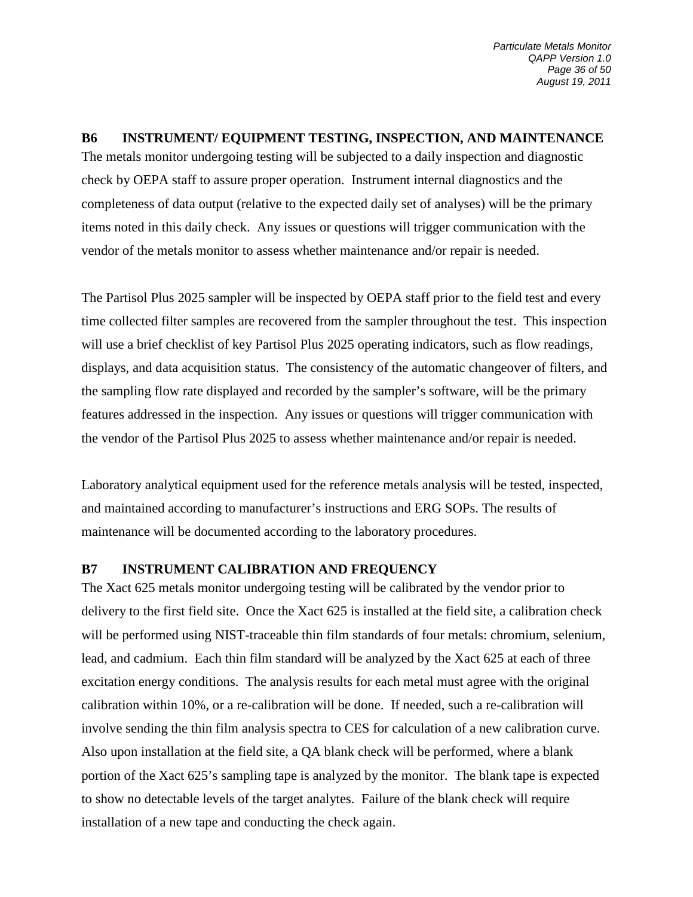## B6 INSTRUMENT/ EQUIPMENT TESTING, INSPECTION, AND MAINTENANCE

The metals monitor undergoing testing will be subjected to a daily inspection and diagnostic check by OEPA staff to assure proper operation. Instrument internal diagnostics and the completeness of data output (relative to the expected daily set of analyses) will be the primary items noted in this daily check. Any issues or questions will trigger communication with the vendor of the metals monitor to assess whether maintenance and/or repair is needed.

The Partisol Plus 2025 sampler will be inspected by OEPA staff prior to the field test and every time collected filter samples are recovered from the sampler throughout the test. This inspection will use a brief checklist of key Partisol Plus 2025 operating indicators, such as flow readings, displays, and data acquisition status. The consistency of the automatic changeover of filters, and the sampling flow rate displayed and recorded by the sampler's software, will be the primary features addressed in the inspection. Any issues or questions will trigger communication with the vendor of the Partisol Plus 2025 to assess whether maintenance and/or repair is needed.

Laboratory analytical equipment used for the reference metals analysis will be tested, inspected, and maintained according to manufacturer's instructions and ERG SOPs. The results of maintenance will be documented according to the laboratory procedures.

## B7 INSTRUMENT CALIBRATION AND FREQUENCY

The Xact 625 metals monitor undergoing testing will be calibrated by the vendor prior to delivery to the first field site. Once the Xact 625 is installed at the field site, a calibration check will be performed using NIST-traceable thin film standards of four metals: chromium, selenium, lead, and cadmium. Each thin film standard will be analyzed by the Xact 625 at each of three excitation energy conditions. The analysis results for each metal must agree with the original calibration within 10%, or a re-calibration will be done. If needed, such a re-calibration will involve sending the thin film analysis spectra to CES for calculation of a new calibration curve. Also upon installation at the field site, a QA blank check will be performed, where a blank portion of the Xact 625's sampling tape is analyzed by the monitor. The blank tape is expected to show no detectable levels of the target analytes. Failure of the blank check will require installation of a new tape and conducting the check again.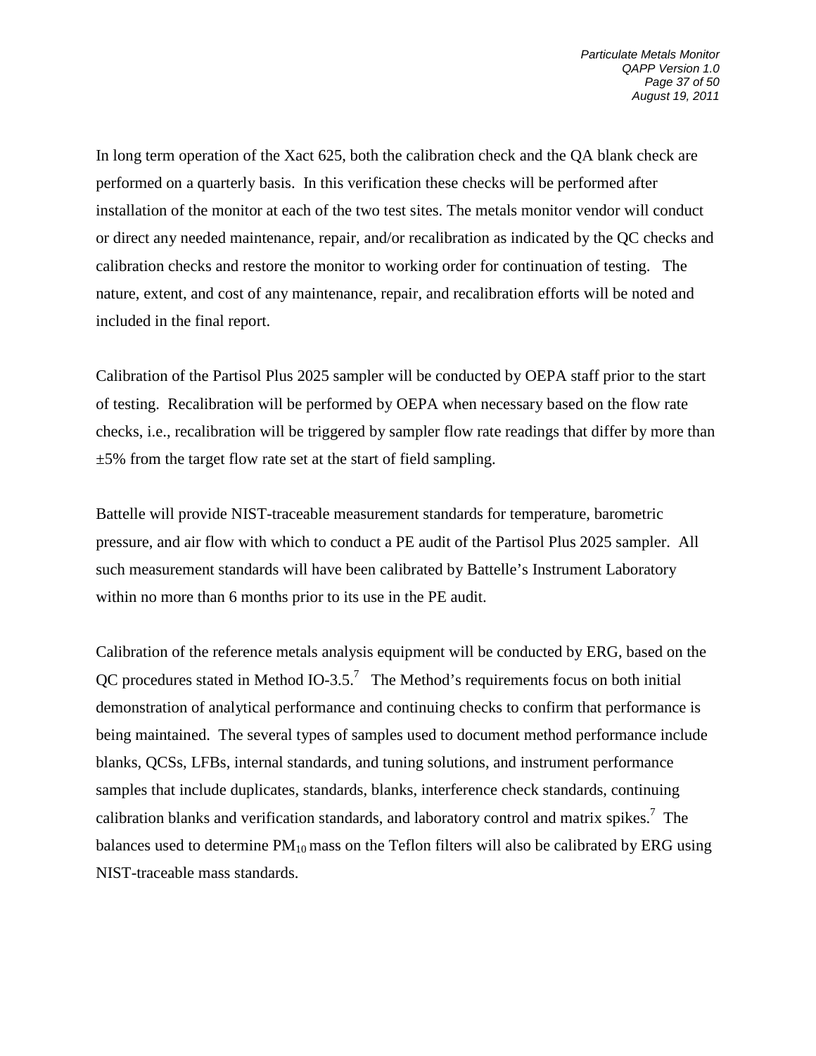In long term operation of the Xact 625, both the calibration check and the QA blank check are performed on a quarterly basis. In this verification these checks will be performed after installation of the monitor at each of the two test sites. The metals monitor vendor will conduct or direct any needed maintenance, repair, and/or recalibration as indicated by the QC checks and calibration checks and restore the monitor to working order for continuation of testing. The nature, extent, and cost of any maintenance, repair, and recalibration efforts will be noted and included in the final report.

Calibration of the Partisol Plus 2025 sampler will be conducted by OEPA staff prior to the start of testing. Recalibration will be performed by OEPA when necessary based on the flow rate checks, i.e., recalibration will be triggered by sampler flow rate readings that differ by more than ±5% from the target flow rate set at the start of field sampling.

Battelle will provide NIST-traceable measurement standards for temperature, barometric pressure, and air flow with which to conduct a PE audit of the Partisol Plus 2025 sampler. All such measurement standards will have been calibrated by Battelle's Instrument Laboratory within no more than 6 months prior to its use in the PE audit.

Calibration of the reference metals analysis equipment will be conducted by ERG, based on the QC procedures stated in Method IO-3.5.[7] The Method's requirements focus on both initial demonstration of analytical performance and continuing checks to confirm that performance is being maintained. The several types of samples used to document method performance include blanks, QCSs, LFBs, internal standards, and tuning solutions, and instrument performance samples that include duplicates, standards, blanks, interference check standards, continuing calibration blanks and verification standards, and laboratory control and matrix spikes.[7] The balances used to determine $PM_{10}$ mass on the Teflon filters will also be calibrated by ERG using NIST-traceable mass standards.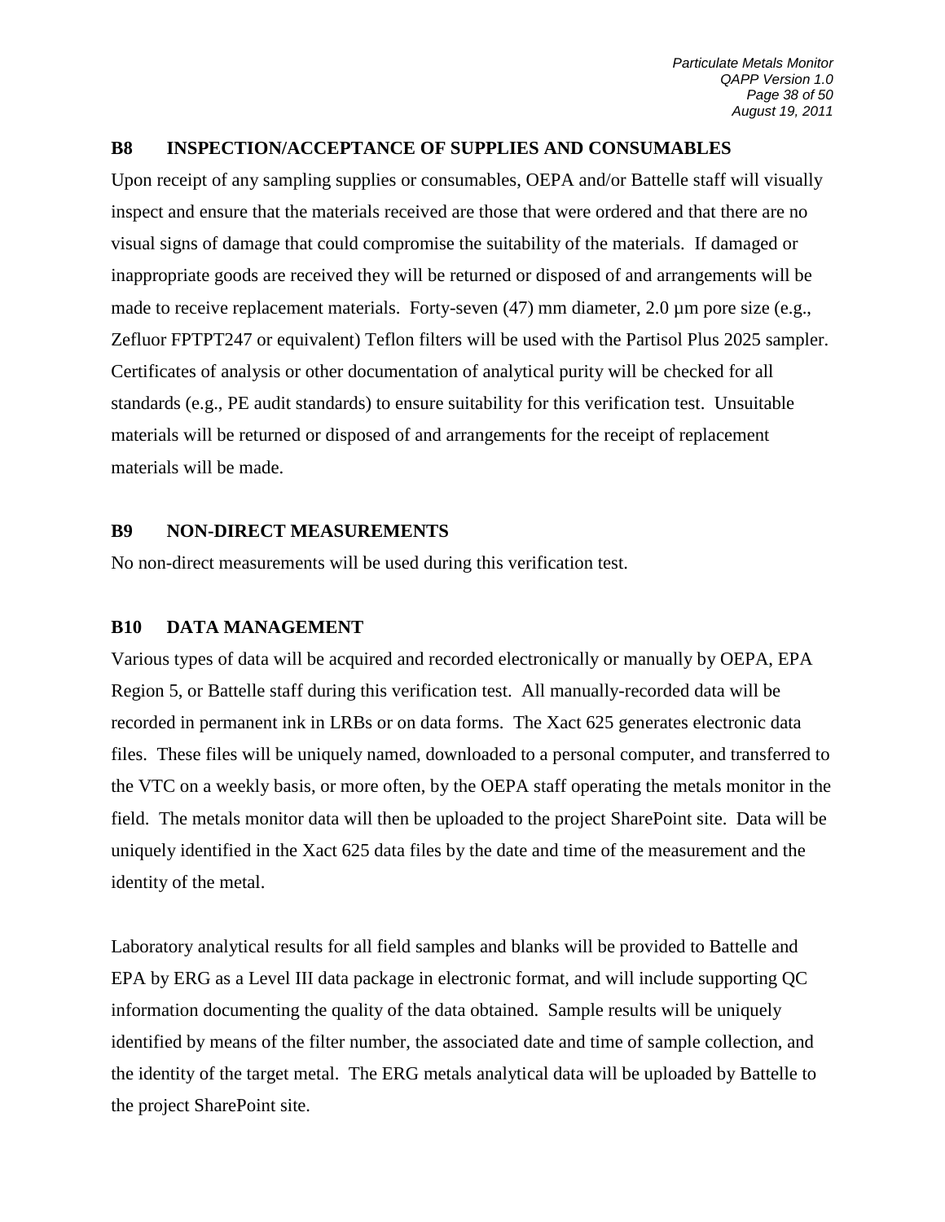## B8 INSPECTION/ACCEPTANCE OF SUPPLIES AND CONSUMABLES

Upon receipt of any sampling supplies or consumables, OEPA and/or Battelle staff will visually inspect and ensure that the materials received are those that were ordered and that there are no visual signs of damage that could compromise the suitability of the materials. If damaged or inappropriate goods are received they will be returned or disposed of and arrangements will be made to receive replacement materials. Forty-seven (47) mm diameter, 2.0 µm pore size (e.g., Zefluor FPTPT247 or equivalent) Teflon filters will be used with the Partisol Plus 2025 sampler. Certificates of analysis or other documentation of analytical purity will be checked for all standards (e.g., PE audit standards) to ensure suitability for this verification test. Unsuitable materials will be returned or disposed of and arrangements for the receipt of replacement materials will be made.

## B9 NON-DIRECT MEASUREMENTS

No non-direct measurements will be used during this verification test.

## B10 DATA MANAGEMENT

Various types of data will be acquired and recorded electronically or manually by OEPA, EPA Region 5, or Battelle staff during this verification test. All manually-recorded data will be recorded in permanent ink in LRBs or on data forms. The Xact 625 generates electronic data files. These files will be uniquely named, downloaded to a personal computer, and transferred to the VTC on a weekly basis, or more often, by the OEPA staff operating the metals monitor in the field. The metals monitor data will then be uploaded to the project SharePoint site. Data will be uniquely identified in the Xact 625 data files by the date and time of the measurement and the identity of the metal.

Laboratory analytical results for all field samples and blanks will be provided to Battelle and EPA by ERG as a Level III data package in electronic format, and will include supporting QC information documenting the quality of the data obtained. Sample results will be uniquely identified by means of the filter number, the associated date and time of sample collection, and the identity of the target metal. The ERG metals analytical data will be uploaded by Battelle to the project SharePoint site.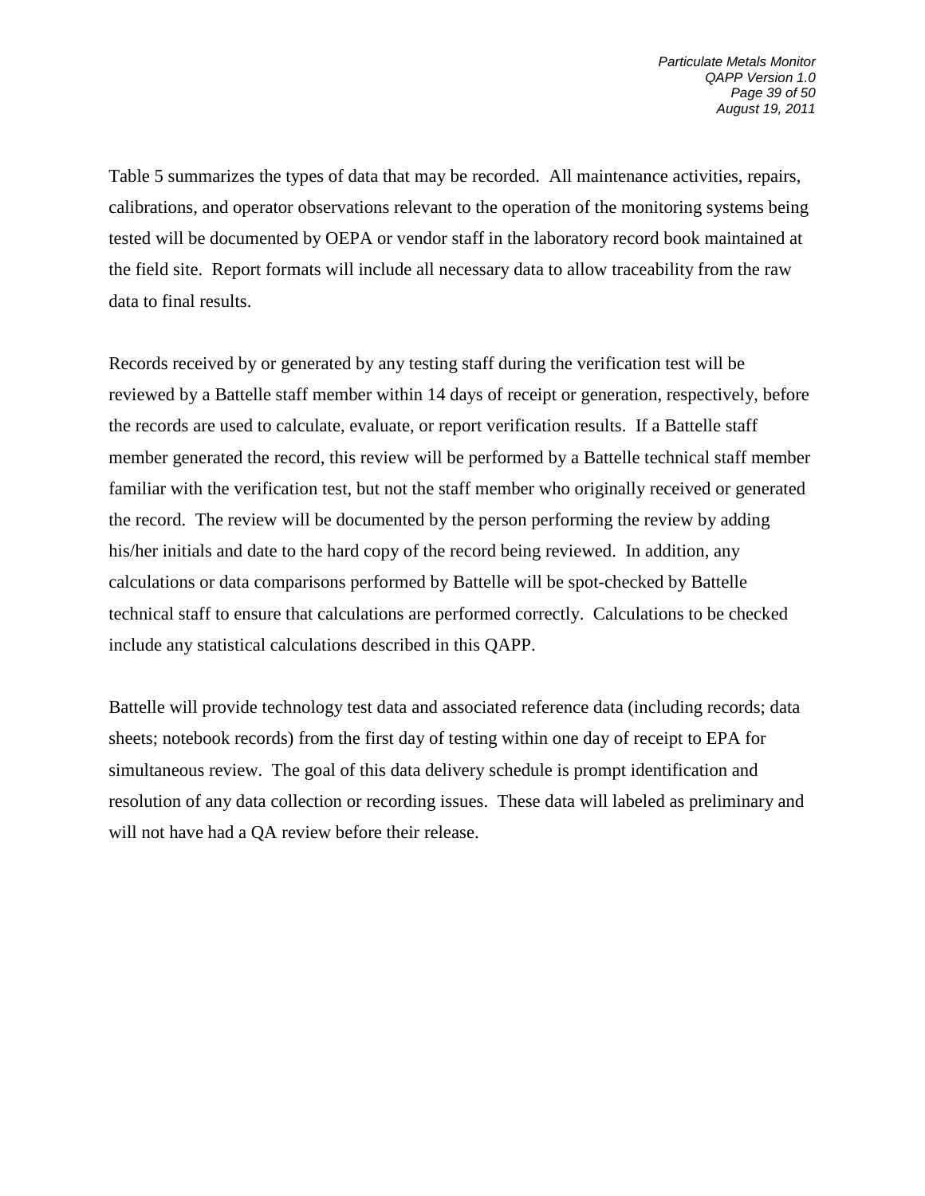Table 5 summarizes the types of data that may be recorded. All maintenance activities, repairs, calibrations, and operator observations relevant to the operation of the monitoring systems being tested will be documented by OEPA or vendor staff in the laboratory record book maintained at the field site. Report formats will include all necessary data to allow traceability from the raw data to final results.

Records received by or generated by any testing staff during the verification test will be reviewed by a Battelle staff member within 14 days of receipt or generation, respectively, before the records are used to calculate, evaluate, or report verification results. If a Battelle staff member generated the record, this review will be performed by a Battelle technical staff member familiar with the verification test, but not the staff member who originally received or generated the record. The review will be documented by the person performing the review by adding his/her initials and date to the hard copy of the record being reviewed. In addition, any calculations or data comparisons performed by Battelle will be spot-checked by Battelle technical staff to ensure that calculations are performed correctly. Calculations to be checked include any statistical calculations described in this QAPP.

Battelle will provide technology test data and associated reference data (including records; data sheets; notebook records) from the first day of testing within one day of receipt to EPA for simultaneous review. The goal of this data delivery schedule is prompt identification and resolution of any data collection or recording issues. These data will labeled as preliminary and will not have had a QA review before their release.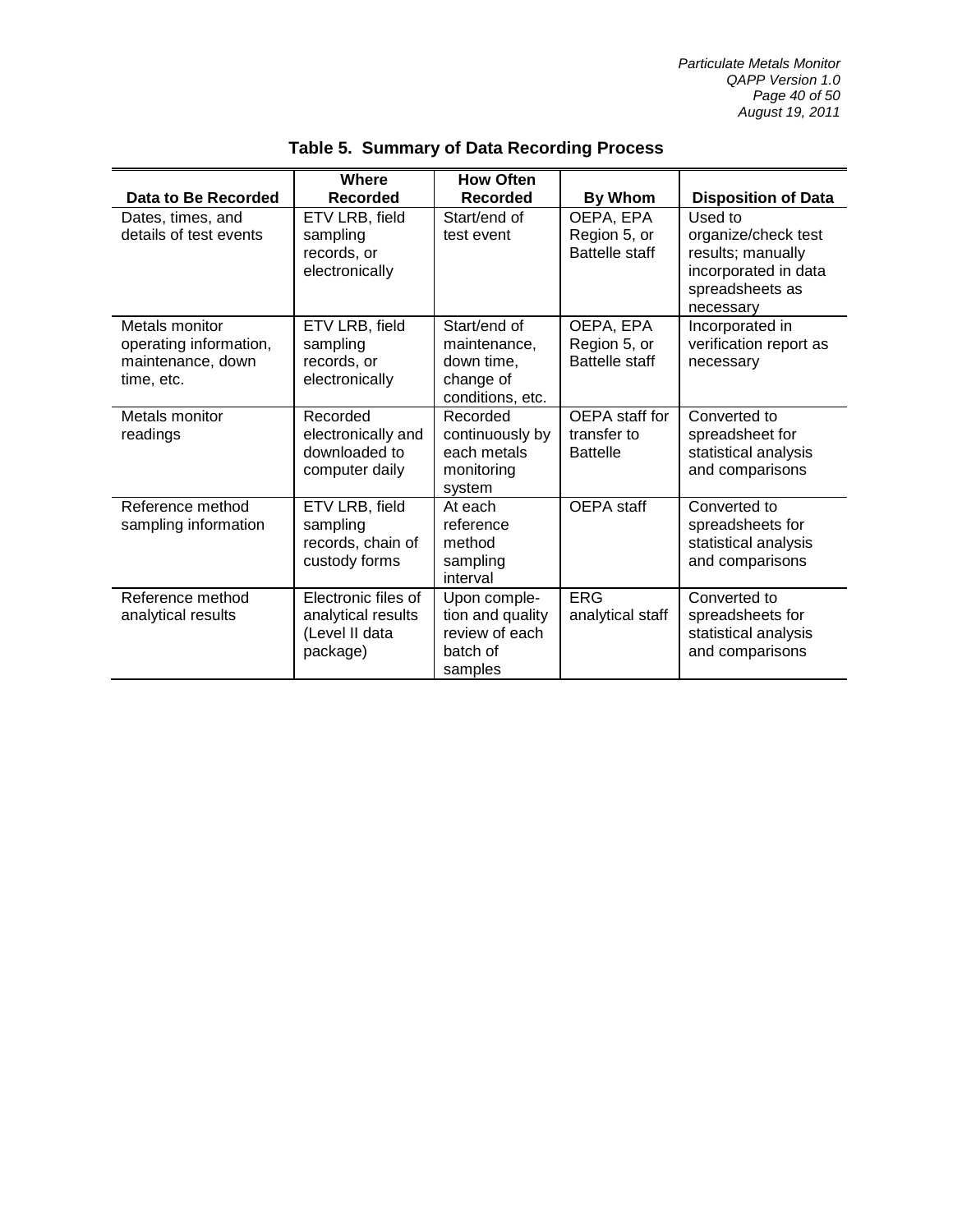**Table 5. Summary of Data Recording Process**

| Data to Be Recorded | Where Recorded | How Often Recorded | By Whom | Disposition of Data |
|---|---|---|---|---|
| Dates, times, and details of test events | ETV LRB, field sampling records, or electronically | Start/end of test event | OEPA, EPA Region 5, or Battelle staff | Used to organize/check test results; manually incorporated in data spreadsheets as necessary |
| Metals monitor operating information, maintenance, down time, etc. | ETV LRB, field sampling records, or electronically | Start/end of maintenance, down time, change of conditions, etc. | OEPA, EPA Region 5, or Battelle staff | Incorporated in verification report as necessary |
| Metals monitor readings | Recorded electronically and downloaded to computer daily | Recorded continuously by each metals monitoring system | OEPA staff for transfer to Battelle | Converted to spreadsheet for statistical analysis and comparisons |
| Reference method sampling information | ETV LRB, field sampling records, chain of custody forms | At each reference method sampling interval | OEPA staff | Converted to spreadsheets for statistical analysis and comparisons |
| Reference method analytical results | Electronic files of analytical results (Level II data package) | Upon completion and quality review of each batch of samples | ERG analytical staff | Converted to spreadsheets for statistical analysis and comparisons |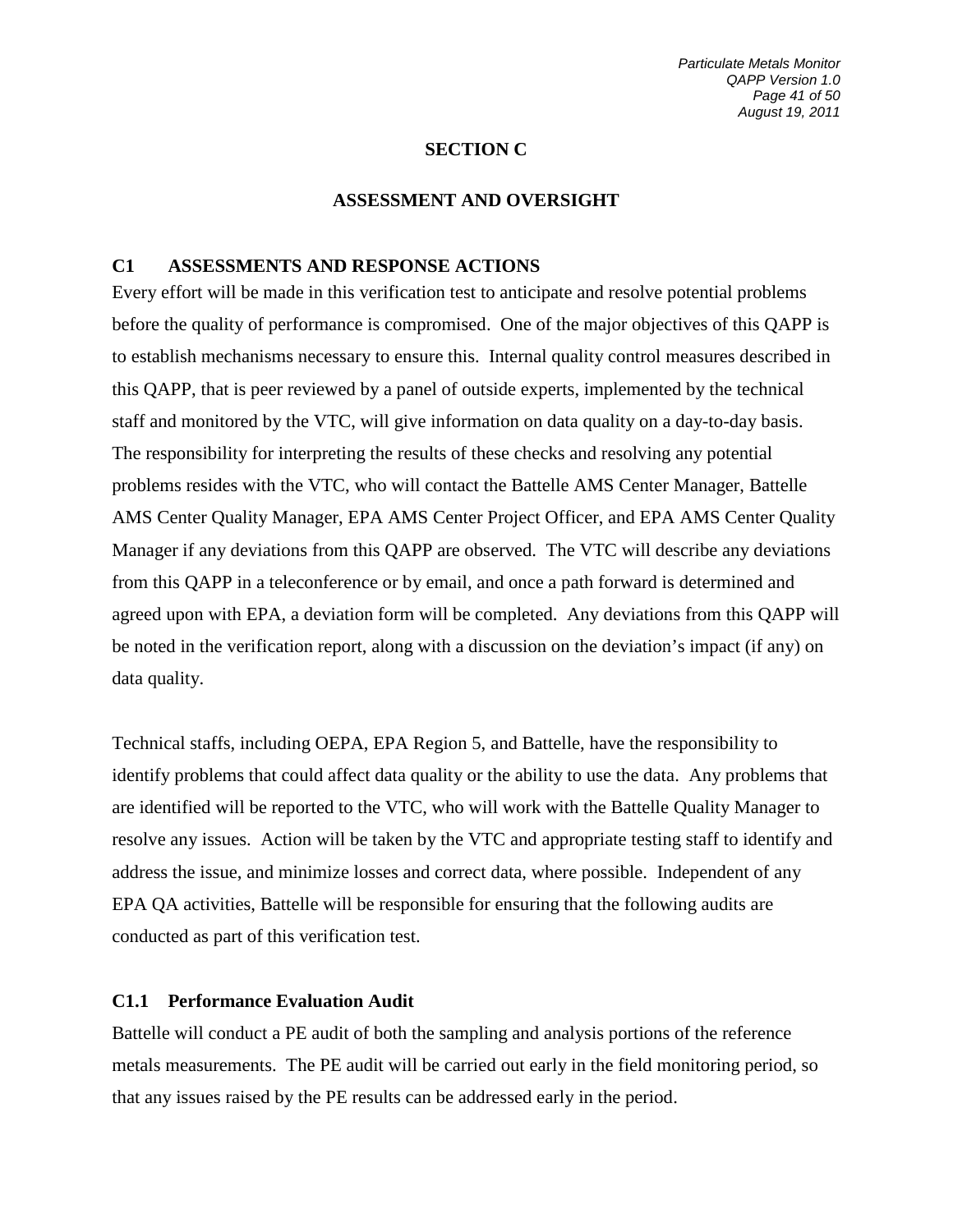# SECTION C

## ASSESSMENT AND OVERSIGHT

### C1 ASSESSMENTS AND RESPONSE ACTIONS

Every effort will be made in this verification test to anticipate and resolve potential problems before the quality of performance is compromised. One of the major objectives of this QAPP is to establish mechanisms necessary to ensure this. Internal quality control measures described in this QAPP, that is peer reviewed by a panel of outside experts, implemented by the technical staff and monitored by the VTC, will give information on data quality on a day-to-day basis. The responsibility for interpreting the results of these checks and resolving any potential problems resides with the VTC, who will contact the Battelle AMS Center Manager, Battelle AMS Center Quality Manager, EPA AMS Center Project Officer, and EPA AMS Center Quality Manager if any deviations from this QAPP are observed. The VTC will describe any deviations from this QAPP in a teleconference or by email, and once a path forward is determined and agreed upon with EPA, a deviation form will be completed. Any deviations from this QAPP will be noted in the verification report, along with a discussion on the deviation's impact (if any) on data quality.

Technical staffs, including OEPA, EPA Region 5, and Battelle, have the responsibility to identify problems that could affect data quality or the ability to use the data. Any problems that are identified will be reported to the VTC, who will work with the Battelle Quality Manager to resolve any issues. Action will be taken by the VTC and appropriate testing staff to identify and address the issue, and minimize losses and correct data, where possible. Independent of any EPA QA activities, Battelle will be responsible for ensuring that the following audits are conducted as part of this verification test.

#### C1.1 Performance Evaluation Audit

Battelle will conduct a PE audit of both the sampling and analysis portions of the reference metals measurements. The PE audit will be carried out early in the field monitoring period, so that any issues raised by the PE results can be addressed early in the period.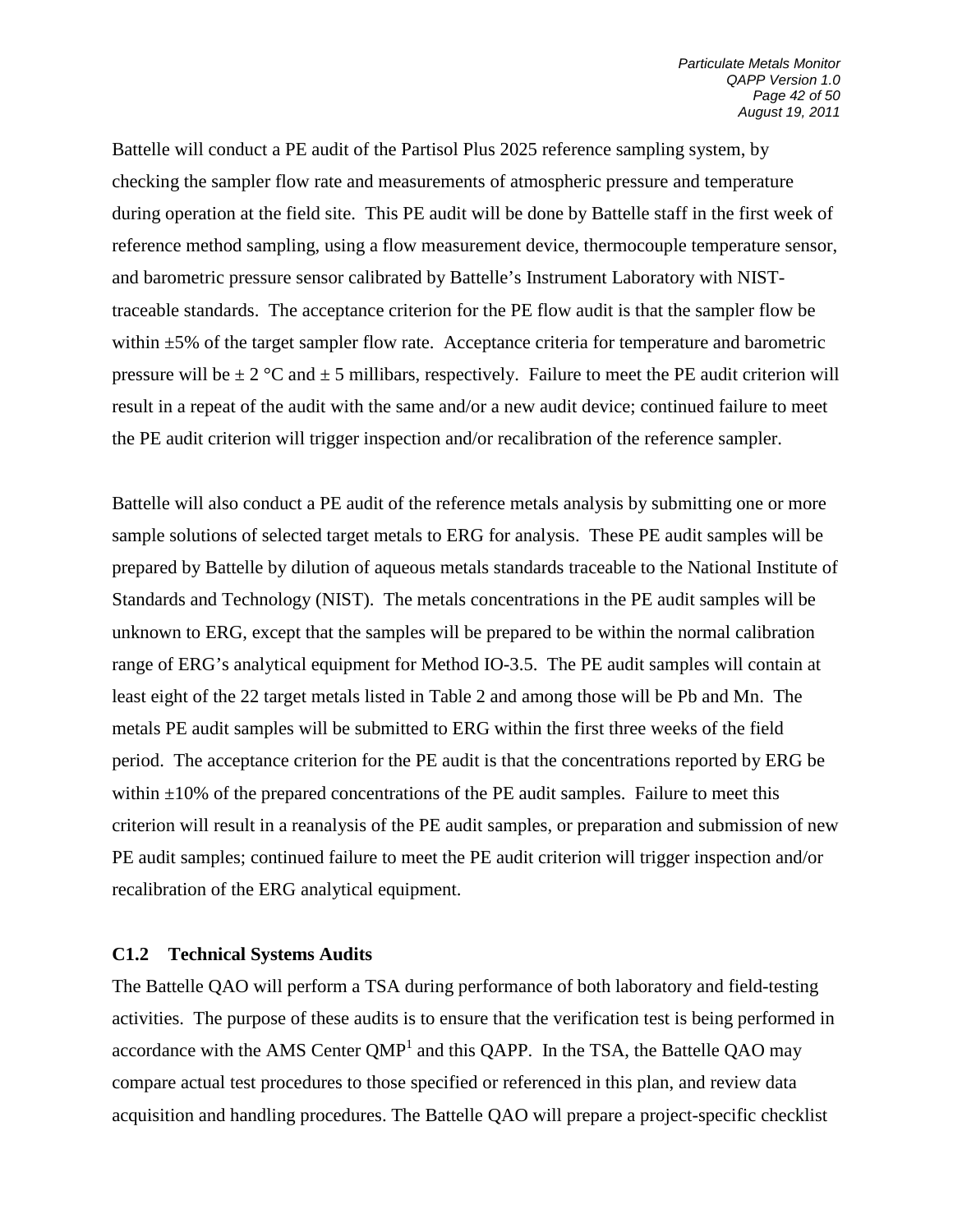Battelle will conduct a PE audit of the Partisol Plus 2025 reference sampling system, by checking the sampler flow rate and measurements of atmospheric pressure and temperature during operation at the field site. This PE audit will be done by Battelle staff in the first week of reference method sampling, using a flow measurement device, thermocouple temperature sensor, and barometric pressure sensor calibrated by Battelle's Instrument Laboratory with NIST-traceable standards. The acceptance criterion for the PE flow audit is that the sampler flow be within ±5% of the target sampler flow rate. Acceptance criteria for temperature and barometric pressure will be ± 2 °C and ± 5 millibars, respectively. Failure to meet the PE audit criterion will result in a repeat of the audit with the same and/or a new audit device; continued failure to meet the PE audit criterion will trigger inspection and/or recalibration of the reference sampler.

Battelle will also conduct a PE audit of the reference metals analysis by submitting one or more sample solutions of selected target metals to ERG for analysis. These PE audit samples will be prepared by Battelle by dilution of aqueous metals standards traceable to the National Institute of Standards and Technology (NIST). The metals concentrations in the PE audit samples will be unknown to ERG, except that the samples will be prepared to be within the normal calibration range of ERG's analytical equipment for Method IO-3.5. The PE audit samples will contain at least eight of the 22 target metals listed in Table 2 and among those will be Pb and Mn. The metals PE audit samples will be submitted to ERG within the first three weeks of the field period. The acceptance criterion for the PE audit is that the concentrations reported by ERG be within ±10% of the prepared concentrations of the PE audit samples. Failure to meet this criterion will result in a reanalysis of the PE audit samples, or preparation and submission of new PE audit samples; continued failure to meet the PE audit criterion will trigger inspection and/or recalibration of the ERG analytical equipment.

### C1.2 Technical Systems Audits

The Battelle QAO will perform a TSA during performance of both laboratory and field-testing activities. The purpose of these audits is to ensure that the verification test is being performed in accordance with the AMS Center QMP[1] and this QAPP. In the TSA, the Battelle QAO may compare actual test procedures to those specified or referenced in this plan, and review data acquisition and handling procedures. The Battelle QAO will prepare a project-specific checklist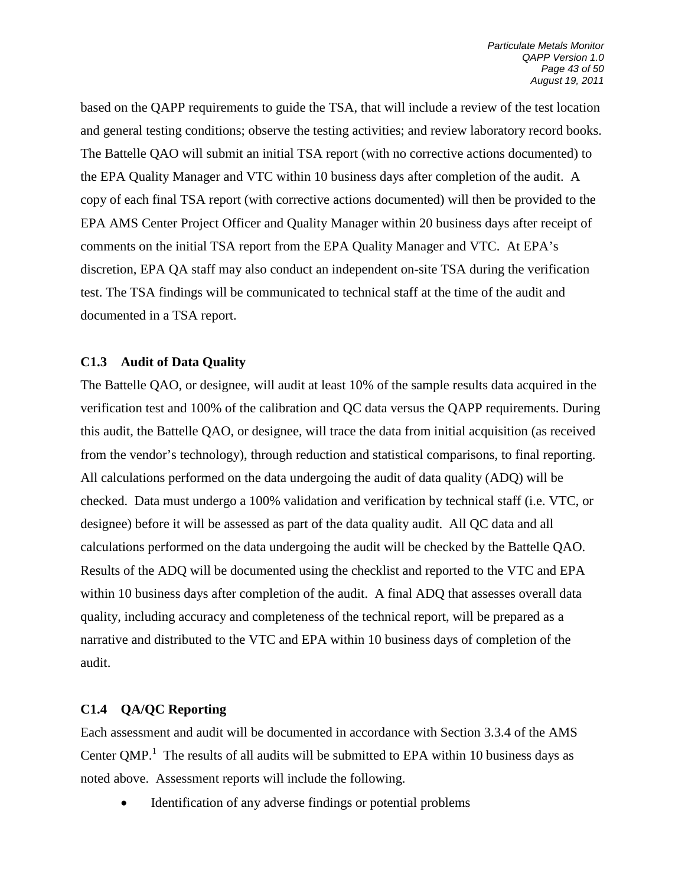based on the QAPP requirements to guide the TSA, that will include a review of the test location and general testing conditions; observe the testing activities; and review laboratory record books. The Battelle QAO will submit an initial TSA report (with no corrective actions documented) to the EPA Quality Manager and VTC within 10 business days after completion of the audit. A copy of each final TSA report (with corrective actions documented) will then be provided to the EPA AMS Center Project Officer and Quality Manager within 20 business days after receipt of comments on the initial TSA report from the EPA Quality Manager and VTC. At EPA's discretion, EPA QA staff may also conduct an independent on-site TSA during the verification test. The TSA findings will be communicated to technical staff at the time of the audit and documented in a TSA report.

### C1.3 Audit of Data Quality

The Battelle QAO, or designee, will audit at least 10% of the sample results data acquired in the verification test and 100% of the calibration and QC data versus the QAPP requirements. During this audit, the Battelle QAO, or designee, will trace the data from initial acquisition (as received from the vendor's technology), through reduction and statistical comparisons, to final reporting. All calculations performed on the data undergoing the audit of data quality (ADQ) will be checked. Data must undergo a 100% validation and verification by technical staff (i.e. VTC, or designee) before it will be assessed as part of the data quality audit. All QC data and all calculations performed on the data undergoing the audit will be checked by the Battelle QAO. Results of the ADQ will be documented using the checklist and reported to the VTC and EPA within 10 business days after completion of the audit. A final ADQ that assesses overall data quality, including accuracy and completeness of the technical report, will be prepared as a narrative and distributed to the VTC and EPA within 10 business days of completion of the audit.

### C1.4 QA/QC Reporting

Each assessment and audit will be documented in accordance with Section 3.3.4 of the AMS Center QMP.[1] The results of all audits will be submitted to EPA within 10 business days as noted above. Assessment reports will include the following.

- Identification of any adverse findings or potential problems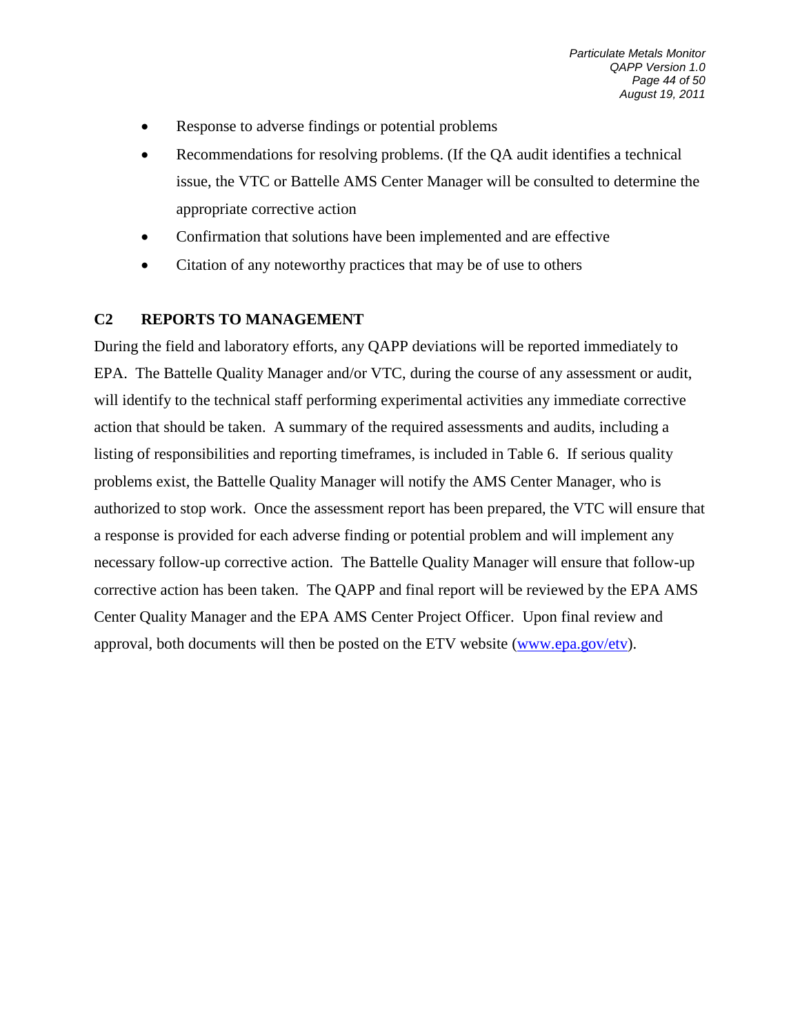- Response to adverse findings or potential problems
- Recommendations for resolving problems. (If the QA audit identifies a technical issue, the VTC or Battelle AMS Center Manager will be consulted to determine the appropriate corrective action
- Confirmation that solutions have been implemented and are effective
- Citation of any noteworthy practices that may be of use to others

## C2 REPORTS TO MANAGEMENT

During the field and laboratory efforts, any QAPP deviations will be reported immediately to EPA. The Battelle Quality Manager and/or VTC, during the course of any assessment or audit, will identify to the technical staff performing experimental activities any immediate corrective action that should be taken. A summary of the required assessments and audits, including a listing of responsibilities and reporting timeframes, is included in Table 6. If serious quality problems exist, the Battelle Quality Manager will notify the AMS Center Manager, who is authorized to stop work. Once the assessment report has been prepared, the VTC will ensure that a response is provided for each adverse finding or potential problem and will implement any necessary follow-up corrective action. The Battelle Quality Manager will ensure that follow-up corrective action has been taken. The QAPP and final report will be reviewed by the EPA AMS Center Quality Manager and the EPA AMS Center Project Officer. Upon final review and approval, both documents will then be posted on the ETV website (www.epa.gov/etv).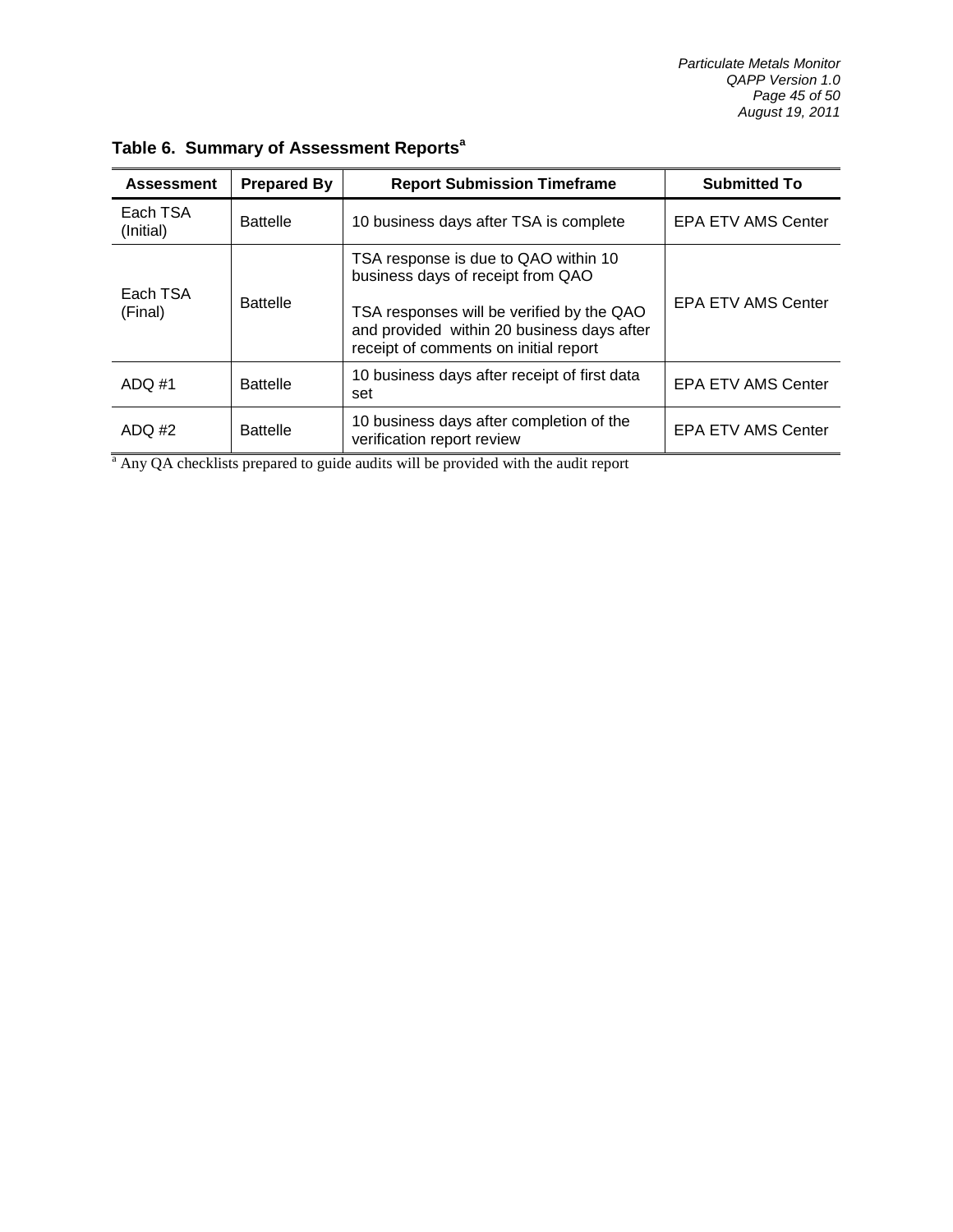**Table 6. Summary of Assessment Reports[a]**

| Assessment | Prepared By | Report Submission Timeframe | Submitted To |
|---|---|---|---|
| Each TSA (Initial) | Battelle | 10 business days after TSA is complete | EPA ETV AMS Center |
| Each TSA (Final) | Battelle | TSA response is due to QAO within 10 business days of receipt from QAO<br><br>TSA responses will be verified by the QAO and provided within 20 business days after receipt of comments on initial report | EPA ETV AMS Center |
| ADQ #1 | Battelle | 10 business days after receipt of first data set | EPA ETV AMS Center |
| ADQ #2 | Battelle | 10 business days after completion of the verification report review | EPA ETV AMS Center |

[a] Any QA checklists prepared to guide audits will be provided with the audit report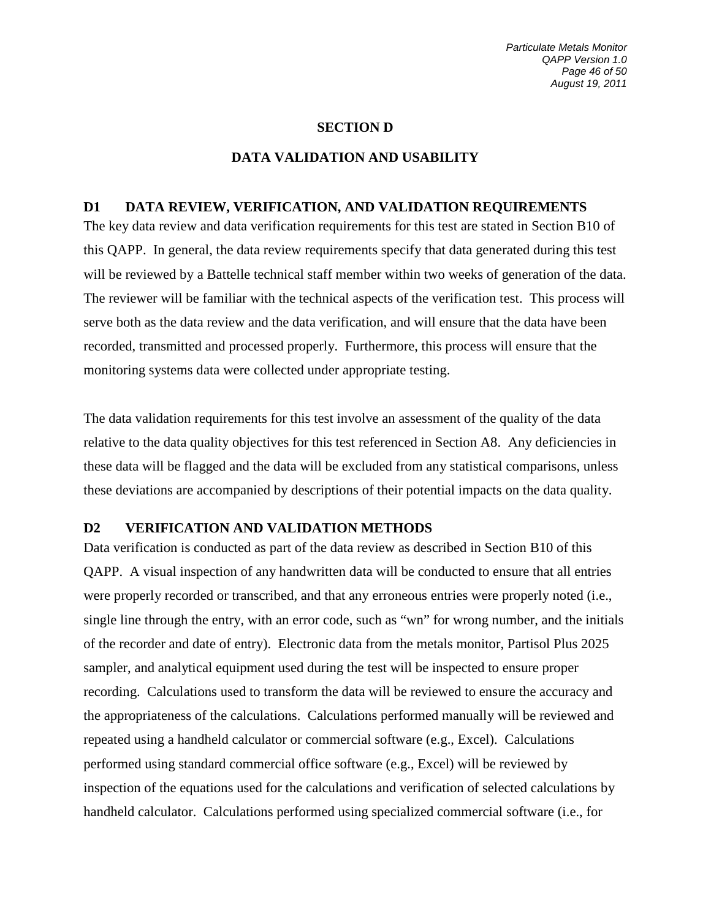## SECTION D

## DATA VALIDATION AND USABILITY

### D1 DATA REVIEW, VERIFICATION, AND VALIDATION REQUIREMENTS

The key data review and data verification requirements for this test are stated in Section B10 of this QAPP. In general, the data review requirements specify that data generated during this test will be reviewed by a Battelle technical staff member within two weeks of generation of the data. The reviewer will be familiar with the technical aspects of the verification test. This process will serve both as the data review and the data verification, and will ensure that the data have been recorded, transmitted and processed properly. Furthermore, this process will ensure that the monitoring systems data were collected under appropriate testing.

The data validation requirements for this test involve an assessment of the quality of the data relative to the data quality objectives for this test referenced in Section A8. Any deficiencies in these data will be flagged and the data will be excluded from any statistical comparisons, unless these deviations are accompanied by descriptions of their potential impacts on the data quality.

### D2 VERIFICATION AND VALIDATION METHODS

Data verification is conducted as part of the data review as described in Section B10 of this QAPP. A visual inspection of any handwritten data will be conducted to ensure that all entries were properly recorded or transcribed, and that any erroneous entries were properly noted (i.e., single line through the entry, with an error code, such as "wn" for wrong number, and the initials of the recorder and date of entry). Electronic data from the metals monitor, Partisol Plus 2025 sampler, and analytical equipment used during the test will be inspected to ensure proper recording. Calculations used to transform the data will be reviewed to ensure the accuracy and the appropriateness of the calculations. Calculations performed manually will be reviewed and repeated using a handheld calculator or commercial software (e.g., Excel). Calculations performed using standard commercial office software (e.g., Excel) will be reviewed by inspection of the equations used for the calculations and verification of selected calculations by handheld calculator. Calculations performed using specialized commercial software (i.e., for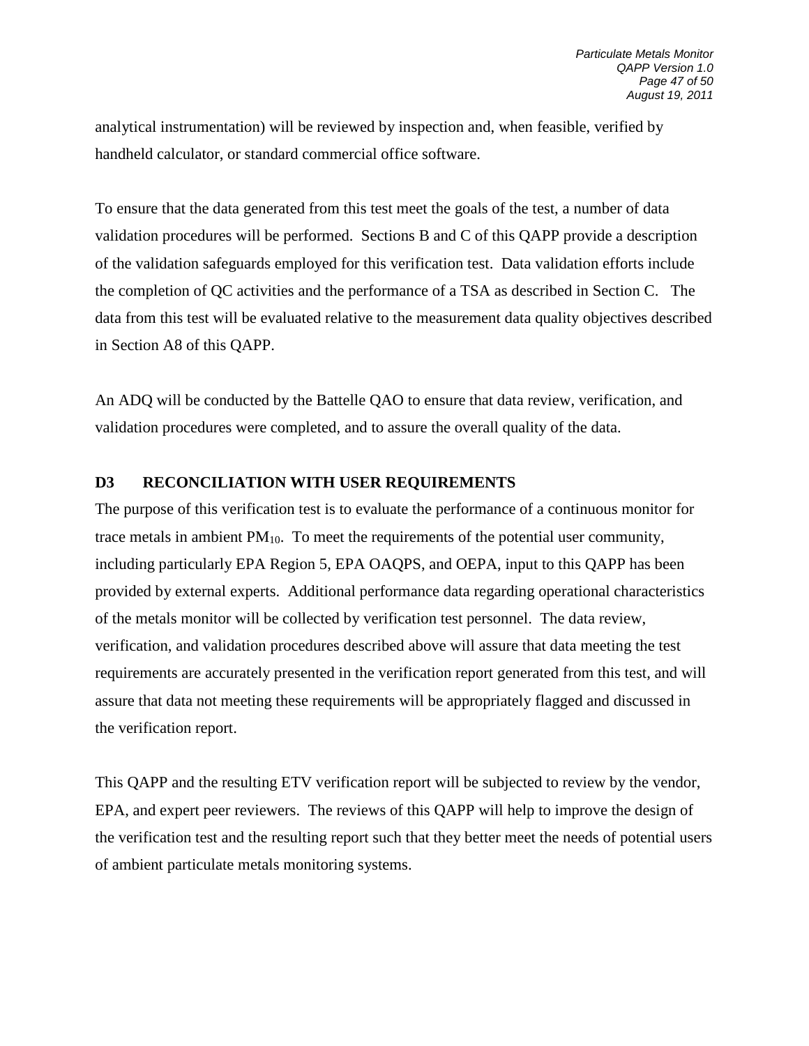analytical instrumentation) will be reviewed by inspection and, when feasible, verified by handheld calculator, or standard commercial office software.

To ensure that the data generated from this test meet the goals of the test, a number of data validation procedures will be performed. Sections B and C of this QAPP provide a description of the validation safeguards employed for this verification test. Data validation efforts include the completion of QC activities and the performance of a TSA as described in Section C. The data from this test will be evaluated relative to the measurement data quality objectives described in Section A8 of this QAPP.

An ADQ will be conducted by the Battelle QAO to ensure that data review, verification, and validation procedures were completed, and to assure the overall quality of the data.

## D3 RECONCILIATION WITH USER REQUIREMENTS

The purpose of this verification test is to evaluate the performance of a continuous monitor for trace metals in ambient $PM_{10}$. To meet the requirements of the potential user community, including particularly EPA Region 5, EPA OAQPS, and OEPA, input to this QAPP has been provided by external experts. Additional performance data regarding operational characteristics of the metals monitor will be collected by verification test personnel. The data review, verification, and validation procedures described above will assure that data meeting the test requirements are accurately presented in the verification report generated from this test, and will assure that data not meeting these requirements will be appropriately flagged and discussed in the verification report.

This QAPP and the resulting ETV verification report will be subjected to review by the vendor, EPA, and expert peer reviewers. The reviews of this QAPP will help to improve the design of the verification test and the resulting report such that they better meet the needs of potential users of ambient particulate metals monitoring systems.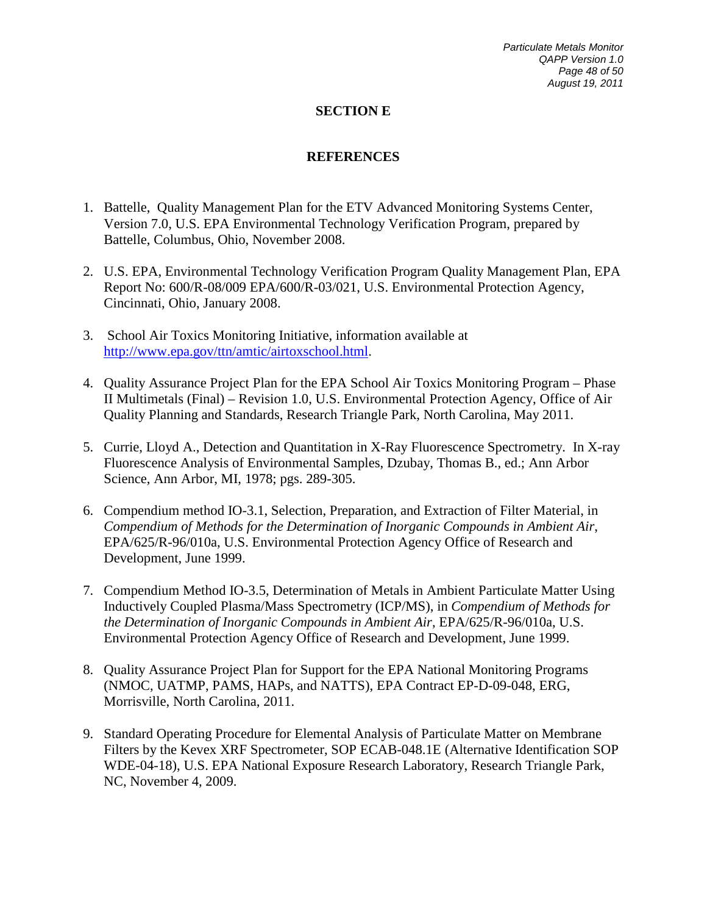# SECTION E

## REFERENCES

1. Battelle, Quality Management Plan for the ETV Advanced Monitoring Systems Center, Version 7.0, U.S. EPA Environmental Technology Verification Program, prepared by Battelle, Columbus, Ohio, November 2008.

2. U.S. EPA, Environmental Technology Verification Program Quality Management Plan, EPA Report No: 600/R-08/009 EPA/600/R-03/021, U.S. Environmental Protection Agency, Cincinnati, Ohio, January 2008.

3. School Air Toxics Monitoring Initiative, information available at http://www.epa.gov/ttn/amtic/airtoxschool.html.

4. Quality Assurance Project Plan for the EPA School Air Toxics Monitoring Program – Phase II Multimetals (Final) – Revision 1.0, U.S. Environmental Protection Agency, Office of Air Quality Planning and Standards, Research Triangle Park, North Carolina, May 2011.

5. Currie, Lloyd A., Detection and Quantitation in X-Ray Fluorescence Spectrometry. In X-ray Fluorescence Analysis of Environmental Samples, Dzubay, Thomas B., ed.; Ann Arbor Science, Ann Arbor, MI, 1978; pgs. 289-305.

6. Compendium method IO-3.1, Selection, Preparation, and Extraction of Filter Material, in *Compendium of Methods for the Determination of Inorganic Compounds in Ambient Air*, EPA/625/R-96/010a, U.S. Environmental Protection Agency Office of Research and Development, June 1999.

7. Compendium Method IO-3.5, Determination of Metals in Ambient Particulate Matter Using Inductively Coupled Plasma/Mass Spectrometry (ICP/MS), in *Compendium of Methods for the Determination of Inorganic Compounds in Ambient Air*, EPA/625/R-96/010a, U.S. Environmental Protection Agency Office of Research and Development, June 1999.

8. Quality Assurance Project Plan for Support for the EPA National Monitoring Programs (NMOC, UATMP, PAMS, HAPs, and NATTS), EPA Contract EP-D-09-048, ERG, Morrisville, North Carolina, 2011.

9. Standard Operating Procedure for Elemental Analysis of Particulate Matter on Membrane Filters by the Kevex XRF Spectrometer, SOP ECAB-048.1E (Alternative Identification SOP WDE-04-18), U.S. EPA National Exposure Research Laboratory, Research Triangle Park, NC, November 4, 2009.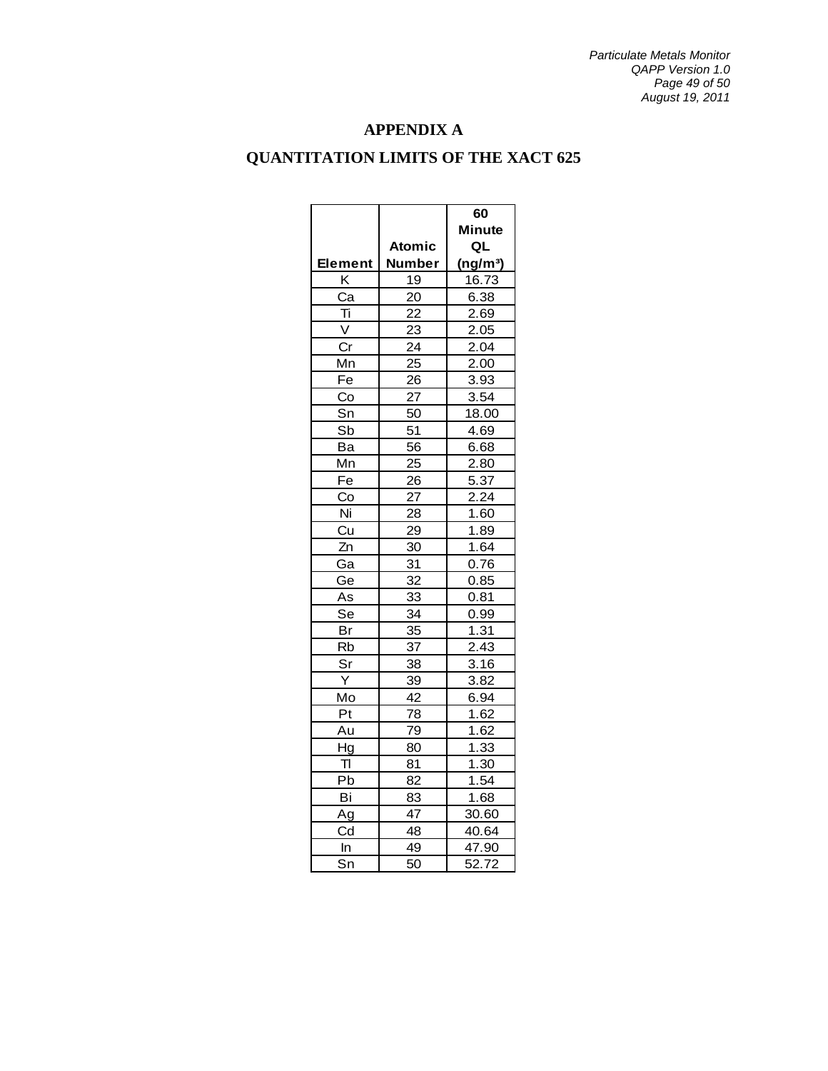# APPENDIX A

## QUANTITATION LIMITS OF THE XACT 625

| Element | Atomic Number | 60 Minute QL ($ng/m^3$) |
|---|---|---|
| K | 19 | 16.73 |
| Ca | 20 | 6.38 |
| Ti | 22 | 2.69 |
| V | 23 | 2.05 |
| Cr | 24 | 2.04 |
| Mn | 25 | 2.00 |
| Fe | 26 | 3.93 |
| Co | 27 | 3.54 |
| Sn | 50 | 18.00 |
| Sb | 51 | 4.69 |
| Ba | 56 | 6.68 |
| Mn | 25 | 2.80 |
| Fe | 26 | 5.37 |
| Co | 27 | 2.24 |
| Ni | 28 | 1.60 |
| Cu | 29 | 1.89 |
| Zn | 30 | 1.64 |
| Ga | 31 | 0.76 |
| Ge | 32 | 0.85 |
| As | 33 | 0.81 |
| Se | 34 | 0.99 |
| Br | 35 | 1.31 |
| Rb | 37 | 2.43 |
| Sr | 38 | 3.16 |
| Y | 39 | 3.82 |
| Mo | 42 | 6.94 |
| Pt | 78 | 1.62 |
| Au | 79 | 1.62 |
| Hg | 80 | 1.33 |
| Tl | 81 | 1.30 |
| Pb | 82 | 1.54 |
| Bi | 83 | 1.68 |
| Ag | 47 | 30.60 |
| Cd | 48 | 40.64 |
| In | 49 | 47.90 |
| Sn | 50 | 52.72 |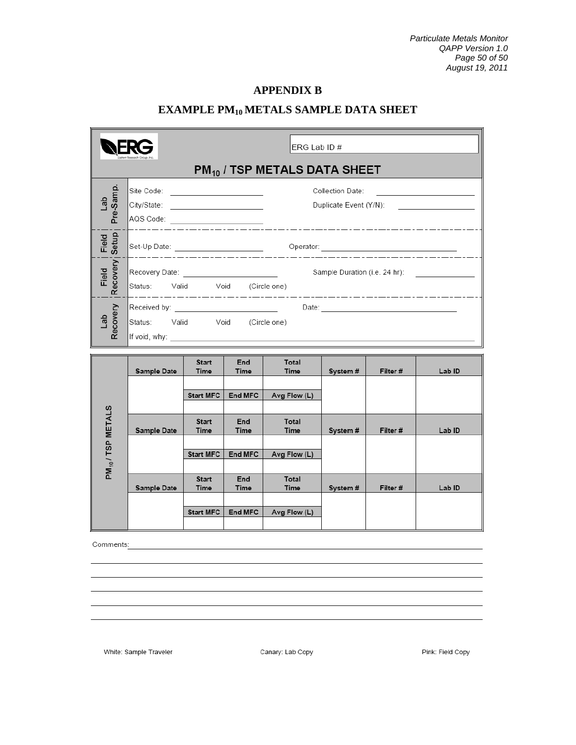# APPENDIX B

## EXAMPLE $PM_{10}$ METALS SAMPLE DATA SHEET

ERG

ERG Lab ID #

### $PM_{10}$ / TSP METALS DATA SHEET

**Lab Pre-Samp.**

Site Code: ____________________ Collection Date: ____________________

City/State: ____________________ Duplicate Event (Y/N): ____________________

AQS Code: ____________________

**Field Setup**

Set-Up Date: ____________________ Operator: ____________________

**Field Recovery**

Recovery Date: ____________________ Sample Duration (i.e. 24 hr): ____________________

Status: Valid Void (Circle one)

**Lab Recovery**

Received by: ____________________ Date: ____________________

Status: Valid Void (Circle one)

If void, why: ____________________

**$PM_{10}$ / TSP METALS**

| Sample Date | Start Time | End Time | Total Time | System # | Filter # | Lab ID |
|---|---|---|---|---|---|---|
| | | | | | | |
| | Start MFC | End MFC | Avg Flow (L) | | | |
| | | | | | | |
| Sample Date | Start Time | End Time | Total Time | System # | Filter # | Lab ID |
| | | | | | | |
| | Start MFC | End MFC | Avg Flow (L) | | | |
| | | | | | | |
| Sample Date | Start Time | End Time | Total Time | System # | Filter # | Lab ID |
| | | | | | | |
| | Start MFC | End MFC | Avg Flow (L) | | | |
| | | | | | | |

Comments: ____________________

White: Sample Traveler    Canary: Lab Copy    Pink: Field Copy